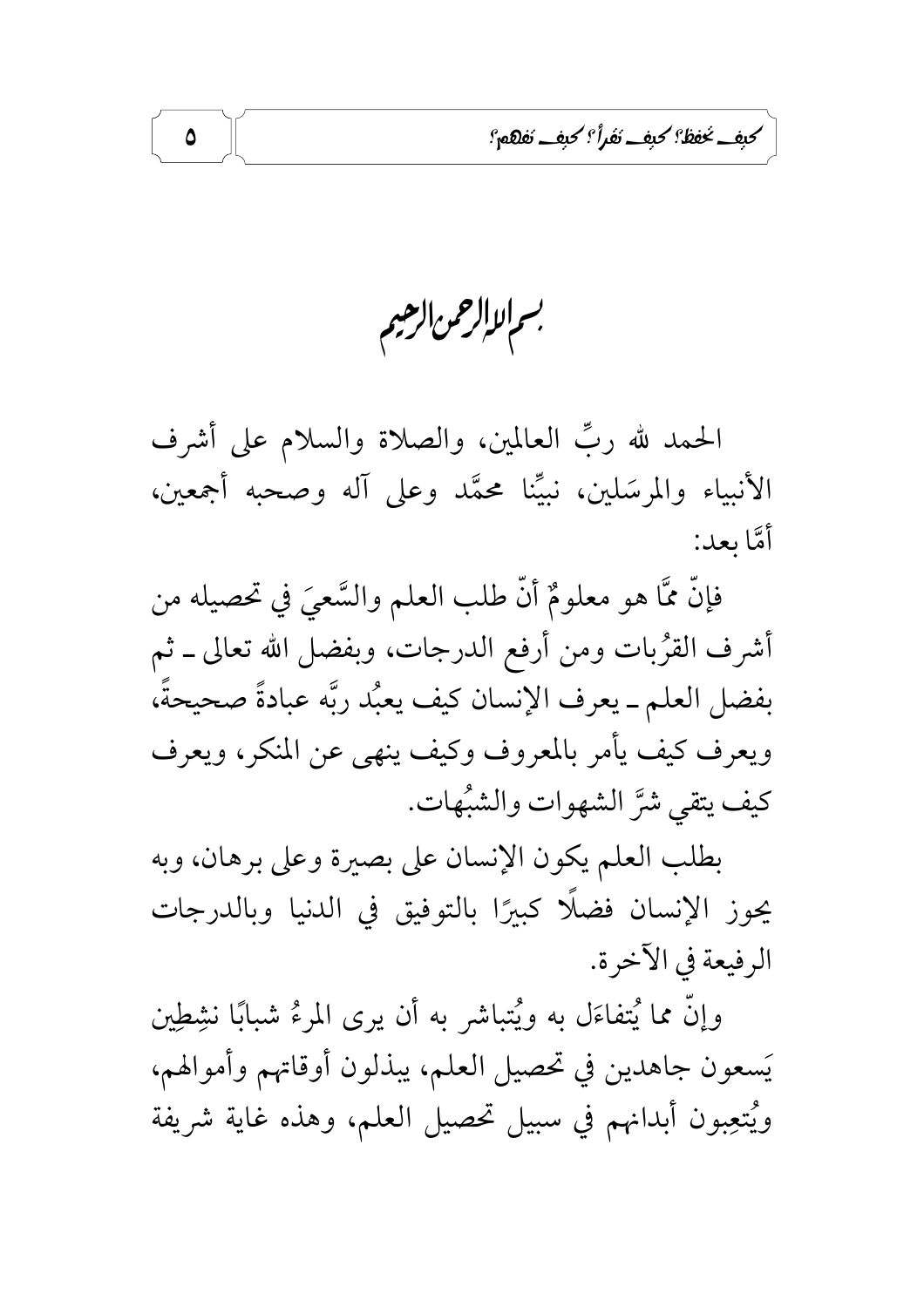بسم الله الرحمن الرحيم

الحمد لله ربِّ العالمين، والصلاة والسلام على أشرف الأنبياء والمرسَلين، نبيِّنا محمَّد وعلى آله وصحبه أجمعين، أمَّا بعد:

فإنّ ممَّا هو معلومٌ أنّ طلب العلم والسَّعيَ في تحصيله من أشرف القرُبات ومن أرفع الدرجات، وبفضل الله تعالى ـ ثم بفضل العلم ـ يعرف الإنسان كيف يعبُد ربَّه عبادةً صحيحةً، ويعرف كيف يأمر بالمعروف وكيف ينهى عن المنكر، ويعرف كيف يتقي شرَّ الشهوات والشبُهات.

بطلب العلم يكون الإنسان على بصيرة وعلى برهان، وبه يحوز الإنسان فضلًا كبيرًا بالتوفيق في الدنيا وبالدرجات الرفيعة في الآخرة.

وإنّ مما يُتفاءَل به ويُتباشر به أن يرى المرءُ شبابًا نشِطِين يَسعون جاهدين في تحصيل العلم، يبذلون أوقاتهم وأموالهم، ويُتعِبون أبدانهم في سبيل تحصيل العلم، وهذه غاية شريفة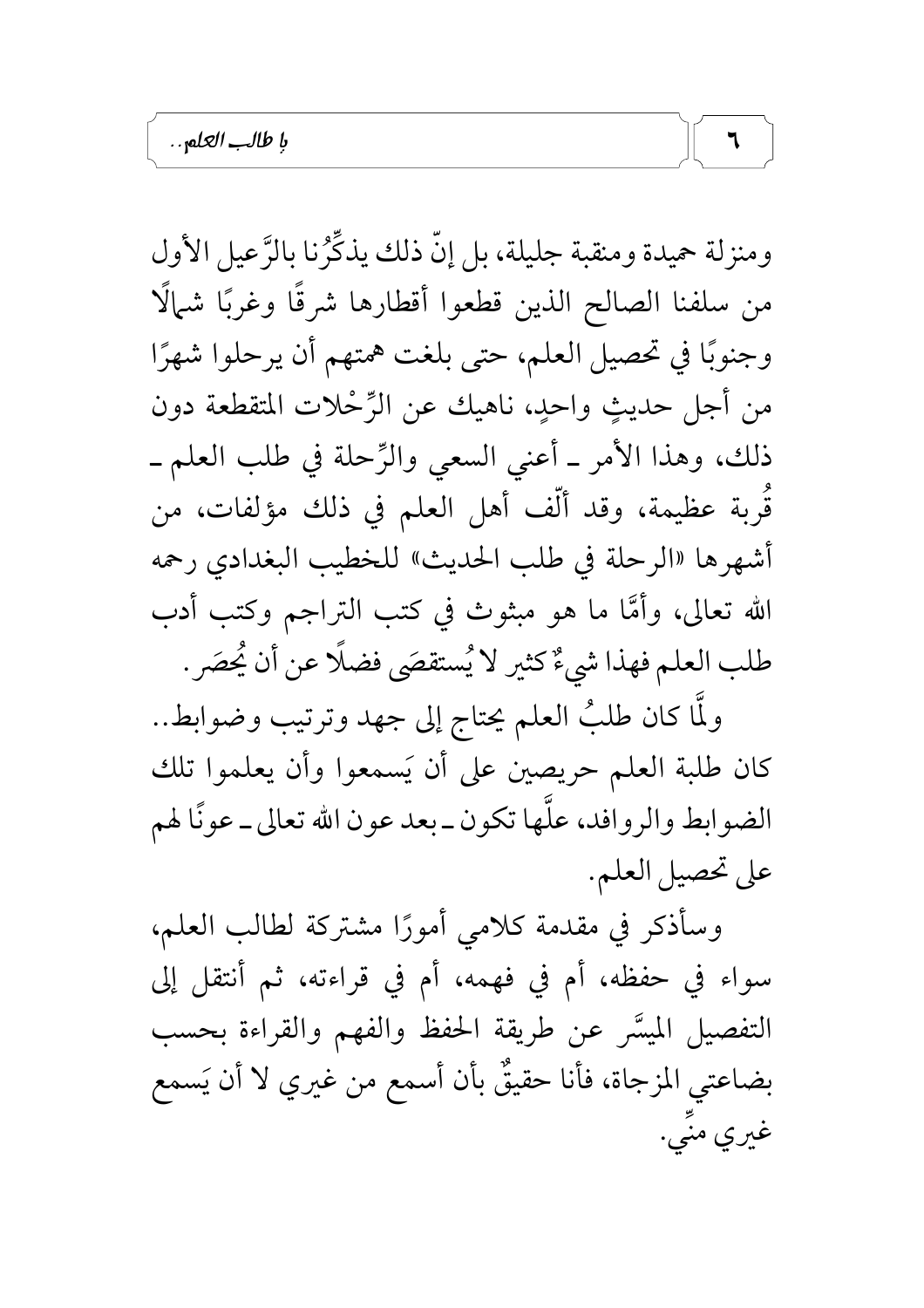ومنزلة حميدة ومنقبة جليلة، بل إنّ ذلك يذكِّرُنا بالرَّعيل الأول من سلفنا الصالح الذين قطعوا أقطارها شرقًا وغربًا شمالًا وجنوبًا في تحصيل العلم، حتى بلغت همتهم أن يرحلوا شهرًا من أجل حديثٍ واحدٍ، ناهيك عن الرِّحْلات المتقطعة دون ذلك، وهذا الأمر ـ أعني السعي والرِّحلة في طلب العلم ـ قُربة عظيمة، وقد ألّف أهل العلم في ذلك مؤلفات، من أشهرها «الرحلة في طلب الحديث» للخطيب البغدادي رحمه الله تعالى، وأمَّا ما هو مبثوث في كتب التراجم وكتب أدب طلب العلم فهذا شيءٌ كثير لا يُستقصَى فضلًا عن أن يُحصَر.

ولَمَّا كان طلبُ العلم يحتاج إلى جهد وترتيب وضوابط.. كان طلبة العلم حريصين على أن يَسمعوا وأن يعلموا تلك الضوابط والروافد، علَّها تكون ـ بعد عون الله تعالى ـ عونًا لهم على تحصيل العلم.

وسأذكر في مقدمة كلامي أمورًا مشتركة لطالب العلم، سواء في حفظه، أم في فهمه، أم في قراءته، ثم أنتقل إلى التفصيل الميسَّر عن طريقة الحفظ والفهم والقراءة بحسب بضاعتي المزجاة، فأنا حقيقٌ بأن أسمع من غيري لا أن يَسمع غيري منِّي.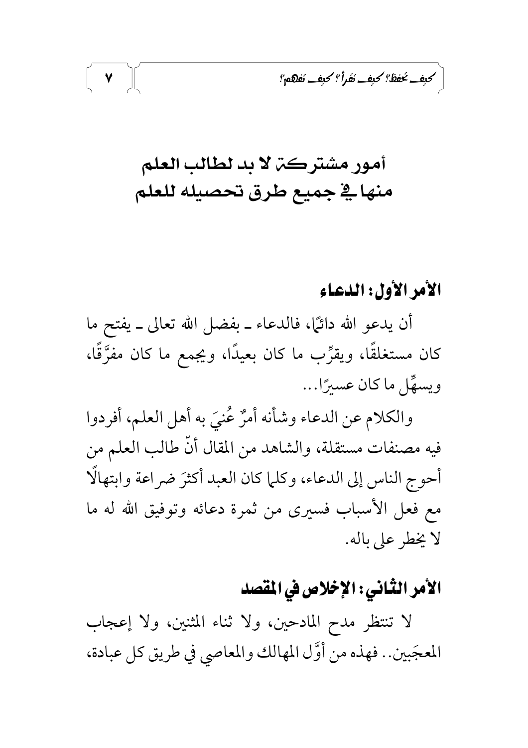# أمور مشتركة لا بد لطالب العلم منها في جميع طرق تحصيله للعلم

## الأمر الأول: الدعاء

أن يدعو الله دائمًا، فالدعاء ـ بفضل الله تعالى ـ يفتح ما كان مستغلقًا، ويقرِّب ما كان بعيدًا، ويجمع ما كان مفرَّقًا، ويسهِّل ما كان عسيرًا...

والكلام عن الدعاء وشأنه أمرٌ عُنِيَ به أهل العلم، أفردوا فيه مصنفات مستقلة، والشاهد من المقال أنّ طالب العلم من أحوج الناس إلى الدعاء، وكلما كان العبد أكثرَ ضراعة وابتهالًا مع فعل الأسباب فسيرى من ثمرة دعائه وتوفيق الله له ما لا يخطر على باله.

## الأمر الثاني: الإخلاص في المقصد

لا تنتظر مدح المادحين، ولا ثناء المثنين، ولا إعجاب المعجَبين.. فهذه من أوَّل المهالك والمعاصي في طريق كل عبادة،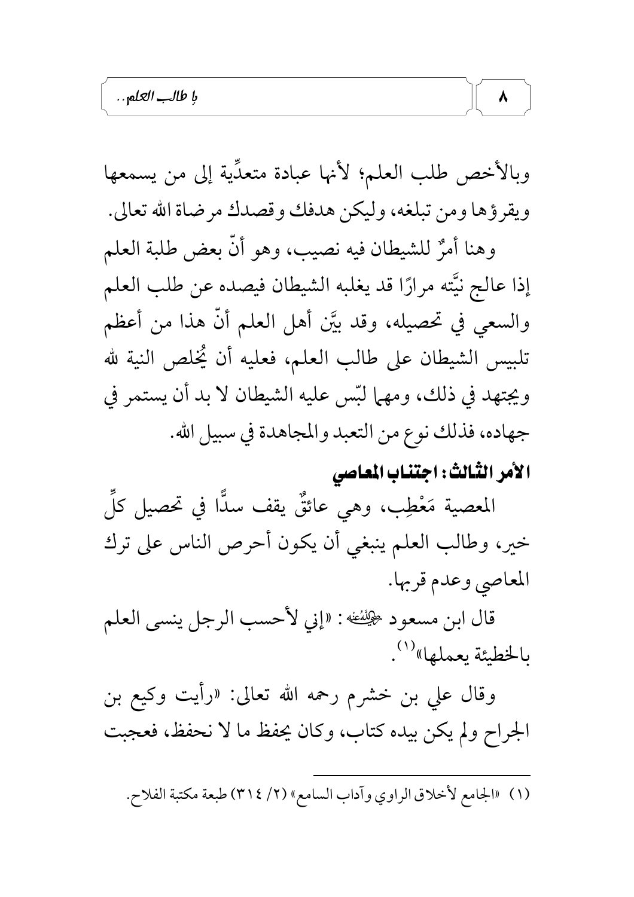وبالأخص طلب العلم؛ لأنها عبادة متعدِّية إلى من يسمعها ويقرؤها ومن تبلغه، وليكن هدفك وقصدك مرضاة الله تعالى.

وهنا أمرٌ للشيطان فيه نصيب، وهو أنّ بعض طلبة العلم إذا عالج نيَّته مرارًا قد يغلبه الشيطان فيصده عن طلب العلم والسعي في تحصيله، وقد بيَّن أهل العلم أنّ هذا من أعظم تلبيس الشيطان على طالب العلم، فعليه أن يُخلص النية لله ويجتهد في ذلك، ومهما لبّس عليه الشيطان لا بد أن يستمر في جهاده، فذلك نوع من التعبد والمجاهدة في سبيل الله.

## الأمر الثالث: اجتناب المعاصي

المعصية مَعْطِب، وهي عائقٌ يقف سدًّا في تحصيل كلِّ خير، وطالب العلم ينبغي أن يكون أحرص الناس على ترك المعاصي وعدم قربها.

قال ابن مسعود رضي الله عنه: «إني لأحسب الرجل ينسى العلم بالخطيئة يعملها»[1].

وقال علي بن خشرم رحمه الله تعالى: «رأيت وكيع بن الجراح ولم يكن بيده كتاب، وكان يحفظ ما لا نحفظ، فعجبت

---

(١) «الجامع لأخلاق الراوي وآداب السامع» (٢/ ٣١٤) طبعة مكتبة الفلاح.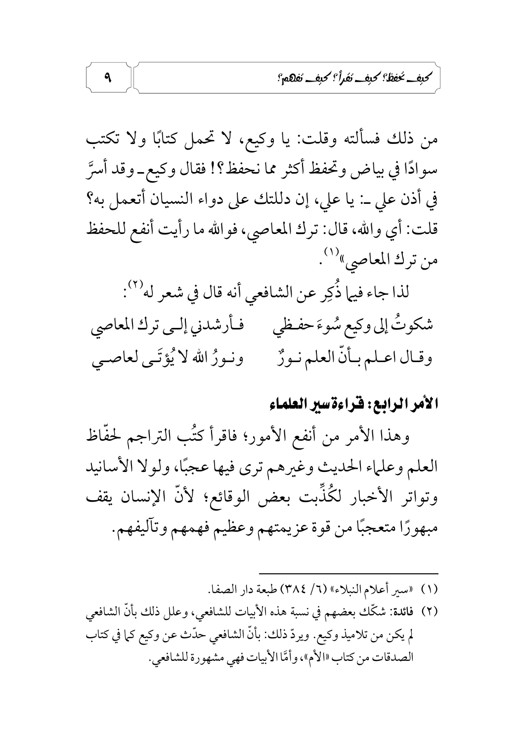من ذلك فسألته وقلت: يا وكيع، لا تحمل كتابًا ولا تكتب سوادًا في بياض وتحفظ أكثر مما نحفظ؟! فقال وكيع ـ وقد أسرَّ في أذن علي ـ: يا علي، إن دللتك على دواء النسيان أتعمل به؟ قلت: أي والله، قال: ترك المعاصي، فوالله ما رأيت أنفع للحفظ من ترك المعاصي»[1].

لذا جاء فيما ذُكِر عن الشافعي أنه قال في شعر له[2]:

شكوتُ إلى وكيع سُوءَ حفظي ... فأرشدني إلى ترك المعاصي

وقال اعلم بأنّ العلم نورٌ ... ونورُ الله لا يُؤتَى لعاصي

## الأمر الرابع: قراءة سير العلماء

وهذا الأمر من أنفع الأمور؛ فاقرأ كتُب التراجم لحفّاظ العلم وعلماء الحديث وغيرهم ترى فيها عجبًا، ولولا الأسانيد وتواتر الأخبار لكُذِّبت بعض الوقائع؛ لأنّ الإنسان يقف مبهورًا متعجبًا من قوة عزيمتهم وعظيم فهمهم وتآليفهم.

---

(١) «سير أعلام النبلاء» (٦/ ٣٨٤) طبعة دار الصفا.

(٢) **فائدة**: شكّك بعضهم في نسبة هذه الأبيات للشافعي، وعلل ذلك بأنّ الشافعي لم يكن من تلاميذ وكيع. ويردّ ذلك: بأنّ الشافعي حدّث عن وكيع كما في كتاب الصدقات من كتاب «الأم»، وأمّا الأبيات فهي مشهورة للشافعي.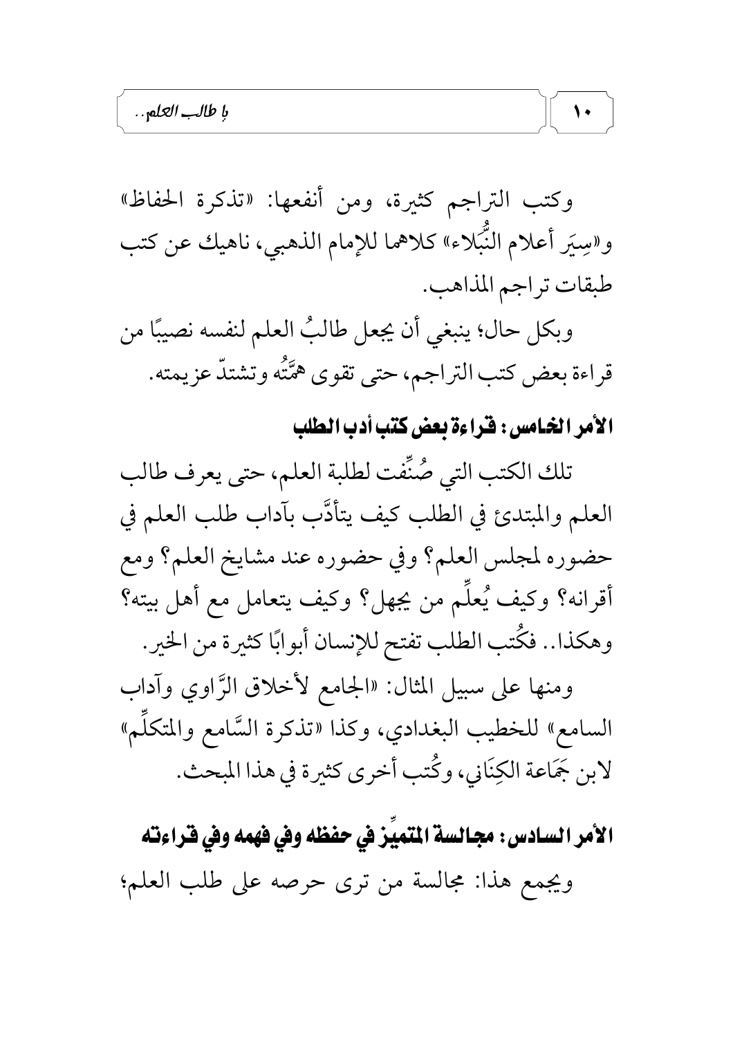وكتب التراجم كثيرة، ومن أنفعها: «تذكرة الحفاظ» و«سِيَر أعلام النُّبَلاء» كلاهما للإمام الذهبي، ناهيك عن كتب طبقات تراجم المذاهب.

وبكل حال؛ ينبغي أن يجعل طالبُ العلم لنفسه نصيبًا من قراءة بعض كتب التراجم، حتى تقوى همَّتُه وتشتدّ عزيمته.

### الأمر الخامس: قراءة بعض كتب أدب الطلب

تلك الكتب التي صُنِّفت لطلبة العلم، حتى يعرف طالب العلم والمبتدئ في الطلب كيف يتأدَّب بآداب طلب العلم في حضوره لمجلس العلم؟ وفي حضوره عند مشايخ العلم؟ ومع أقرانه؟ وكيف يُعلِّم من يجهل؟ وكيف يتعامل مع أهل بيته؟ وهكذا.. فكُتب الطلب تفتح للإنسان أبوابًا كثيرة من الخير.

ومنها على سبيل المثال: «الجامع لأخلاق الرَّاوي وآداب السامع» للخطيب البغدادي، وكذا «تذكرة السَّامع والمتكلِّم» لابن جَمَاعة الكِنَاني، وكُتب أخرى كثيرة في هذا المبحث.

### الأمر السادس: مجالسة المتميِّز في حفظه وفي فهمه وفي قراءته

ويجمع هذا: مجالسة من ترى حرصه على طلب العلم؛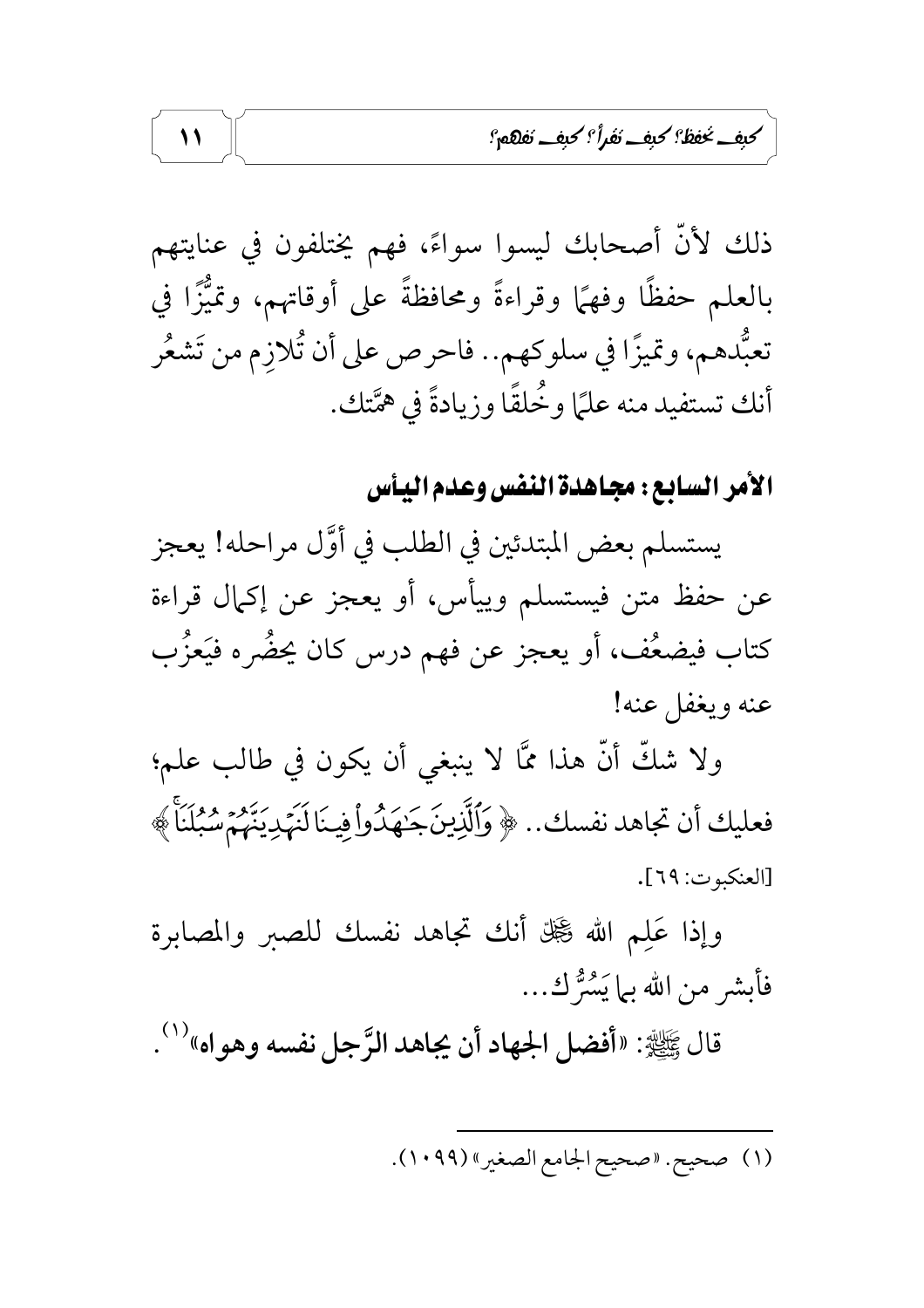ذلك لأنّ أصحابك ليسوا سواءً، فهم يختلفون في عنايتهم بالعلم حفظًا وفهمًا وقراءةً ومحافظةً على أوقاتهم، وتميُّزًا في تعبُّدهم، وتميزًا في سلوكهم.. فاحرص على أن تُلازِم من تَشعُر أنك تستفيد منه علمًا وخُلقًا وزيادةً في همَّتك.

### الأمر السابع: مجاهدة النفس وعدم اليأس

يستسلم بعض المبتدئين في الطلب في أوَّل مراحله! يعجز عن حفظ متن فيستسلم وييأس، أو يعجز عن إكمال قراءة كتاب فيضعُف، أو يعجز عن فهم درس كان يحضُره فيَعزُب عنه ويغفل عنه!

ولا شكّ أنّ هذا ممَّا لا ينبغي أن يكون في طالب علم؛ فعليك أن تجاهد نفسك.. ﴿ وَٱلَّذِينَ جَٰهَدُواْ فِينَا لَنَهۡدِيَنَّهُمۡ سُبُلَنَاۚ ﴾ [العنكبوت: ٦٩].

وإذا عَلِم الله ﷻ أنك تجاهد نفسك للصبر والمصابرة فأبشر من الله بما يَسُرُّك...

قال ﷺ: «**أفضل الجهاد أن يجاهد الرَّجل نفسه وهواه**»[(١)].

---

(١) صحيح. «صحيح الجامع الصغير» (١٠٩٩).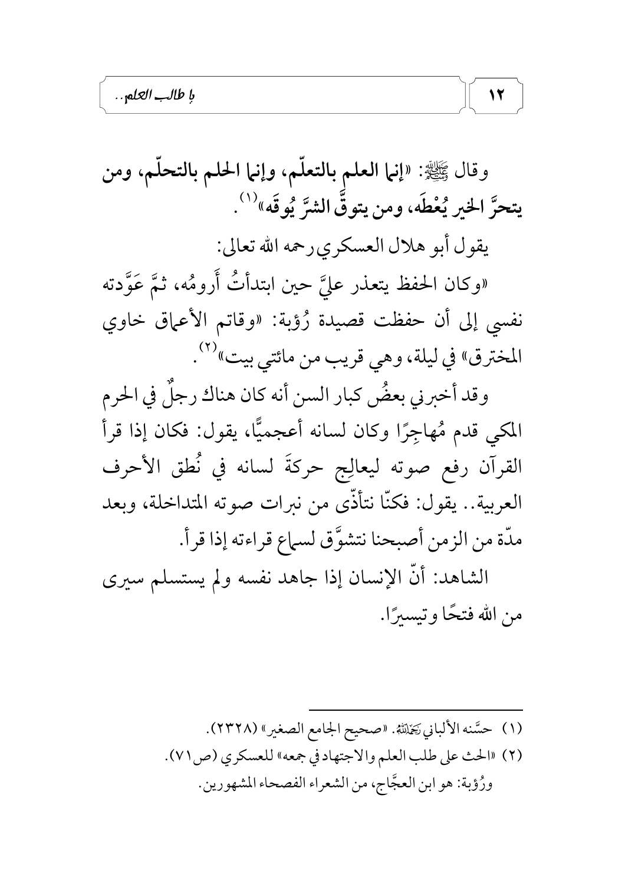وقال ﷺ: «**إنما العلم بالتعلّم، وإنما الحلم بالتحلّم، ومن يتحرَّ الخير يُعْطَه، ومن يتوقَّ الشرَّ يُوقَه**»[1].

يقول أبو هلال العسكري رحمه الله تعالى:

«وكان الحفظ يتعذر عليَّ حين ابتدأتُ أَرومُه، ثمَّ عَوَّدته نفسي إلى أن حفظت قصيدة رُؤبة: «وقاتم الأعماق خاوي المخترق» في ليلة، وهي قريب من مائتي بيت»[2].

وقد أخبرني بعضُ كبار السن أنه كان هناك رجلٌ في الحرم المكي قدم مُهاجِرًا وكان لسانه أعجميًّا، يقول: فكان إذا قرأ القرآن رفع صوته ليعالِج حركةَ لسانه في نُطق الأحرف العربية.. يقول: فكنّا نتأذّى من نبرات صوته المتداخلة، وبعد مدّة من الزمن أصبحنا نتشوَّق لسماع قراءته إذا قرأ.

الشاهد: أنّ الإنسان إذا جاهد نفسه ولم يستسلم سيرى من الله فتحًا وتيسيرًا.

---

(١) حسَّنه الألباني رَحِمَهُ اللهُ. «صحيح الجامع الصغير» (٢٣٢٨).

(٢) «الحث على طلب العلم والاجتهاد في جمعه» للعسكري (ص٧١).
ورُؤبة: هو ابن العجَّاج، من الشعراء الفصحاء المشهورين.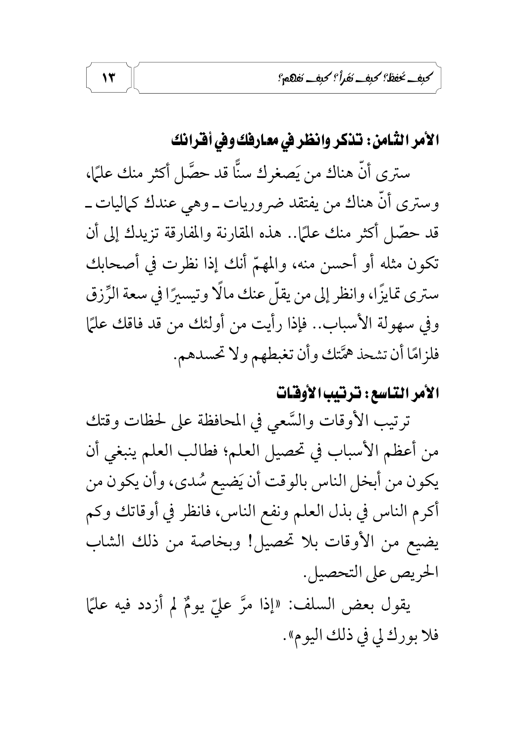## الأمر الثامن: تذكر وانظر في معارفك وفي أقرانك

سترى أنّ هناك من يَصغرك سنًّا قد حصَّل أكثر منك علمًا، وسترى أنّ هناك من يفتقد ضروريات ـ وهي عندك كماليات ـ قد حصّل أكثر منك علمًا.. هذه المقارنة والمفارقة تزيدك إلى أن تكون مثله أو أحسن منه، والمهمّ أنك إذا نظرت في أصحابك سترى تمايزًا، وانظر إلى من يقلّ عنك مالًا وتيسيرًا في سعة الرِّزق وفي سهولة الأسباب.. فإذا رأيت من أولئك من قد فاقك علمًا فلزامًا أن تشحذ همَّتك وأن تغبطهم ولا تحسدهم.

## الأمر التاسع: ترتيب الأوقات

ترتيب الأوقات والسَّعي في المحافظة على لحظات وقتك من أعظم الأسباب في تحصيل العلم؛ فطالب العلم ينبغي أن يكون من أبخل الناس بالوقت أن يَضيع سُدى، وأن يكون من أكرم الناس في بذل العلم ونفع الناس، فانظر في أوقاتك وكم يضيع من الأوقات بلا تحصيل! وبخاصة من ذلك الشاب الحريص على التحصيل.

يقول بعض السلف: «إذا مرَّ عليّ يومٌ لم أزدد فيه علمًا فلا بورك لي في ذلك اليوم».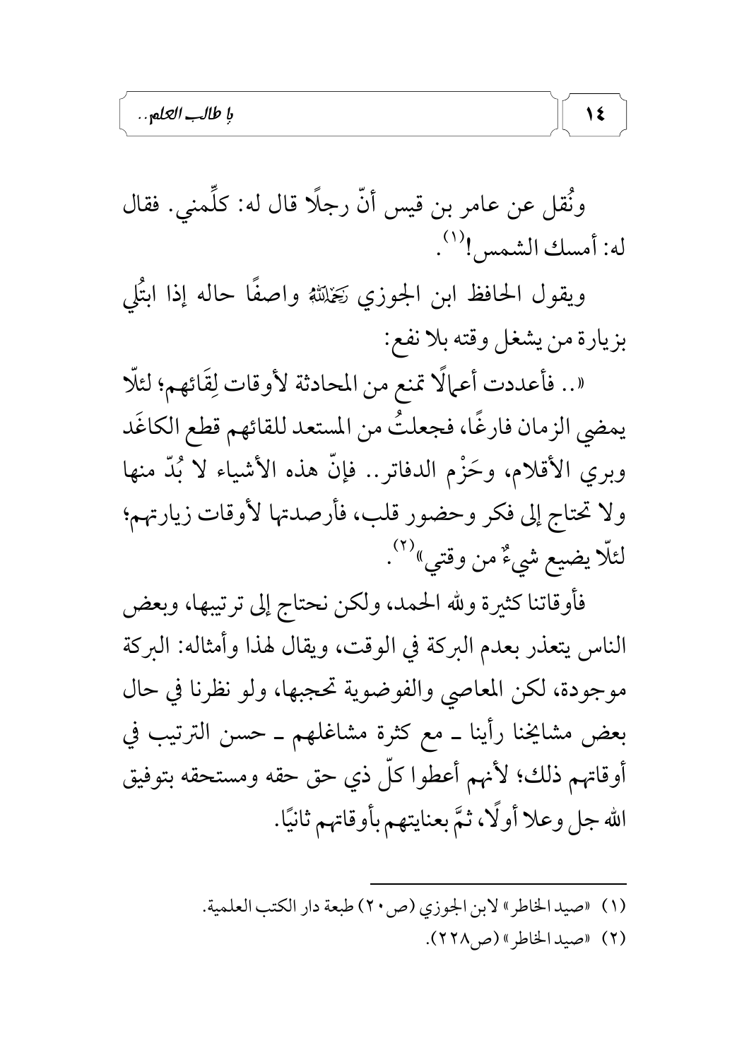ونُقل عن عامر بن قيس أنّ رجلًا قال له: كلِّمني. فقال له: أمسك الشمس![1].

ويقول الحافظ ابن الجوزي رَحِمَهُ اللهُ واصفًا حاله إذا ابتُلِي بزيارة من يشغل وقته بلا نفع:

«.. فأعددت أعمالًا تمنع من المحادثة لأوقات لِقَائهم؛ لئلّا يمضي الزمان فارغًا، فجعلتُ من المستعد للقائهم قطع الكاغَد وبري الأقلام، وحَزْم الدفاتر.. فإنّ هذه الأشياء لا بُدّ منها ولا تحتاج إلى فكر وحضور قلب، فأرصدتها لأوقات زيارتهم؛ لئلّا يضيع شيءٌ من وقتي»[2].

فأوقاتنا كثيرة ولله الحمد، ولكن نحتاج إلى ترتيبها، وبعض الناس يتعذر بعدم البركة في الوقت، ويقال لهذا وأمثاله: البركة موجودة، لكن المعاصي والفوضوية تحجبها، ولو نظرنا في حال بعض مشايخنا رأينا ـ مع كثرة مشاغلهم ـ حسن الترتيب في أوقاتهم ذلك؛ لأنهم أعطوا كلّ ذي حق حقه ومستحقه بتوفيق الله جل وعلا أولًا، ثمَّ بعنايتهم بأوقاتهم ثانيًا.

---

(١) «صيد الخاطر» لابن الجوزي (ص٢٠) طبعة دار الكتب العلمية.

(٢) «صيد الخاطر» (ص٢٢٨).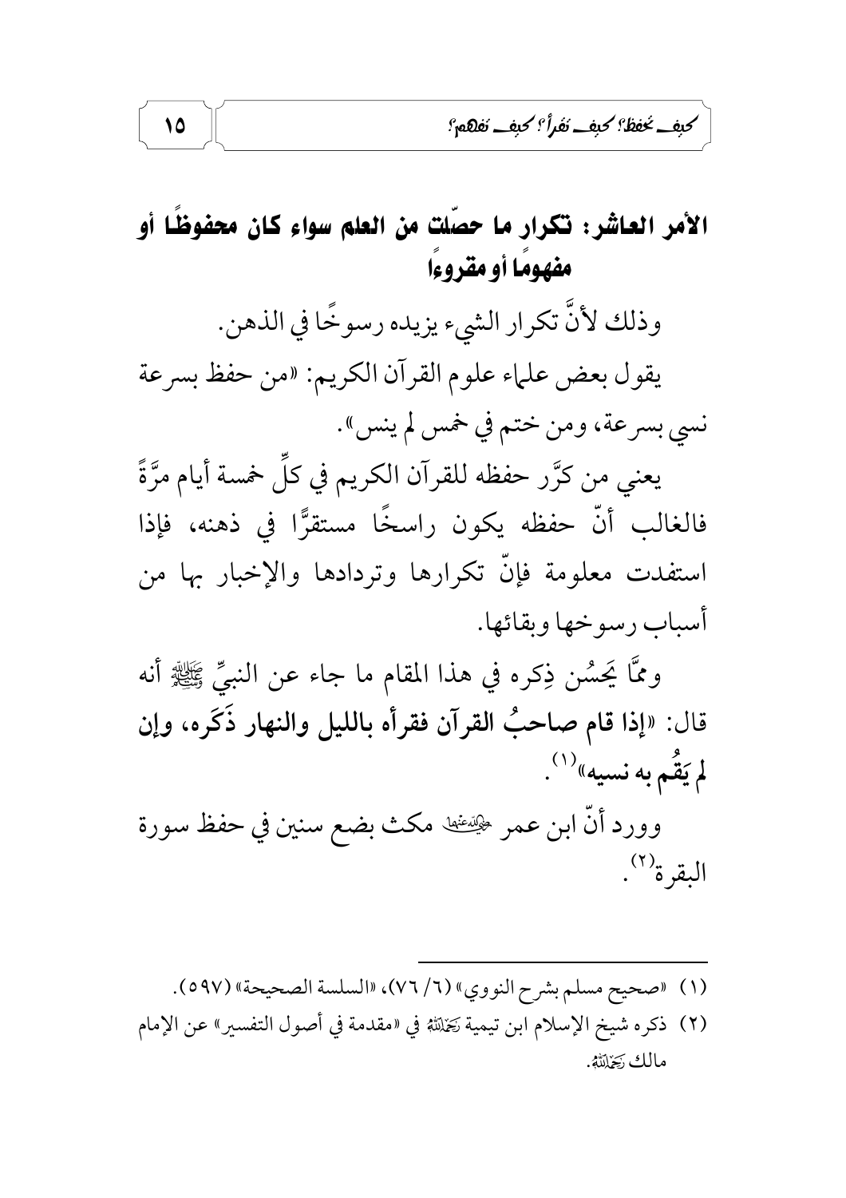## الأمر العاشر: تكرار ما حصّلت من العلم سواء كان محفوظًا أو مفهومًا أو مقروءًا

وذلك لأنَّ تكرار الشيء يزيده رسوخًا في الذهن.

يقول بعض علماء علوم القرآن الكريم: «من حفظ بسرعة نسي بسرعة، ومن ختم في خمس لم ينس».

يعني من كرَّر حفظه للقرآن الكريم في كلِّ خمسة أيام مرَّةً فالغالب أنّ حفظه يكون راسخًا مستقرًّا في ذهنه، فإذا استفدت معلومة فإنّ تكرارها وترددها والإخبار بها من أسباب رسوخها وبقائها.

وممَّا يَحسُن ذِكره في هذا المقام ما جاء عن النبيِّ ﷺ أنه قال: «**إذا قام صاحبُ القرآن فقرأه بالليل والنهار ذَكَره، وإن لم يَقُم به نسيه**»[1].

وورد أنّ ابن عمر رضي الله عنهما مكث بضع سنين في حفظ سورة البقرة[2].

---

(١) «صحيح مسلم بشرح النووي» (٦/ ٧٦)، «السلسلة الصحيحة» (٥٩٧).

(٢) ذكره شيخ الإسلام ابن تيمية رحمه الله في «مقدمة في أصول التفسير» عن الإمام مالك رحمه الله.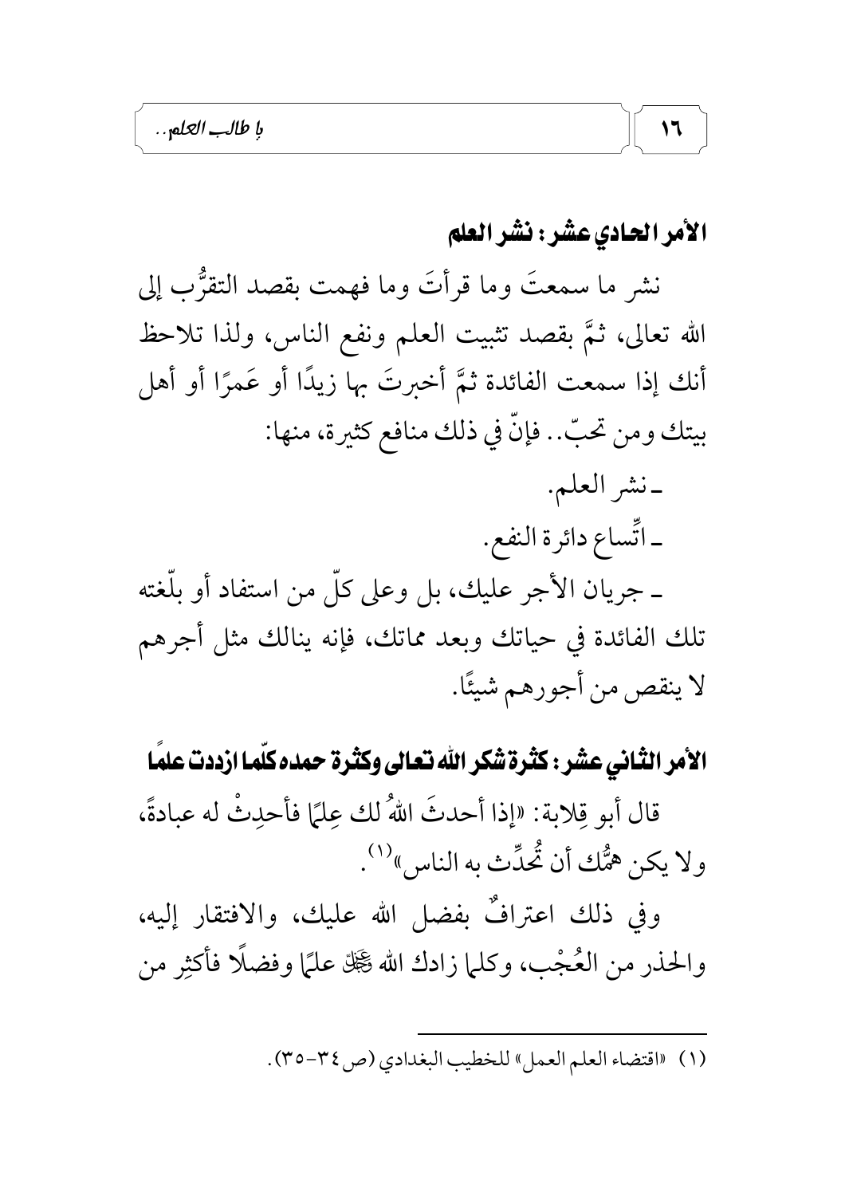## الأمر الحادي عشر: نشر العلم

نشر ما سمعتَ وما قرأتَ وما فهمت بقصد التقرُّب إلى الله تعالى، ثمَّ بقصد تثبيت العلم ونفع الناس، ولذا تلاحظ أنك إذا سمعت الفائدة ثمَّ أخبرتَ بها زيدًا أو عَمرًا أو أهل بيتك ومن تحبّ.. فإنّ في ذلك منافع كثيرة، منها:

- نشر العلم.
- اتِّساع دائرة النفع.
- جريان الأجر عليك، بل وعلى كلّ من استفاد أو بلّغته تلك الفائدة في حياتك وبعد مماتك، فإنه ينالك مثل أجرهم لا ينقص من أجورهم شيئًا.

## الأمر الثاني عشر: كثرة شكر الله تعالى وكثرة حمده كلّما ازددت علمًا

قال أبو قِلابة: «إذا أحدثَ اللهُ لك عِلمًا فأحدِثْ له عبادةً، ولا يكن همُّك أن تُحدِّث به الناس»[1].

وفي ذلك اعترافٌ بفضل الله عليك، والافتقار إليه، والحذر من العُجْب، وكلما زادك الله ﷻ علمًا وفضلًا فأكثِر من

---

(١) «اقتضاء العلم العمل» للخطيب البغدادي (ص٣٤-٣٥).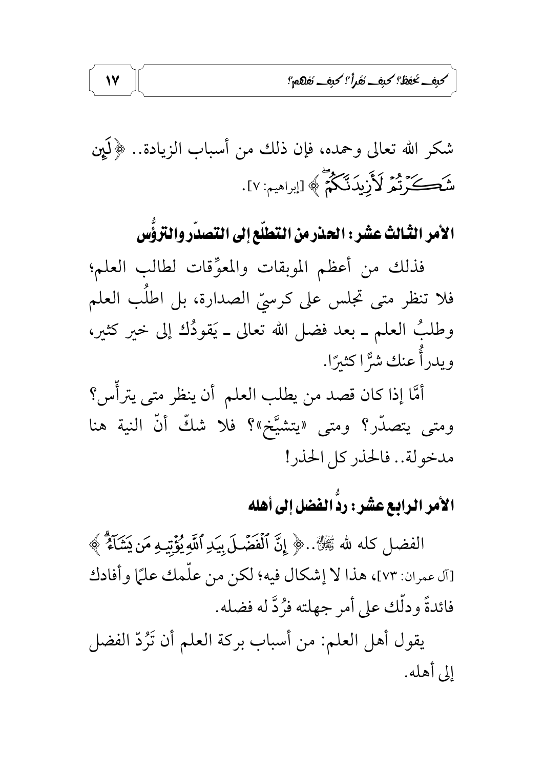شكر الله تعالى وحمده، فإن ذلك من أسباب الزيادة.. ﴿لَئِن شَكَرْتُمْ لَأَزِيدَنَّكُمْ﴾ [إبراهيم: ٧].

## الأمر الثالث عشر: الحذر من التطلّع إلى التصدّر والترؤُّس

فذلك من أعظم الموبقات والمعوِّقات لطالب العلم؛ فلا تنظر متى تجلس على كرسيّ الصدارة، بل اطلُب العلم وطلبُ العلم ـ بعد فضل الله تعالى ـ يَقودُك إلى خير كثير، ويدرأُ عنك شرًّا كثيرًا.

أمَّا إذا كان قصد من يطلب العلم أن ينظر متى يترأّس؟ ومتى يتصدّر؟ ومتى «يتشيَّخ»؟ فلا شكّ أنّ النية هنا مدخولة.. فالحذر كل الحذر!

## الأمر الرابع عشر: ردُّ الفضل إلى أهله

الفضل كله لله ﷻ.. ﴿إِنَّ ٱلْفَضْلَ بِيَدِ ٱللَّهِ يُؤْتِيهِ مَن يَشَآءُ﴾ [آل عمران: ٧٣]، هذا لا إشكال فيه؛ لكن من علّمك علمًا وأفادك فائدةً ودلّك على أمر جهلته فرُدَّ له فضله.

يقول أهل العلم: من أسباب بركة العلم أن تَرُدّ الفضل إلى أهله.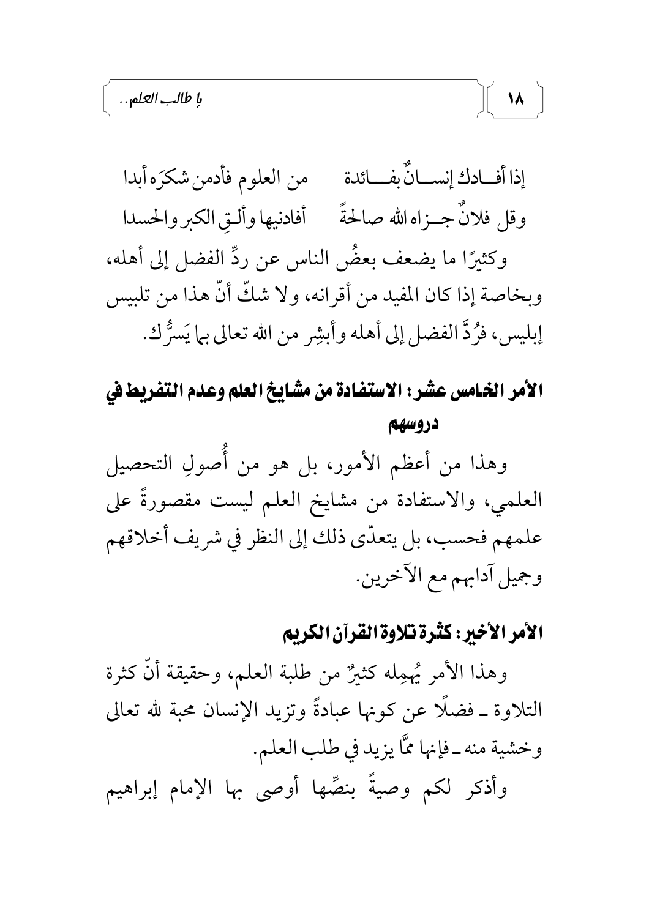إذا أفـادك إنسـانٌ بفـائدة من العلوم فأدمن شكرَه أبدا

وقل فلانٌ جـزاه الله صالحةً أفادنيها وألـقِ الكبر والحسدا

وكثيرًا ما يضعف بعضُ الناس عن ردِّ الفضل إلى أهله، وبخاصة إذا كان المفيد من أقرانه، ولا شكَّ أنّ هذا من تلبيس إبليس، فرُدَّ الفضل إلى أهله وأبشِر من الله تعالى بما يَسرُّك.

## الأمر الخامس عشر: الاستفادة من مشايخ العلم وعدم التفريط في دروسهم

وهذا من أعظم الأمور، بل هو من أُصولِ التحصيل العلمي، والاستفادة من مشايخ العلم ليست مقصورةً على علمهم فحسب، بل يتعدّى ذلك إلى النظر في شريف أخلاقهم وجميل آدابهم مع الآخرين.

## الأمر الأخير: كثرة تلاوة القرآن الكريم

وهذا الأمر يُهمِله كثيرٌ من طلبة العلم، وحقيقة أنّ كثرة التلاوة ـ فضلًا عن كونها عبادةً وتزيد الإنسان محبة لله تعالى وخشية منه ـ فإنها ممَّا يزيد في طلب العلم.

وأذكر لكم وصيةً بنصِّها أوصى بها الإمام إبراهيم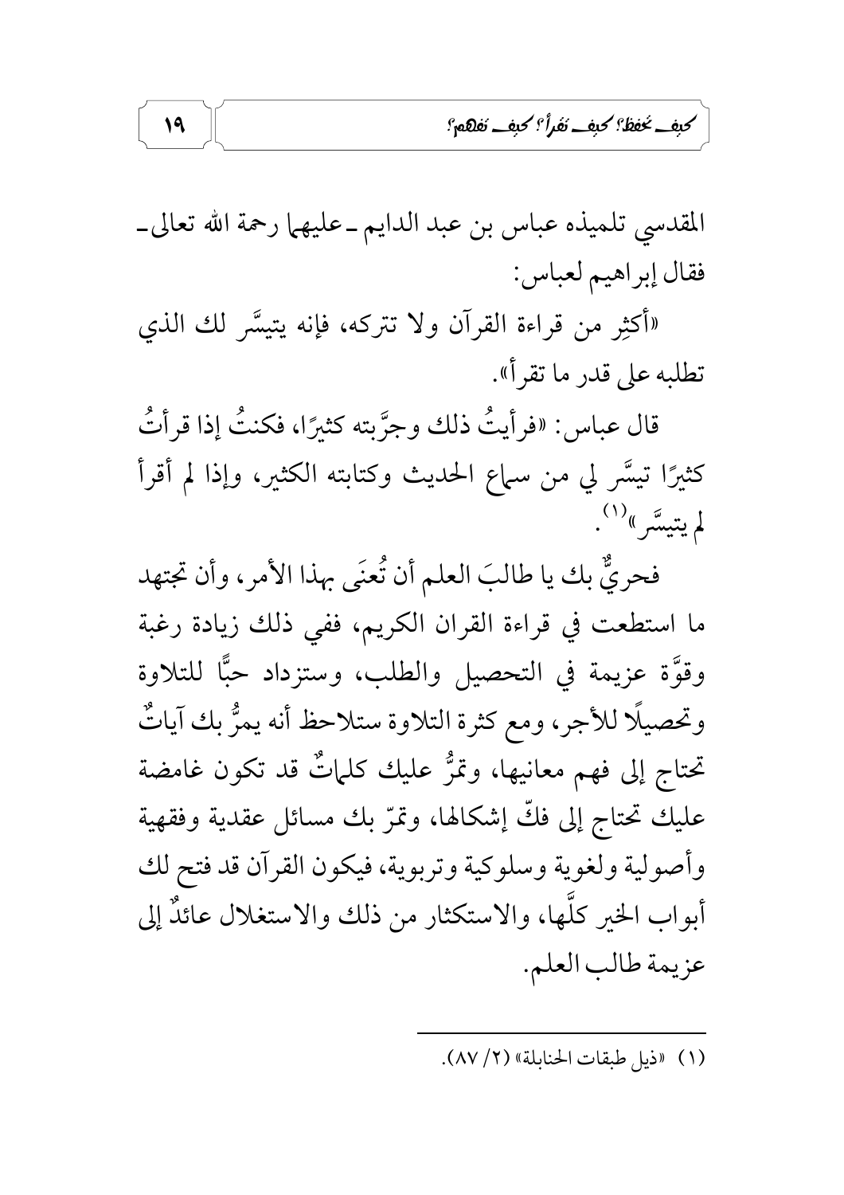المقدسي تلميذه عباس بن عبد الدايم ـ عليهما رحمة الله تعالى ـ فقال إبراهيم لعباس:

«أكثِر من قراءة القرآن ولا تتركه، فإنه يتيسَّر لك الذي تطلبه على قدر ما تقرأ».

قال عباس: «فرأيتُ ذلك وجرَّبته كثيرًا، فكنتُ إذا قرأتُ كثيرًا تيسَّر لي من سماع الحديث وكتابته الكثير، وإذا لم أقرأ لم يتيسَّر»[1].

فحريٌّ بك يا طالبَ العلم أن تُعنَى بهذا الأمر، وأن تجتهد ما استطعت في قراءة القران الكريم، ففي ذلك زيادة رغبة وقوَّة عزيمة في التحصيل والطلب، وستزداد حبًّا للتلاوة وتحصيلًا للأجر، ومع كثرة التلاوة ستلاحظ أنه يمرُّ بك آياتٌ تحتاج إلى فهم معانيها، وتمرُّ عليك كلماتٌ قد تكون غامضة عليك تحتاج إلى فكّ إشكالها، وتمرّ بك مسائل عقدية وفقهية وأصولية ولغوية وسلوكية وتربوية، فيكون القرآن قد فتح لك أبواب الخير كلِّها، والاستكثار من ذلك والاستغلال عائدٌ إلى عزيمة طالب العلم.

---

(١) «ذيل طبقات الحنابلة» (٢/ ٨٧).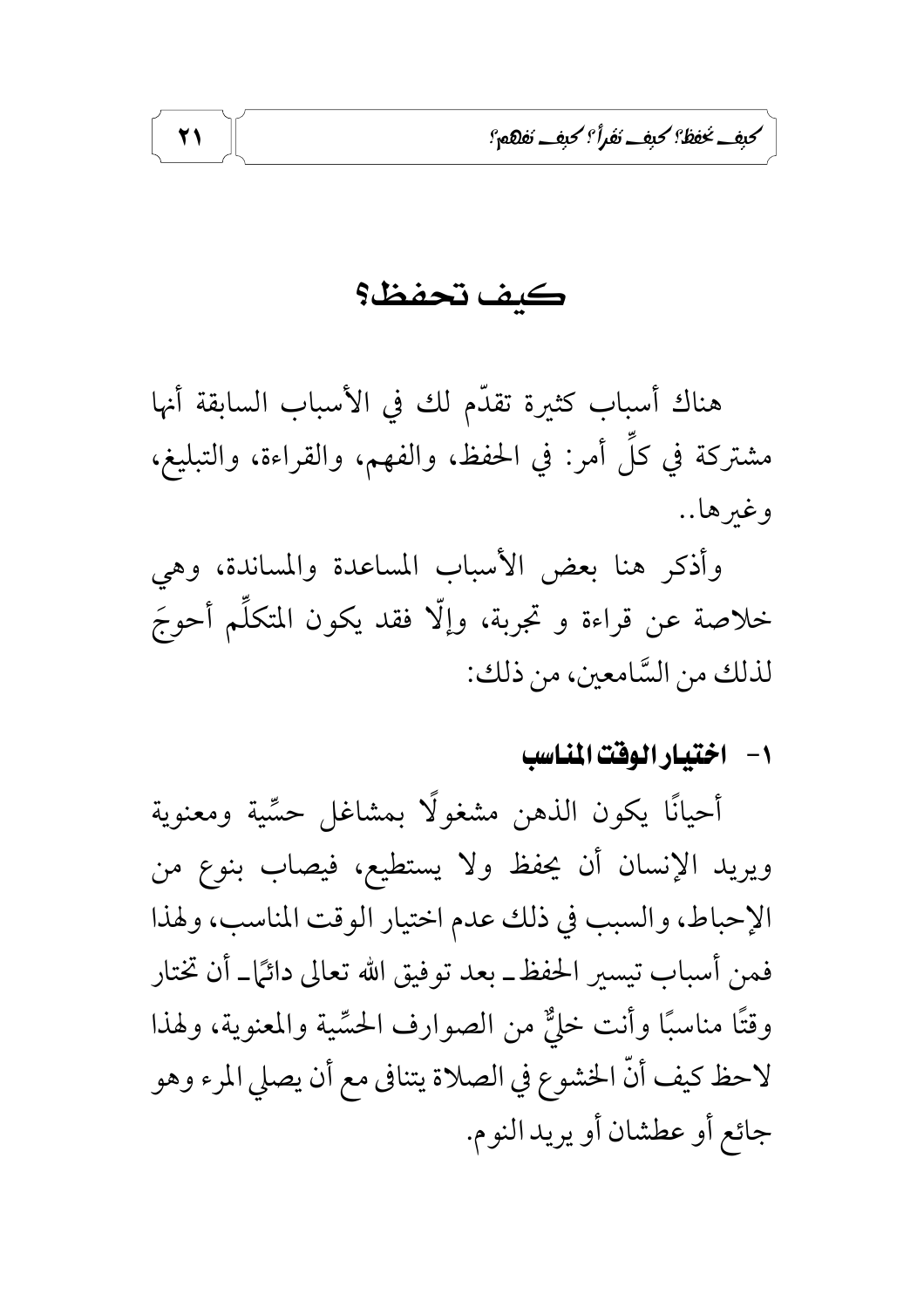## كيف تحفظ؟

هناك أسباب كثيرة تقدّم لك في الأسباب السابقة أنها مشتركة في كلِّ أمر: في الحفظ، والفهم، والقراءة، والتبليغ، وغيرها..

وأذكر هنا بعض الأسباب المساعدة والمساندة، وهي خلاصة عن قراءة و تجربة، وإلّا فقد يكون المتكلِّم أحوجَ لذلك من السَّامعين، من ذلك:

### ١- اختيار الوقت المناسب

أحيانًا يكون الذهن مشغولًا بمشاغل حسِّية ومعنوية ويريد الإنسان أن يحفظ ولا يستطيع، فيصاب بنوع من الإحباط، والسبب في ذلك عدم اختيار الوقت المناسب، ولهذا فمن أسباب تيسير الحفظ ـ بعد توفيق الله تعالى دائمًا ـ أن تختار وقتًا مناسبًا وأنت خليٌّ من الصوارف الحسِّية والمعنوية، ولهذا لاحظ كيف أنّ الخشوع في الصلاة يتنافى مع أن يصلي المرء وهو جائع أو عطشان أو يريد النوم.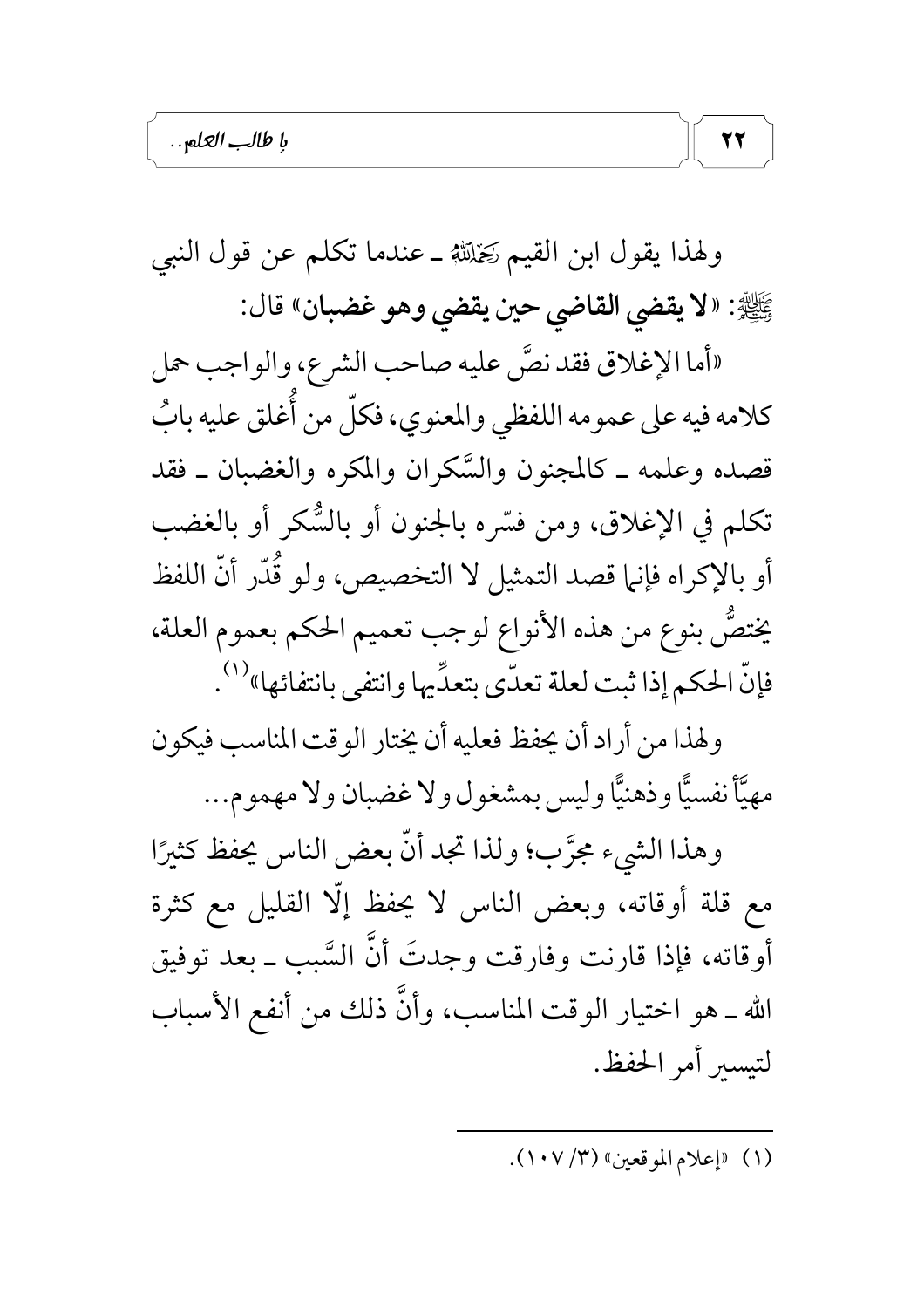ولهذا يقول ابن القيم رَحِمَهُ اللَّهُ ـ عندما تكلم عن قول النبي ﷺ: «**لا يقضي القاضي حين يقضي وهو غضبان**» قال:

«أما الإغلاق فقد نصَّ عليه صاحب الشرع، والواجب حمل كلامه فيه على عمومه اللفظي والمعنوي، فكلّ من أُغلق عليه بابُ قصده وعلمه ـ كالمجنون والسَّكران والمكره والغضبان ـ فقد تكلم في الإغلاق، ومن فسّره بالجنون أو بالسُّكر أو بالغضب أو بالإكراه فإنما قصد التمثيل لا التخصيص، ولو قُدّر أنّ اللفظ يختصُّ بنوع من هذه الأنواع لوجب تعميم الحكم بعموم العلة، فإنّ الحكم إذا ثبت لعلة تعدّى بتعدِّيها وانتفى بانتفائها»[1].

ولهذا من أراد أن يحفظ فعليه أن يختار الوقت المناسب فيكون مهيَّأ نفسيًّا وذهنيًّا وليس بمشغول ولا غضبان ولا مهموم...

وهذا الشيء مجرَّب؛ ولذا تجد أنّ بعض الناس يحفظ كثيرًا مع قلة أوقاته، وبعض الناس لا يحفظ إلّا القليل مع كثرة أوقاته، فإذا قارنت وفارقت وجدتَ أنَّ السَّبب ـ بعد توفيق الله ـ هو اختيار الوقت المناسب، وأنَّ ذلك من أنفع الأسباب لتيسير أمر الحفظ.

---

(١) «إعلام الموقعين» (٣/ ١٠٧).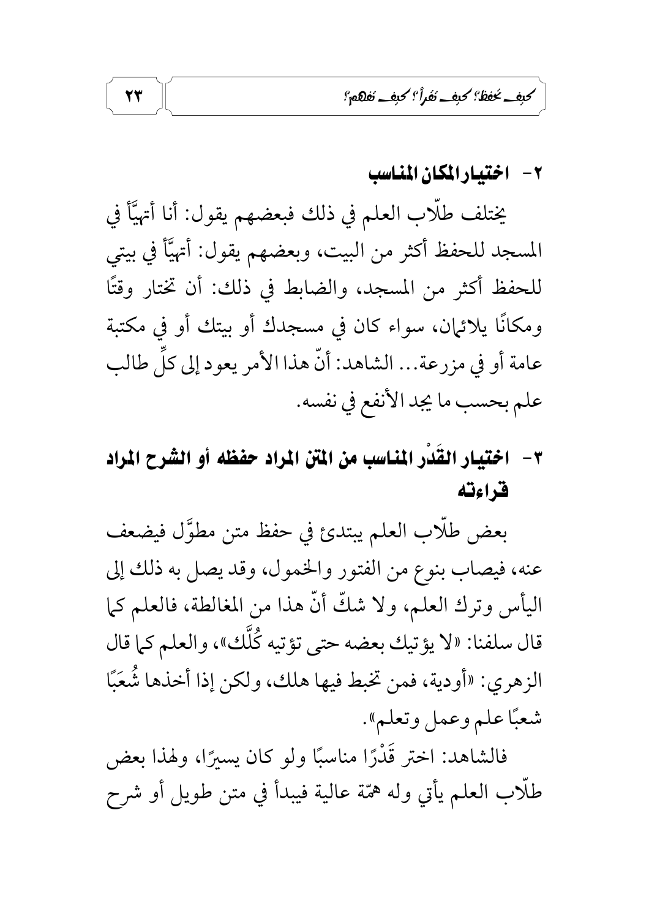## ٢- اختيار المكان المناسب

يختلف طلّاب العلم في ذلك فبعضهم يقول: أنا أتهيّأ في المسجد للحفظ أكثر من البيت، وبعضهم يقول: أتهيّأ في بيتي للحفظ أكثر من المسجد، والضابط في ذلك: أن تختار وقتًا ومكانًا يلائمان، سواء كان في مسجدك أو بيتك أو في مكتبة عامة أو في مزرعة... الشاهد: أنّ هذا الأمر يعود إلى كلِّ طالب علم بحسب ما يجد الأنفع في نفسه.

## ٣- اختيار القَدْر المناسب من المتن المراد حفظه أو الشرح المراد قراءته

بعض طلّاب العلم يبتدئ في حفظ متن مطوَّل فيضعف عنه، فيصاب بنوع من الفتور والخمول، وقد يصل به ذلك إلى اليأس وترك العلم، ولا شكّ أنّ هذا من المغالطة، فالعلم كما قال سلفنا: «لا يؤتيك بعضه حتى تؤتيه كُلَّك»، والعلم كما قال الزهري: «أودية، فمن تخبط فيها هلك، ولكن إذا أخذها شُعَبًا شعبًا علم وعمل وتعلم».

فالشاهد: اختر قَدْرًا مناسبًا ولو كان يسيرًا، ولهذا بعض طلّاب العلم يأتي وله همّة عالية فيبدأ في متن طويل أو شرح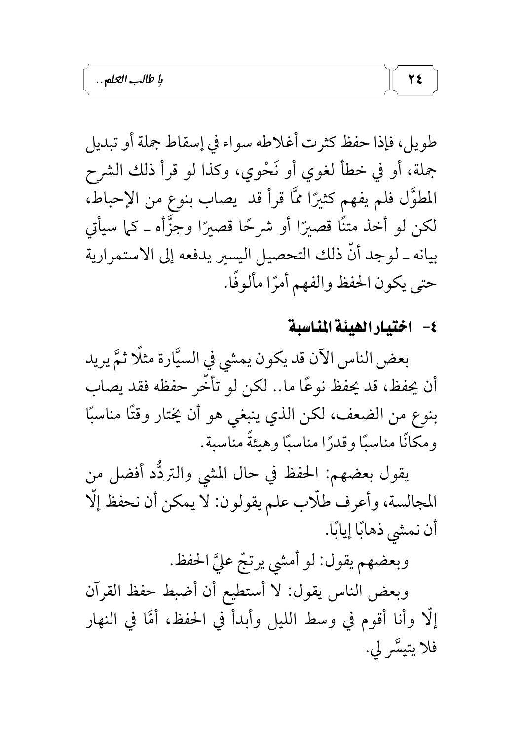طويل، فإذا حفظ كثرت أغلاطه سواء في إسقاط جملة أو تبديل جملة، أو في خطأ لغوي أو نَحْوي، وكذا لو قرأ ذلك الشرح المطوَّل فلم يفهم كثيرًا ممَّا قرأ قد يصاب بنوع من الإحباط، لكن لو أخذ متنًا قصيرًا أو شرحًا قصيرًا وجزَّأه ـ كما سيأتي بيانه ـ لوجد أنّ ذلك التحصيل اليسير يدفعه إلى الاستمرارية حتى يكون الحفظ والفهم أمرًا مألوفًا.

### ٤- اختيار الهيئة المناسبة

بعض الناس الآن قد يكون يمشي في السيَّارة مثلًا ثمَّ يريد أن يحفظ، قد يحفظ نوعًا ما.. لكن لو تأخّر حفظه فقد يصاب بنوع من الضعف، لكن الذي ينبغي هو أن يختار وقتًا مناسبًا ومكانًا مناسبًا وقدرًا مناسبًا وهيئةً مناسبة.

يقول بعضهم: الحفظ في حال المشي والتردُّد أفضل من المجالسة، وأعرف طلّاب علم يقولون: لا يمكن أن نحفظ إلّا أن نمشي ذهابًا إيابًا.

وبعضهم يقول: لو أمشي يرتجّ عليَّ الحفظ.

وبعض الناس يقول: لا أستطيع أن أضبط حفظ القرآن إلّا وأنا أقوم في وسط الليل وأبدأ في الحفظ، أمَّا في النهار فلا يتيسَّر لي.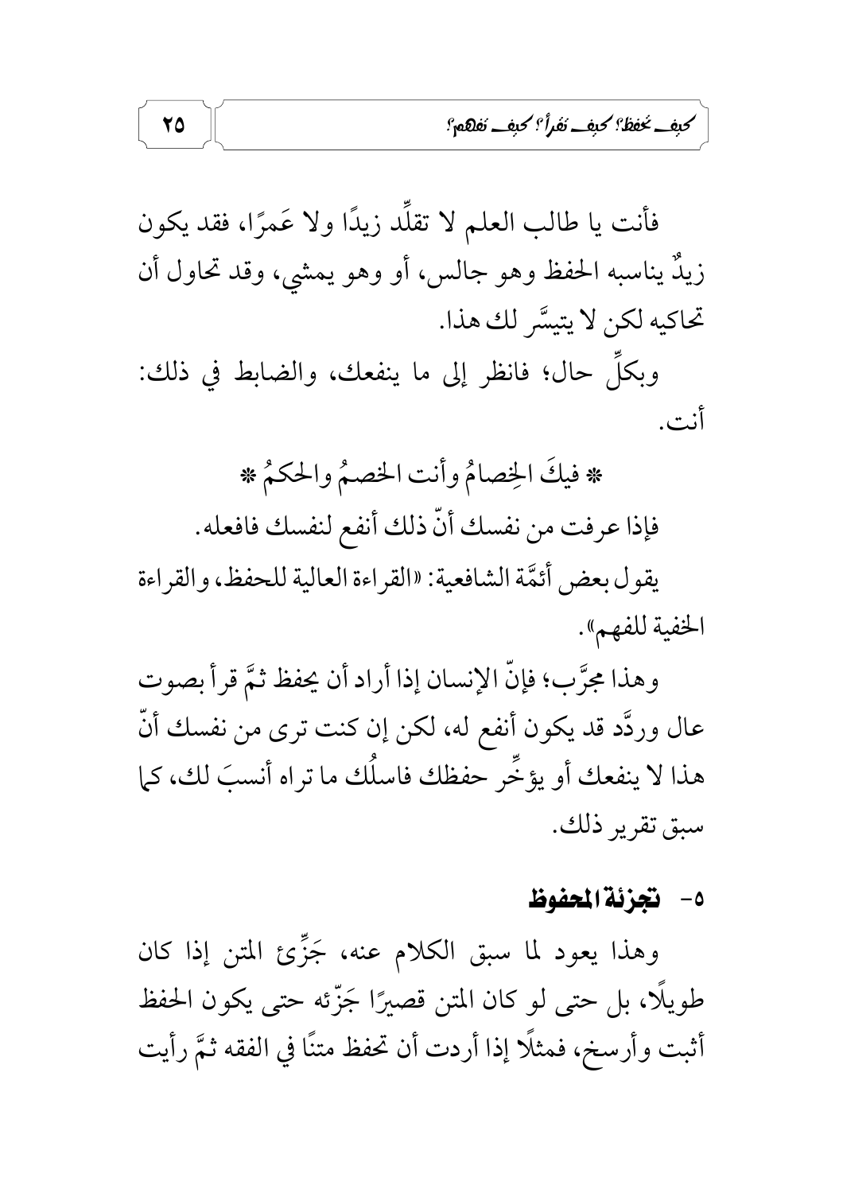فأنت يا طالب العلم لا تقلِّد زيدًا ولا عَمرًا، فقد يكون زيدٌ يناسبه الحفظ وهو جالس، أو وهو يمشي، وقد تحاول أن تحاكيه لكن لا يتيسَّر لك هذا.

وبكلِّ حال؛ فانظر إلى ما ينفعك، والضابط في ذلك: أنت.

* فيكَ الخِصامُ وأنت الخصمُ والحكمُ *

فإذا عرفت من نفسك أنّ ذلك أنفع لنفسك فافعله.

يقول بعض أئمَّة الشافعية: «القراءة العالية للحفظ، والقراءة الخفية للفهم».

وهذا مجرَّب؛ فإنّ الإنسان إذا أراد أن يحفظ ثمَّ قرأ بصوت عال وردَّد قد يكون أنفع له، لكن إن كنت ترى من نفسك أنّ هذا لا ينفعك أو يؤخِّر حفظك فاسلُك ما تراه أنسبَ لك، كما سبق تقرير ذلك.

### ٥- تجزئة المحفوظ

وهذا يعود لما سبق الكلام عنه، جَزِّئ المتن إذا كان طويلًا، بل حتى لو كان المتن قصيرًا جَزّئه حتى يكون الحفظ أثبت وأرسخ، فمثلًا إذا أردت أن تحفظ متنًا في الفقه ثمَّ رأيت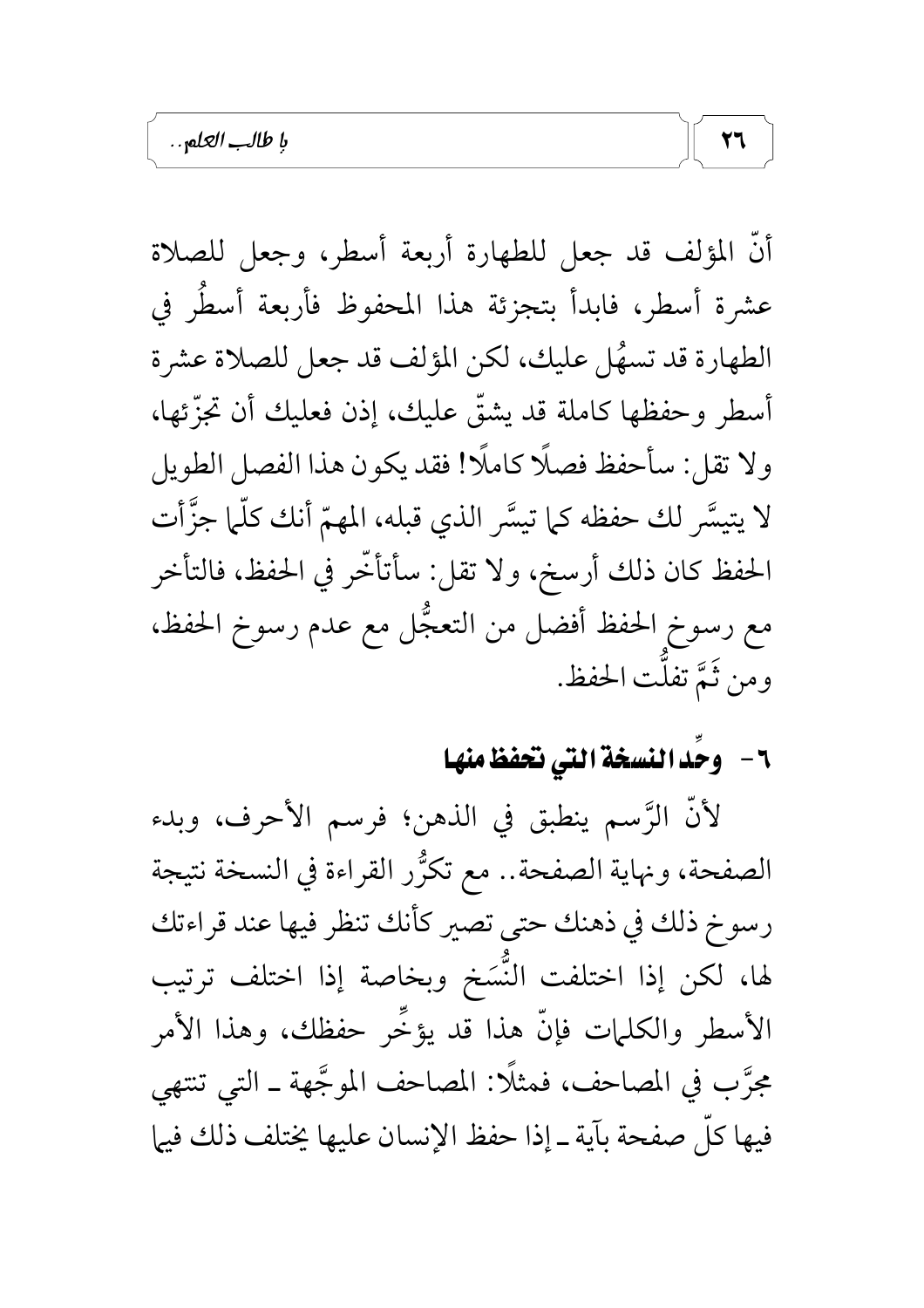أنّ المؤلف قد جعل للطهارة أربعة أسطر، وجعل للصلاة عشرة أسطر، فابدأ بتجزئة هذا المحفوظ فأربعة أسطُر في الطهارة قد تسهُل عليك، لكن المؤلف قد جعل للصلاة عشرة أسطر وحفظها كاملة قد يشقّ عليك، إذن فعليك أن تجزّئها، ولا تقل: سأحفظ فصلًا كاملًا! فقد يكون هذا الفصل الطويل لا يتيسَّر لك حفظه كما تيسَّر الذي قبله، المهمّ أنك كلّما جزَّأت الحفظ كان ذلك أرسخ، ولا تقل: سأتأخّر في الحفظ، فالتأخر مع رسوخ الحفظ أفضل من التعجُّل مع عدم رسوخ الحفظ، ومن ثَمَّ تفلُّت الحفظ.

## ٦- وحِّد النسخة التي تحفظ منها

لأنّ الرَّسم ينطبق في الذهن؛ فرسم الأحرف، وبدء الصفحة، ونهاية الصفحة.. مع تكرُّر القراءة في النسخة نتيجة رسوخ ذلك في ذهنك حتى تصير كأنك تنظر فيها عند قراءتك لها، لكن إذا اختلفت النُّسَخ وبخاصة إذا اختلف ترتيب الأسطر والكلمات فإنّ هذا قد يؤخِّر حفظك، وهذا الأمر مجرَّب في المصاحف، فمثلًا: المصاحف الموجَّهة ـ التي تنتهي فيها كلّ صفحة بآية ـ إذا حفظ الإنسان عليها يختلف ذلك فيما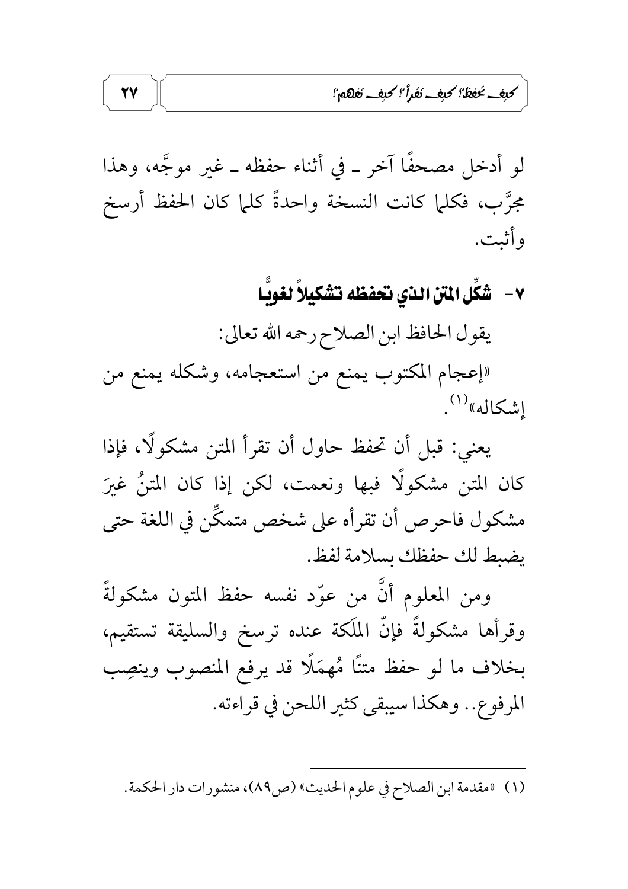لو أدخل مصحفًا آخر ـ في أثناء حفظه ـ غير موجَّه، وهذا مجرَّب، فكلما كانت النسخة واحدةً كلما كان الحفظ أرسخ وأثبت.

## ٧- شكِّل المتن الذي تحفظه تشكيلاً لغويًّا

يقول الحافظ ابن الصلاح رحمه الله تعالى:

«إعجام المكتوب يمنع من استعجامه، وشكله يمنع من إشكاله»[(١)].

يعني: قبل أن تحفظ حاول أن تقرأ المتن مشكولًا، فإذا كان المتن مشكولًا فبها ونعمت، لكن إذا كان المتنُ غيرَ مشكول فاحرص أن تقرأه على شخص متمكِّن في اللغة حتى يضبط لك حفظك بسلامة لفظ.

ومن المعلوم أنَّ من عوّد نفسه حفظ المتون مشكولةً وقرأها مشكولةً فإنّ الملَكة عنده ترسخ والسليقة تستقيم، بخلاف ما لو حفظ متنًا مُهمَلًا قد يرفع المنصوب وينصِب المرفوع.. وهكذا سيبقى كثير اللحن في قراءته.

---

(١) «مقدمة ابن الصلاح في علوم الحديث» (ص٨٩)، منشورات دار الحكمة.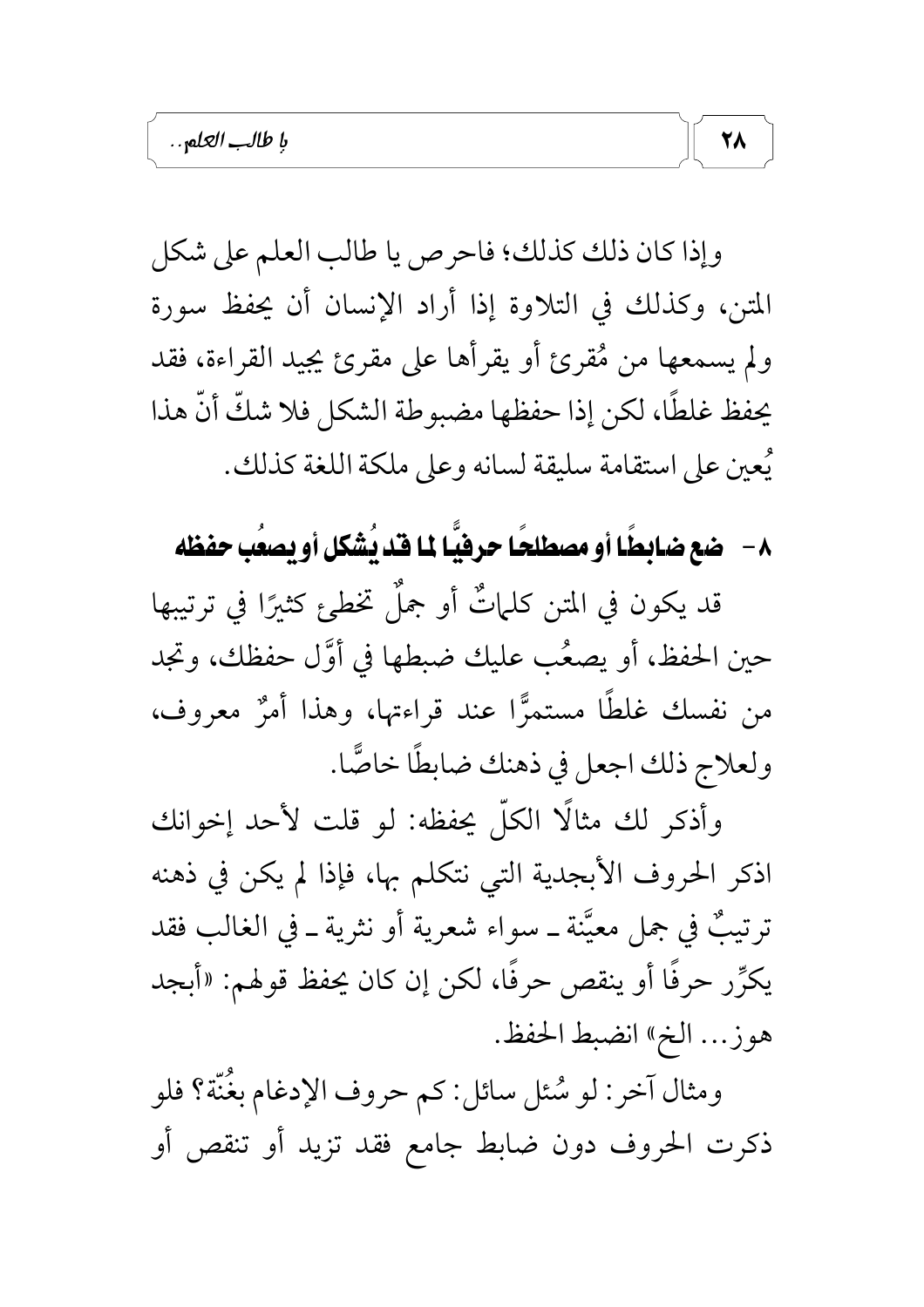وإذا كان ذلك كذلك؛ فاحرص يا طالب العلم على شكل المتن، وكذلك في التلاوة إذا أراد الإنسان أن يحفظ سورة ولم يسمعها من مُقرئ أو يقرأها على مقرئ يجيد القراءة، فقد يحفظ غلطًا، لكن إذا حفظها مضبوطة الشكل فلا شكّ أنّ هذا يُعين على استقامة سليقة لسانه وعلى ملكة اللغة كذلك.

## ٨- ضع ضابطًا أو مصطلحًا حرفيًّا لما قد يُشكل أو يصعُب حفظه

قد يكون في المتن كلماتٌ أو جملٌ تخطئ كثيرًا في ترتيبها حين الحفظ، أو يصعُب عليك ضبطها في أوَّل حفظك، وتجد من نفسك غلطًا مستمرًّا عند قراءتها، وهذا أمرٌ معروف، ولعلاج ذلك اجعل في ذهنك ضابطًا خاصًّا.

وأذكر لك مثالًا الكلّ يحفظه: لو قلت لأحد إخوانك اذكر الحروف الأبجدية التي نتكلم بها، فإذا لم يكن في ذهنه ترتيبٌ في جمل معيَّنة ـ سواء شعرية أو نثرية ـ في الغالب فقد يكرِّر حرفًا أو ينقص حرفًا، لكن إن كان يحفظ قولهم: «أبجد هوز... الخ» انضبط الحفظ.

ومثال آخر: لو سُئل سائل: كم حروف الإدغام بغُنّة؟ فلو ذكرت الحروف دون ضابط جامع فقد تزيد أو تنقص أو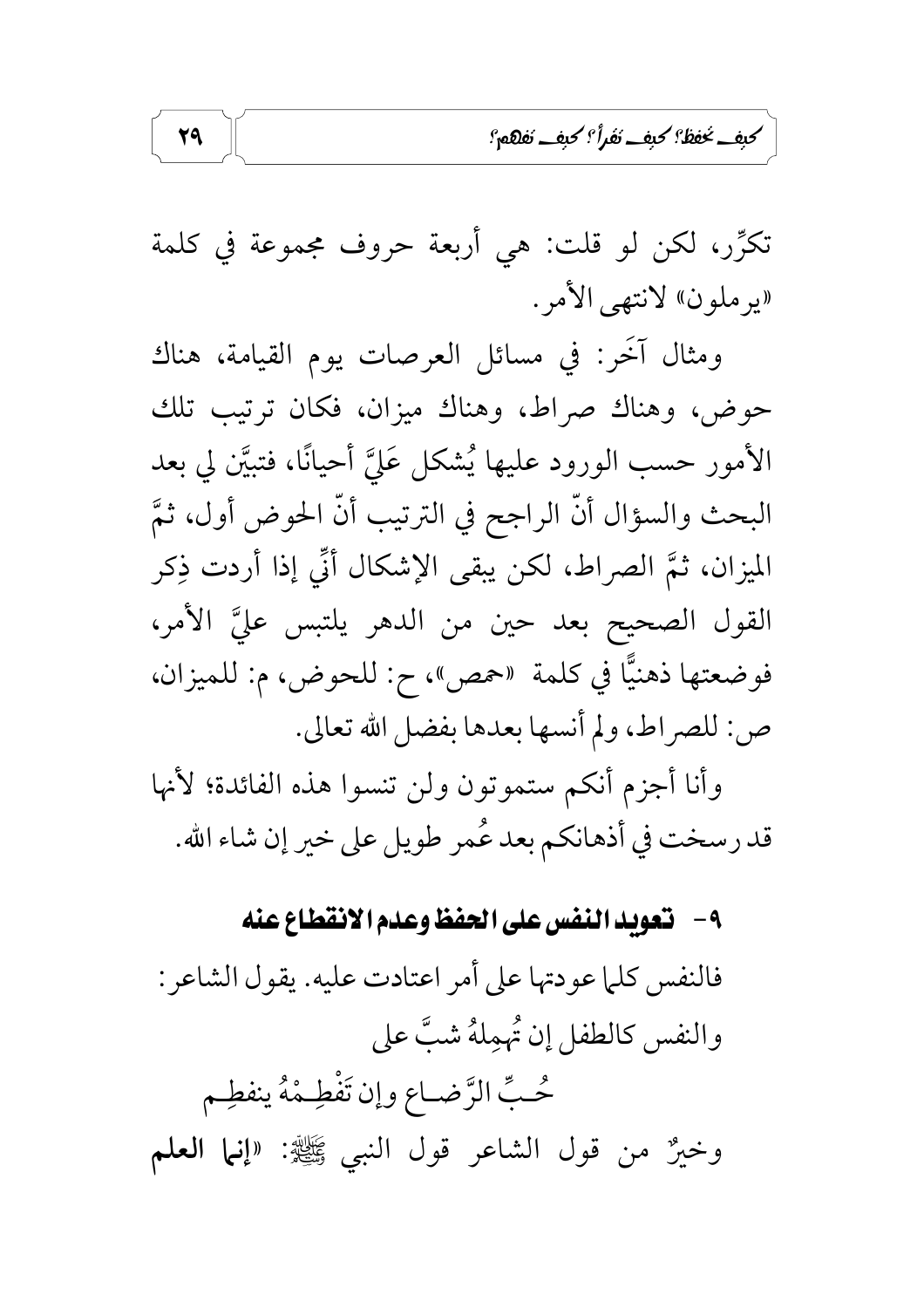تكرِّر، لكن لو قلت: هي أربعة حروف مجموعة في كلمة «يرملون» لانتهى الأمر.

ومثال آخَر: في مسائل العرصات يوم القيامة، هناك حوض، وهناك صراط، وهناك ميزان، فكان ترتيب تلك الأمور حسب الورود عليها يُشكل عَليَّ أحيانًا، فتبيَّن لي بعد البحث والسؤال أنّ الراجح في الترتيب أنّ الحوض أول، ثمَّ الميزان، ثمَّ الصراط، لكن يبقى الإشكال أنِّي إذا أردت ذِكر القول الصحيح بعد حين من الدهر يلتبس عليَّ الأمر، فوضعتها ذهنيًّا في كلمة «حمص»، ح: للحوض، م: للميزان، ص: للصراط، ولم أنسها بعدها بفضل الله تعالى.

وأنا أجزم أنكم ستموتون ولن تنسوا هذه الفائدة؛ لأنها قد رسخت في أذهانكم بعد عُمر طويل على خير إن شاء الله.

### ٩- تعويد النفس على الحفظ وعدم الانقطاع عنه

فالنفس كلما عودتها على أمر اعتادت عليه. يقول الشاعر:

والنفس كالطفل إن تُهمِلهُ شبَّ على
حُبِّ الرَّضاع وإن تَفْطِمْهُ ينفطِم

وخيرٌ من قول الشاعر قول النبي ﷺ: «**إنما العلم**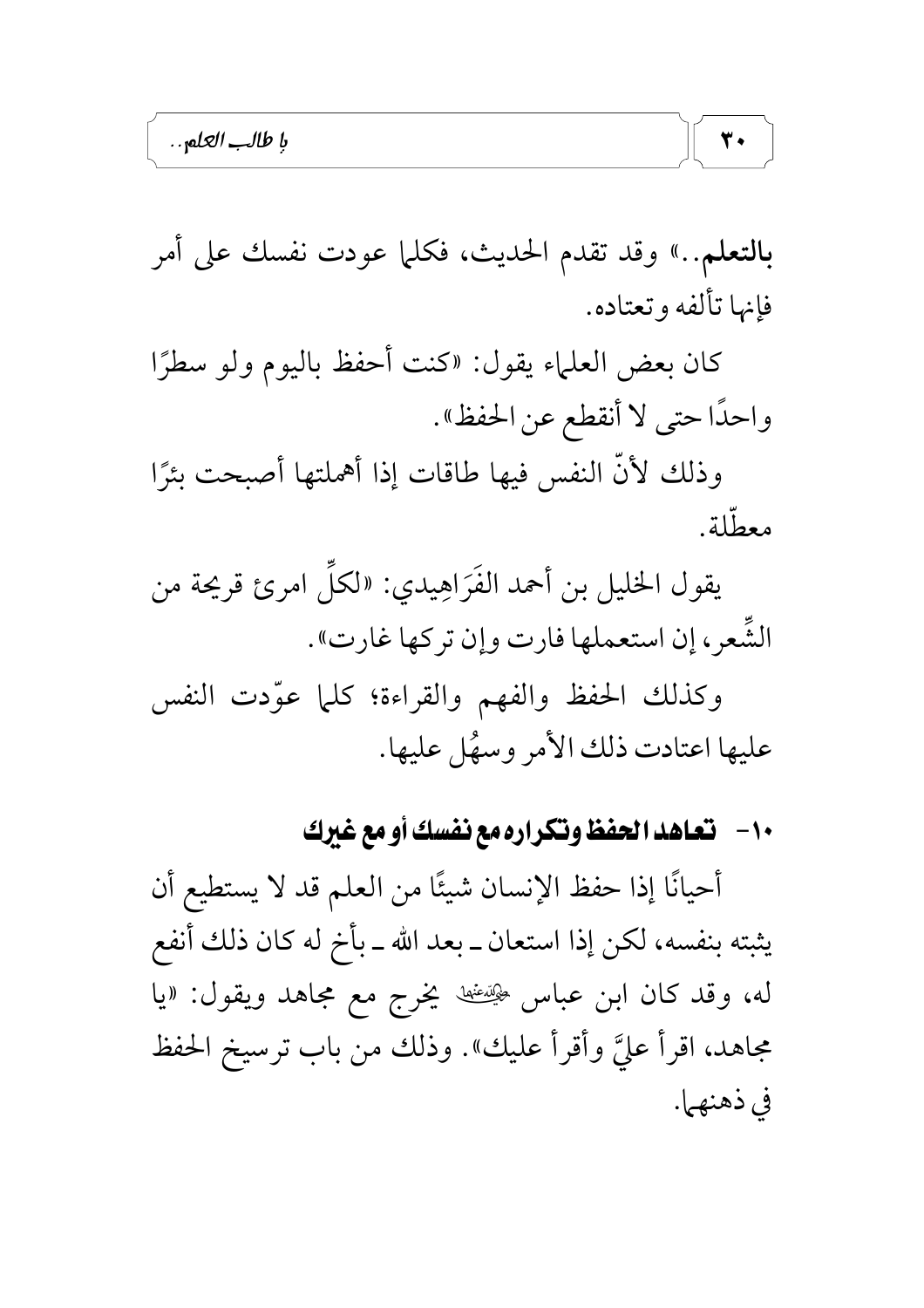**بالتعلم..»** وقد تقدم الحديث، فكلما عودت نفسك على أمر فإنها تألفه وتعتاده.

كان بعض العلماء يقول: «كنت أحفظ باليوم ولو سطرًا واحدًا حتى لا أنقطع عن الحفظ».

وذلك لأنّ النفس فيها طاقات إذا أهملتها أصبحت بئرًا معطّلة.

يقول الخليل بن أحمد الفَرَاهِيدي: «لكلِّ امرئ قريحة من الشِّعر، إن استعملها فارت وإن تركها غارت».

وكذلك الحفظ والفهم والقراءة؛ كلما عوّدت النفس عليها اعتادت ذلك الأمر وسهُل عليها.

### ١٠- تعاهد الحفظ وتكراره مع نفسك أو مع غيرك

أحيانًا إذا حفظ الإنسان شيئًا من العلم قد لا يستطيع أن يثبته بنفسه، لكن إذا استعان ـ بعد الله ـ بأخ له كان ذلك أنفع له، وقد كان ابن عباس رضي الله عنهما يخرج مع مجاهد ويقول: «يا مجاهد، اقرأ عليَّ وأقرأ عليك». وذلك من باب ترسيخ الحفظ في ذهنهما.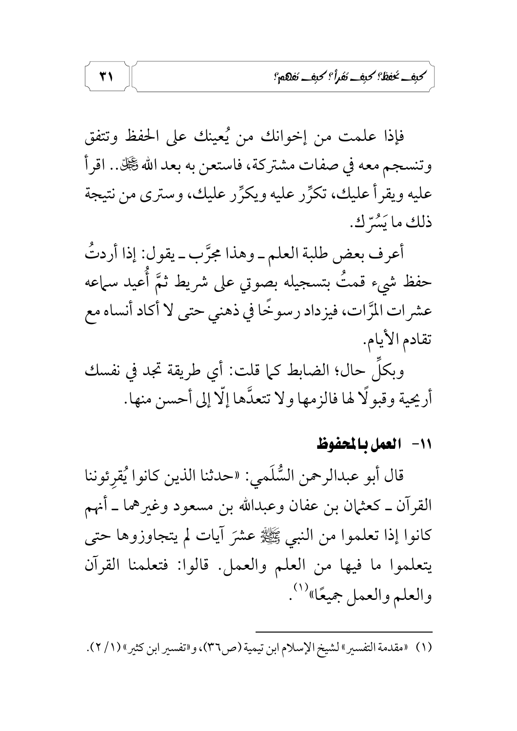فإذا علمت من إخوانك من يُعينك على الحفظ وتتفق وتنسجم معه في صفات مشتركة، فاستعن به بعد الله ﷻ.. اقرأ عليه ويقرأ عليك، تكرِّر عليه ويكرِّر عليك، وسترى من نتيجة ذلك ما يَسُرّك.

أعرف بعض طلبة العلم ـ وهذا مجرَّب ـ يقول: إذا أردتُ حفظ شيء قمتُ بتسجيله بصوتي على شريط ثمَّ أُعيد سماعه عشرات المرَّات، فيزداد رسوخًا في ذهني حتى لا أكاد أنساه مع تقادم الأيام.

وبكلِّ حال؛ الضابط كما قلت: أي طريقة تجد في نفسك أريحية وقبولًا لها فالزمها ولا تتعدَّها إلّا إلى أحسن منها.

### ١١- العمل بالمحفوظ

قال أبو عبدالرحمن السُّلَمي: «حدثنا الذين كانوا يُقرِئوننا القرآن ـ كعثمان بن عفان وعبدالله بن مسعود وغيرهما ـ أنهم كانوا إذا تعلموا من النبي ﷺ عشرَ آيات لم يتجاوزوها حتى يتعلموا ما فيها من العلم والعمل. قالوا: فتعلمنا القرآن والعلم والعمل جميعًا»[١].

---

(١) «مقدمة التفسير» لشيخ الإسلام ابن تيمية (ص٣٦)، و«تفسير ابن كثير» (١/ ٢).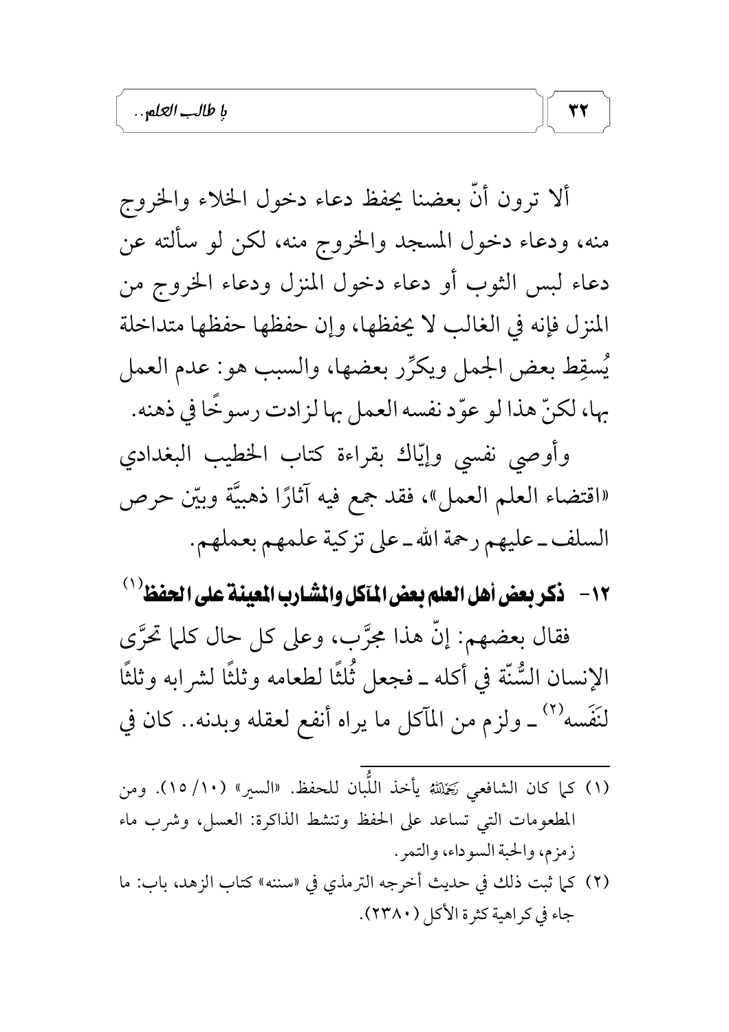ألا ترون أنّ بعضنا يحفظ دعاء دخول الخلاء والخروج منه، ودعاء دخول المسجد والخروج منه، لكن لو سألته عن دعاء لبس الثوب أو دعاء دخول المنزل ودعاء الخروج من المنزل فإنه في الغالب لا يحفظها، وإن حفظها حفظها متداخلة يُسقِط بعض الجمل ويكرِّر بعضها، والسبب هو: عدم العمل بها، لكنّ هذا لو عوّد نفسه العمل بها لزادت رسوخًا في ذهنه.

وأوصي نفسي وإيّاك بقراءة كتاب الخطيب البغدادي «اقتضاء العلم العمل»، فقد جمع فيه آثارًا ذهبيَّة وبيّن حرص السلف ـ عليهم رحمة الله ـ على تزكية علمهم بعملهم.

## ١٢- ذكر بعض أهل العلم بعض المآكل والمشارب المعينة على الحفظ[١]

فقال بعضهم: إنّ هذا مجرَّب، وعلى كل حال كلما تحرَّى الإنسان السُّنّة في أكله ـ فجعل ثُلثًا لطعامه وثلثًا لشرابه وثلثًا لنَفَسه[٢] ـ ولزم من المآكل ما يراه أنفع لعقله وبدنه.. كان في

---

(١) كما كان الشافعي رَحِمَهُ اللهُ يأخذ اللُّبان للحفظ. «السير» (١٠/ ١٥). ومن المطعومات التي تساعد على الحفظ وتنشط الذاكرة: العسل، وشرب ماء زمزم، والحبة السوداء، والتمر.

(٢) كما ثبت ذلك في حديث أخرجه الترمذي في «سننه» كتاب الزهد، باب: ما جاء في كراهية كثرة الأكل (٢٣٨٠).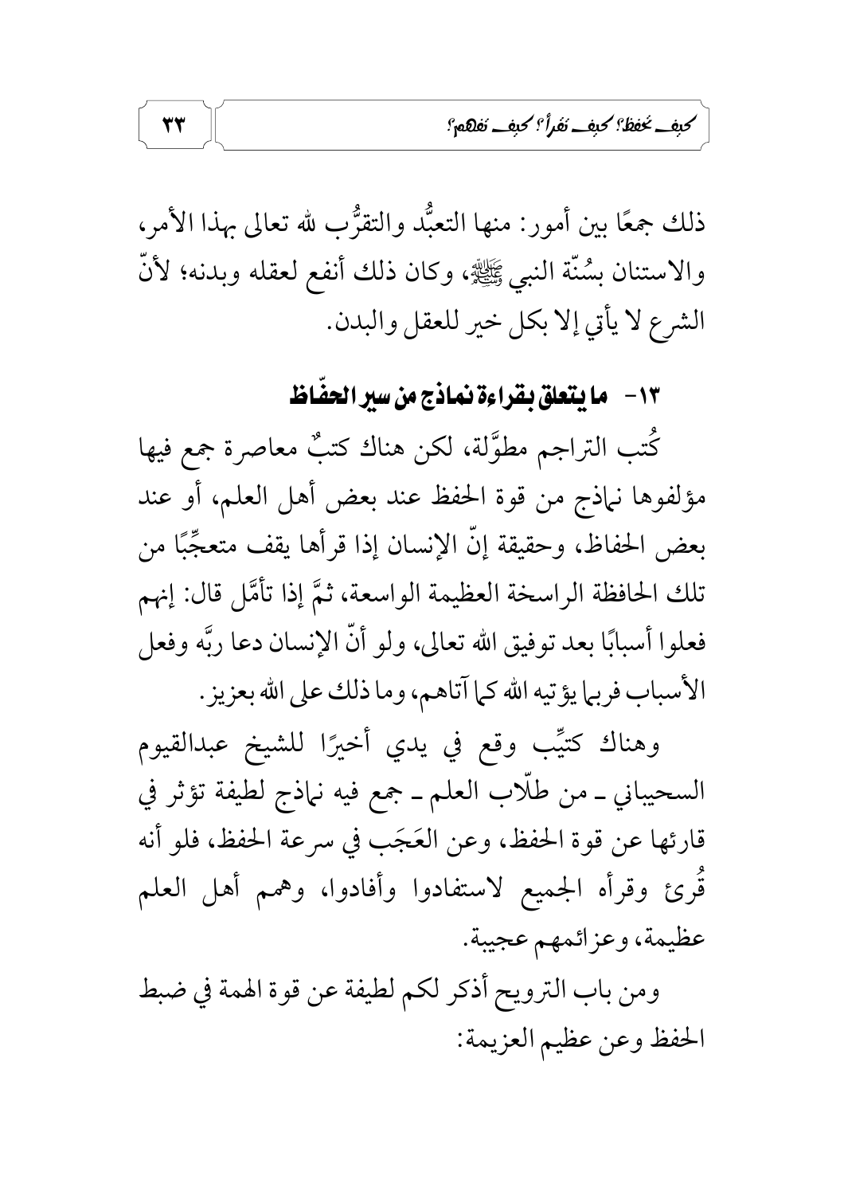ذلك جمعًا بين أمور: منها التعبُّد والتقرُّب لله تعالى بهذا الأمر، والاستنان بسُنّة النبي ﷺ، وكان ذلك أنفع لعقله وبدنه؛ لأنّ الشرع لا يأتي إلا بكل خير للعقل والبدن.

### ١٣- ما يتعلق بقراءة نماذج من سير الحفّاظ

كُتب التراجم مطوَّلة، لكن هناك كتبٌ معاصرة جمع فيها مؤلفوها نماذج من قوة الحفظ عند بعض أهل العلم، أو عند بعض الحفاظ، وحقيقة إنّ الإنسان إذا قرأها يقف متعجِّبًا من تلك الحافظة الراسخة العظيمة الواسعة، ثمَّ إذا تأمَّل قال: إنهم فعلوا أسبابًا بعد توفيق الله تعالى، ولو أنّ الإنسان دعا ربَّه وفعل الأسباب فربما يؤتيه الله كما آتاهم، وما ذلك على الله بعزيز.

وهناك كتيِّب وقع في يدي أخيرًا للشيخ عبدالقيوم السحيباني ـ من طلّاب العلم ـ جمع فيه نماذج لطيفة تؤثر في قارئها عن قوة الحفظ، وعن العَجَب في سرعة الحفظ، فلو أنه قُرئ وقرأه الجميع لاستفادوا وأفادوا، وهمم أهل العلم عظيمة، وعزائمهم عجيبة.

ومن باب الترويح أذكر لكم لطيفة عن قوة الهمة في ضبط الحفظ وعن عظيم العزيمة: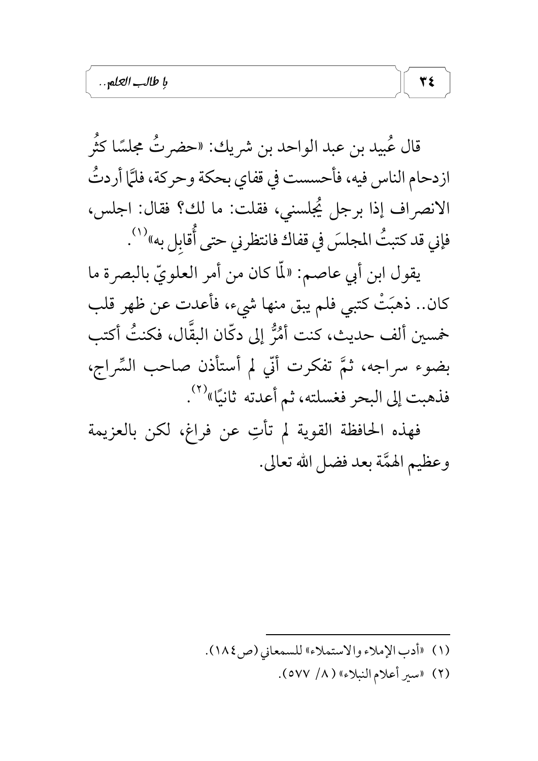قال عُبيد بن عبد الواحد بن شريك: «حضرتُ مجلسًا كثُر ازدحام الناس فيه، فأحسست في قفاي بحكة وحركة، فلمَّا أردتُ الانصراف إذا برجل يُجلسني، فقلت: ما لك؟ فقال: اجلس، فإني قد كتبتُ المجلسَ في قفاك فانتظرني حتى أُقابِل به»[1].

يقول ابن أبي عاصم: «لمّا كان من أمر العلويّ بالبصرة ما كان.. ذهبَتْ كتبي فلم يبق منها شيء، فأعدت عن ظهر قلب خمسين ألف حديث، كنت أمُرُّ إلى دكّان البقَّال، فكنتُ أكتب بضوء سراجه، ثمَّ تفكرت أنّي لم أستأذن صاحب السِّراج، فذهبت إلى البحر فغسلته، ثم أعدته ثانيًا»[2].

فهذه الحافظة القوية لم تأتِ عن فراغ، لكن بالعزيمة وعظيم الهمَّة بعد فضل الله تعالى.

---

(١) «أدب الإملاء والاستملاء» للسمعاني (ص١٨٤).

(٢) «سير أعلام النبلاء» (٨/ ٥٧٧).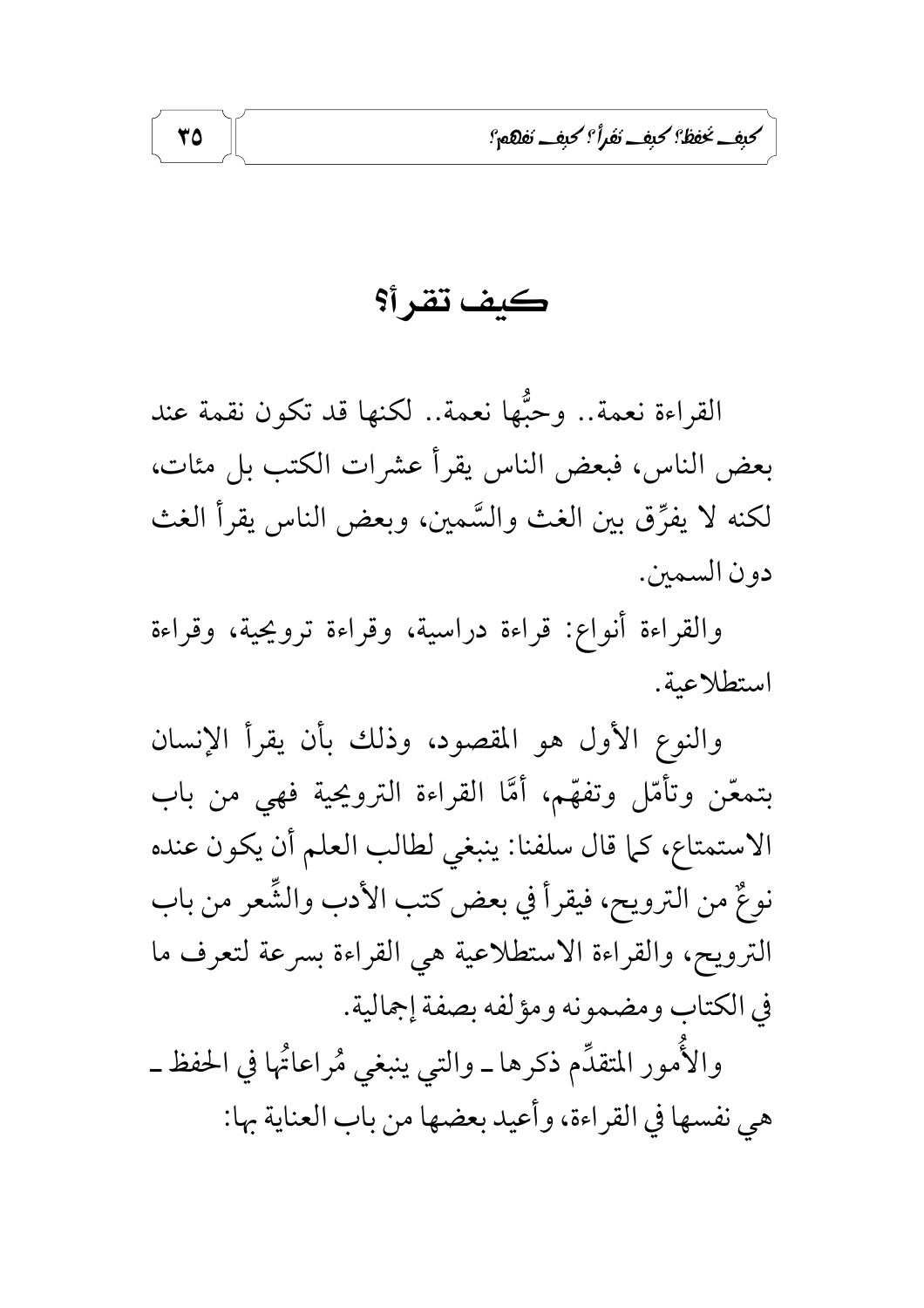# كيف تقرأ؟

القراءة نعمة.. وحبُّها نعمة.. لكنها قد تكون نقمة عند بعض الناس، فبعض الناس يقرأ عشرات الكتب بل مئات، لكنه لا يفرِّق بين الغث والسَّمين، وبعض الناس يقرأ الغث دون السمين.

والقراءة أنواع: قراءة دراسية، وقراءة ترويحية، وقراءة استطلاعية.

والنوع الأول هو المقصود، وذلك بأن يقرأ الإنسان بتمعّن وتأمّل وتفهّم، أمَّا القراءة الترويحية فهي من باب الاستمتاع، كما قال سلفنا: ينبغي لطالب العلم أن يكون عنده نوعٌ من الترويح، فيقرأ في بعض كتب الأدب والشِّعر من باب الترويح، والقراءة الاستطلاعية هي القراءة بسرعة لتعرف ما في الكتاب ومضمونه ومؤلفه بصفة إجمالية.

والأُمور المتقدِّم ذكرها ـ والتي ينبغي مُراعاتُها في الحفظ ـ هي نفسها في القراءة، وأعيد بعضها من باب العناية بها: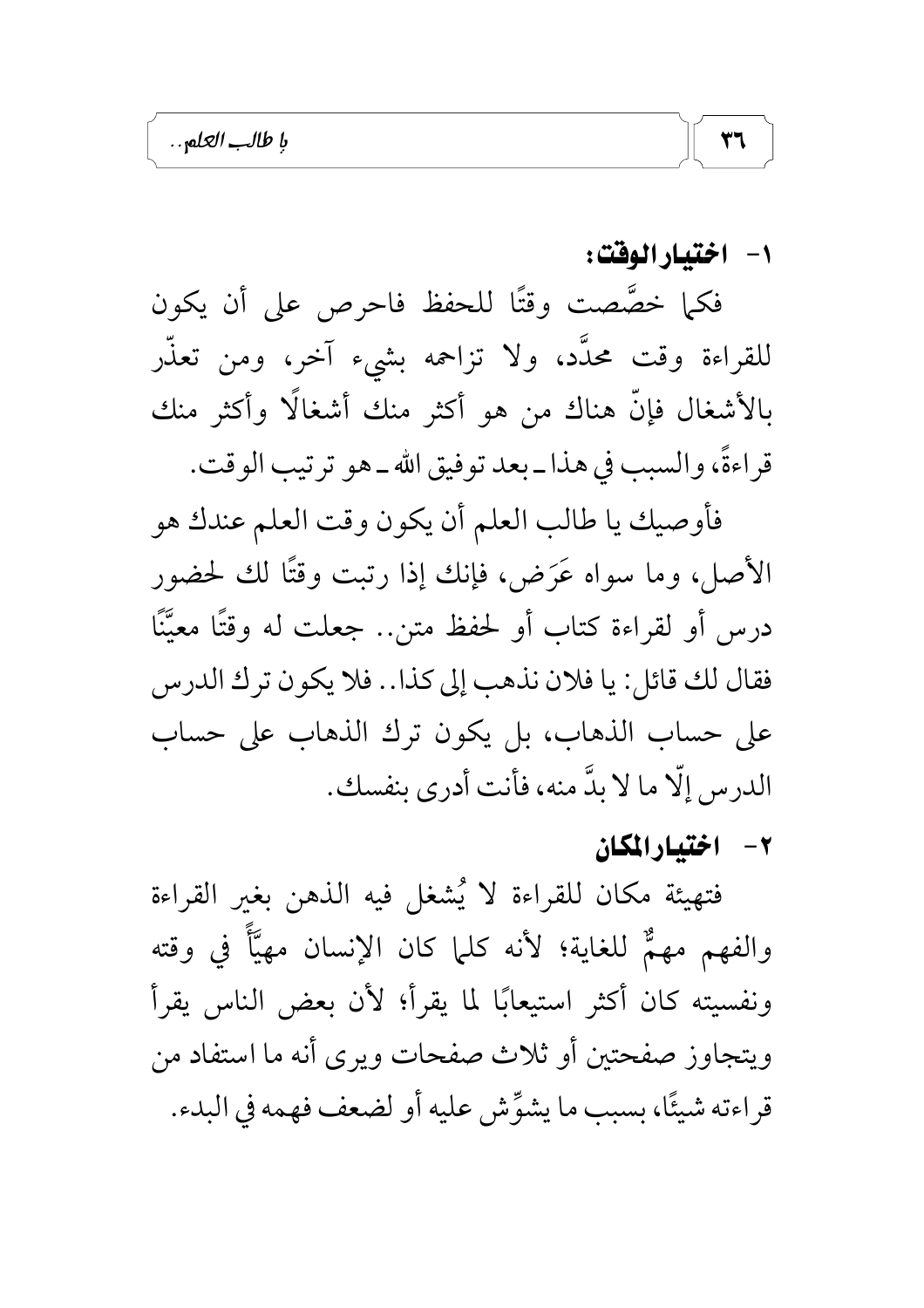### ١- اختيار الوقت:

فكما خصَّصت وقتًا للحفظ فاحرص على أن يكون للقراءة وقت محدَّد، ولا تزاحمه بشيء آخر، ومن تعذّر بالأشغال فإنّ هناك من هو أكثر منك أشغالًا وأكثر منك قراءةً، والسبب في هذا ـ بعد توفيق الله ـ هو ترتيب الوقت.

فأوصيك يا طالب العلم أن يكون وقت العلم عندك هو الأصل، وما سواه عَرَض، فإنك إذا رتبت وقتًا لك لحضور درس أو لقراءة كتاب أو لحفظ متن.. جعلت له وقتًا معيَّنًا فقال لك قائل: يا فلان نذهب إلى كذا.. فلا يكون ترك الدرس على حساب الذهاب، بل يكون ترك الذهاب على حساب الدرس إلّا ما لا بدَّ منه، فأنت أدرى بنفسك.

### ٢- اختيار المكان

فتهيئة مكان للقراءة لا يُشغل فيه الذهن بغير القراءة والفهم مهمٌّ للغاية؛ لأنه كلما كان الإنسان مهيَّأً في وقته ونفسيته كان أكثر استيعابًا لما يقرأ؛ لأن بعض الناس يقرأ ويتجاوز صفحتين أو ثلاث صفحات ويرى أنه ما استفاد من قراءته شيئًا، بسبب ما يشوِّش عليه أو لضعف فهمه في البدء.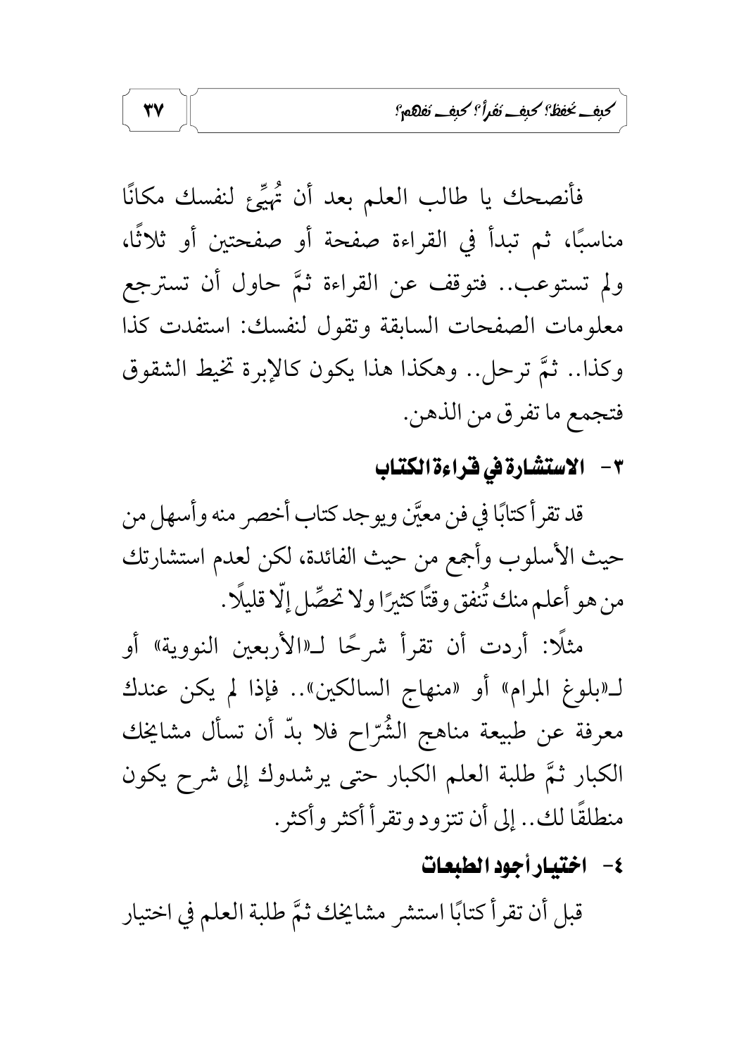فأنصحك يا طالب العلم بعد أن تُهيِّئ لنفسك مكانًا مناسبًا، ثم تبدأ في القراءة صفحة أو صفحتين أو ثلاثًا، ولم تستوعب.. فتوقف عن القراءة ثمَّ حاول أن تسترجع معلومات الصفحات السابقة وتقول لنفسك: استفدت كذا وكذا.. ثمَّ ترحل.. وهكذا هذا يكون كالإبرة تخيط الشقوق فتجمع ما تفرق من الذهن.

## ٣- الاستشارة في قراءة الكتاب

قد تقرأ كتابًا في فن معيَّن ويوجد كتاب أخصر منه وأسهل من حيث الأسلوب وأجمع من حيث الفائدة، لكن لعدم استشارتك من هو أعلم منك تُنفق وقتًا كثيرًا ولا تحصِّل إلّا قليلًا.

مثلًا: أردت أن تقرأ شرحًا لـ«الأربعين النووية» أو لـ«بلوغ المرام» أو «منهاج السالكين».. فإذا لم يكن عندك معرفة عن طبيعة مناهج الشُرّاح فلا بدّ أن تسأل مشايخك الكبار ثمَّ طلبة العلم الكبار حتى يرشدوك إلى شرح يكون منطلقًا لك.. إلى أن تتزود وتقرأ أكثر وأكثر.

## ٤- اختيار أجود الطبعات

قبل أن تقرأ كتابًا استشر مشايخك ثمَّ طلبة العلم في اختيار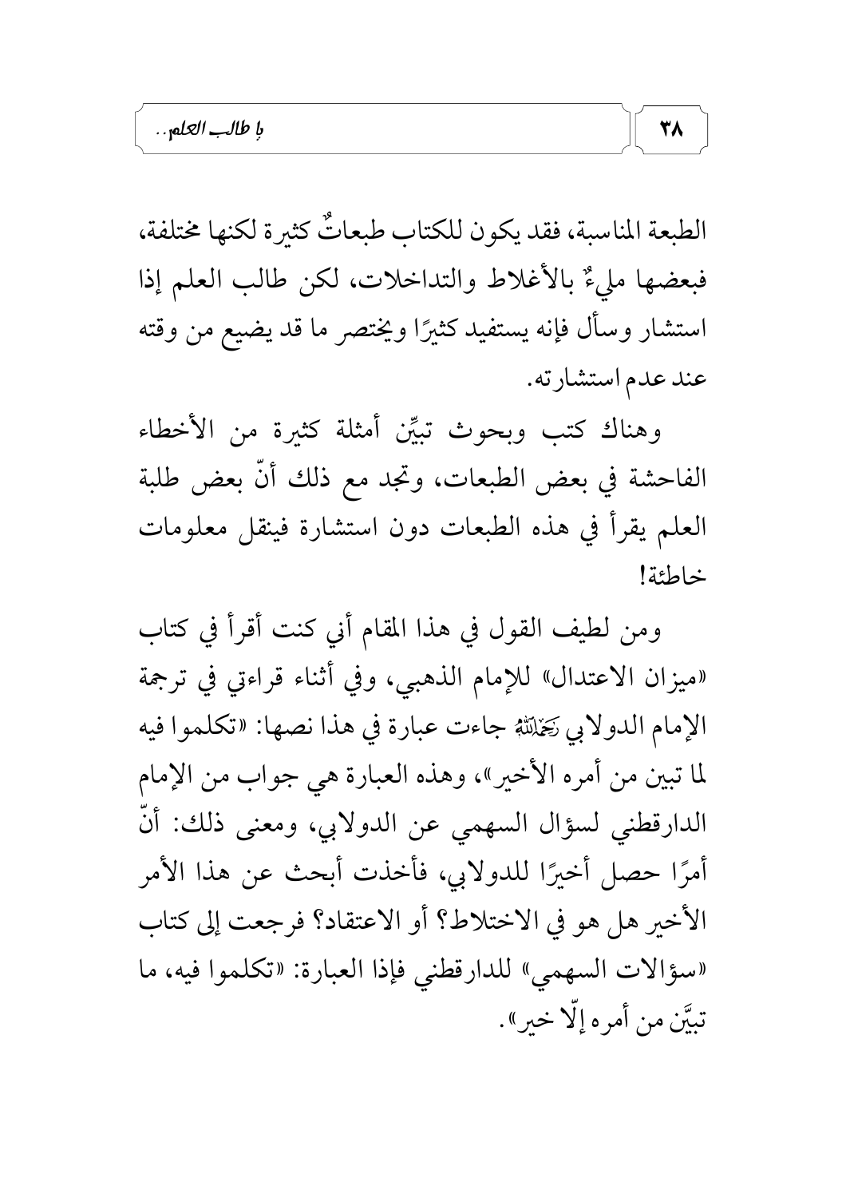الطبعة المناسبة، فقد يكون للكتاب طبعاتٌ كثيرة لكنها مختلفة، فبعضها مليءٌ بالأغلاط والتداخلات، لكن طالب العلم إذا استشار وسأل فإنه يستفيد كثيرًا ويختصر ما قد يضيع من وقته عند عدم استشارته.

وهناك كتب وبحوث تبيّن أمثلة كثيرة من الأخطاء الفاحشة في بعض الطبعات، وتجد مع ذلك أنّ بعض طلبة العلم يقرأ في هذه الطبعات دون استشارة فينقل معلومات خاطئة!

ومن لطيف القول في هذا المقام أني كنت أقرأ في كتاب «ميزان الاعتدال» للإمام الذهبي، وفي أثناء قراءتي في ترجمة الإمام الدولابي رَحِمَهُ ٱللَّهُ جاءت عبارة في هذا نصها: «تكلموا فيه لما تبين من أمره الأخير»، وهذه العبارة هي جواب من الإمام الدارقطني لسؤال السهمي عن الدولابي، ومعنى ذلك: أنّ أمرًا حصل أخيرًا للدولابي، فأخذت أبحث عن هذا الأمر الأخير هل هو في الاختلاط؟ أو الاعتقاد؟ فرجعت إلى كتاب «سؤالات السهمي» للدارقطني فإذا العبارة: «تكلموا فيه، ما تبيَّن من أمره إلّا خير».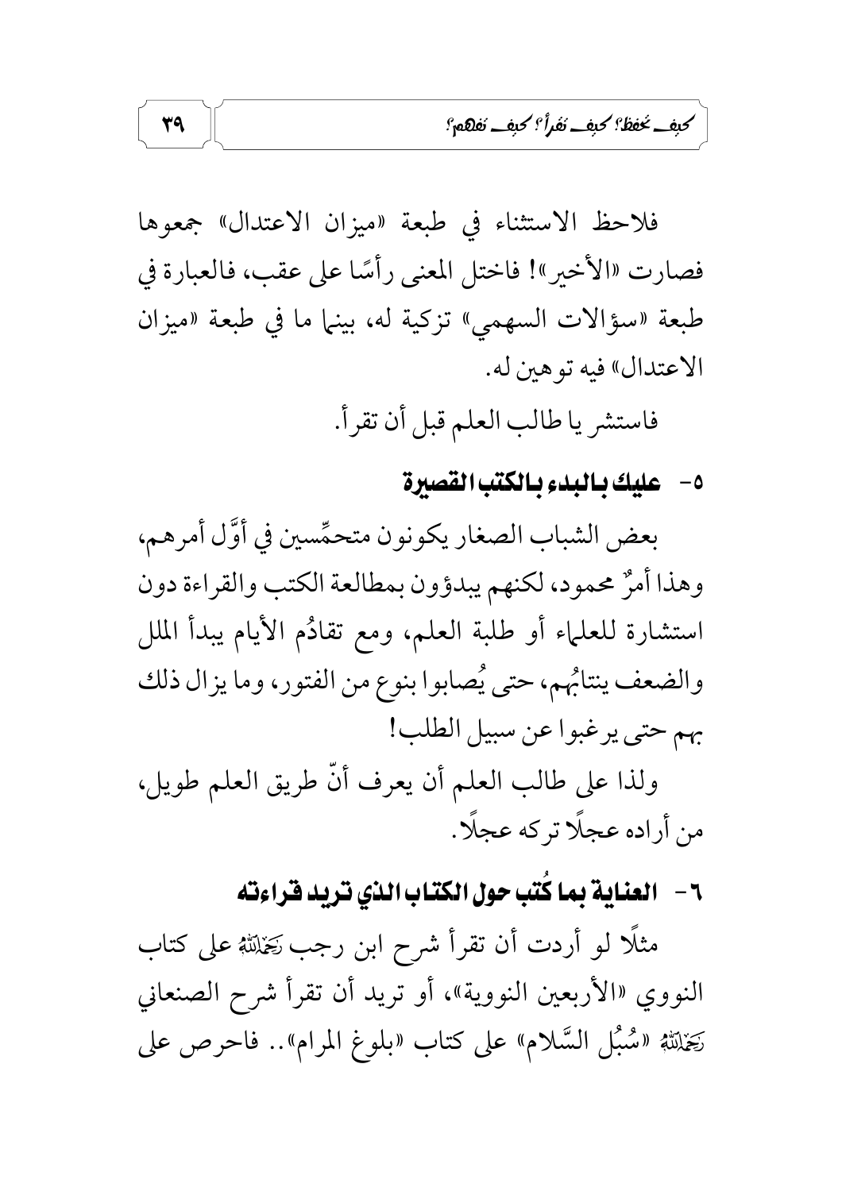فلاحظ الاستثناء في طبعة «ميزان الاعتدال» جمعوها فصارت «الأخير»! فاختل المعنى رأسًا على عقب، فالعبارة في طبعة «سؤالات السهمي» تزكية له، بينما ما في طبعة «ميزان الاعتدال» فيه توهين له.

فاستشر يا طالب العلم قبل أن تقرأ.

### ٥- عليك بالبدء بالكتب القصيرة

بعض الشباب الصغار يكونون متحمِّسين في أوَّل أمرهم، وهذا أمرٌ محمود، لكنهم يبدؤون بمطالعة الكتب والقراءة دون استشارة للعلماء أو طلبة العلم، ومع تقادُم الأيام يبدأ الملل والضعف ينتابُهم، حتى يُصابوا بنوع من الفتور، وما يزال ذلك بهم حتى يرغبوا عن سبيل الطلب!

ولذا على طالب العلم أن يعرف أنّ طريق العلم طويل، من أراده عجلًا تركه عجلًا.

### ٦- العناية بما كُتب حول الكتاب الذي تريد قراءته

مثلًا لو أردت أن تقرأ شرح ابن رجب رَحِمَهُ ٱللَّهُ على كتاب النووي «الأربعين النووية»، أو تريد أن تقرأ شرح الصنعاني رَحِمَهُ ٱللَّهُ «سُبُل السَّلام» على كتاب «بلوغ المرام».. فاحرص على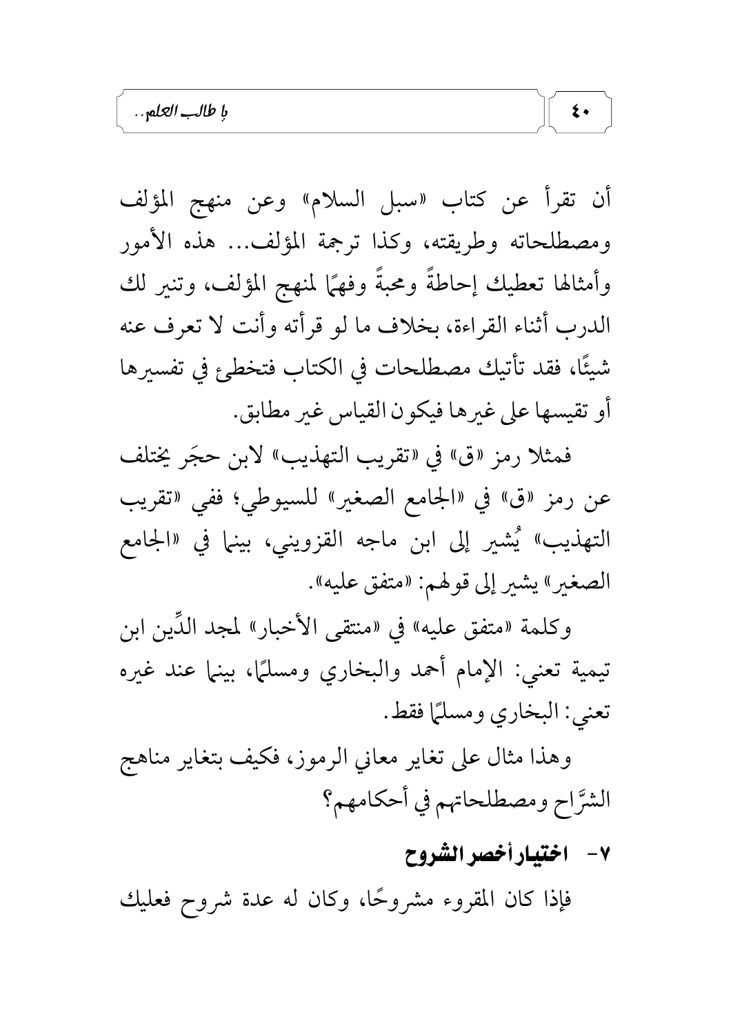أن تقرأ عن كتاب «سبل السلام» وعن منهج المؤلف ومصطلحاته وطريقته، وكذا ترجمة المؤلف... هذه الأمور وأمثالها تعطيك إحاطةً ومحبةً وفهمًا لمنهج المؤلف، وتنير لك الدرب أثناء القراءة، بخلاف ما لو قرأته وأنت لا تعرف عنه شيئًا، فقد تأتيك مصطلحات في الكتاب فتخطئ في تفسيرها أو تقيسها على غيرها فيكون القياس غير مطابق.

فمثلا رمز «ق» في «تقريب التهذيب» لابن حجَر يختلف عن رمز «ق» في «الجامع الصغير» للسيوطي؛ ففي «تقريب التهذيب» يُشير إلى ابن ماجه القزويني، بينما في «الجامع الصغير» يشير إلى قولهم: «متفق عليه».

وكلمة «متفق عليه» في «منتقى الأخبار» لمجد الدِّين ابن تيمية تعني: الإمام أحمد والبخاري ومسلمًا، بينما عند غيره تعني: البخاري ومسلمًا فقط.

وهذا مثال على تغاير معاني الرموز، فكيف بتغاير مناهج الشرَّاح ومصطلحاتهم في أحكامهم؟

### ٧- اختيار أخصر الشروح

فإذا كان المقروء مشروحًا، وكان له عدة شروح فعليك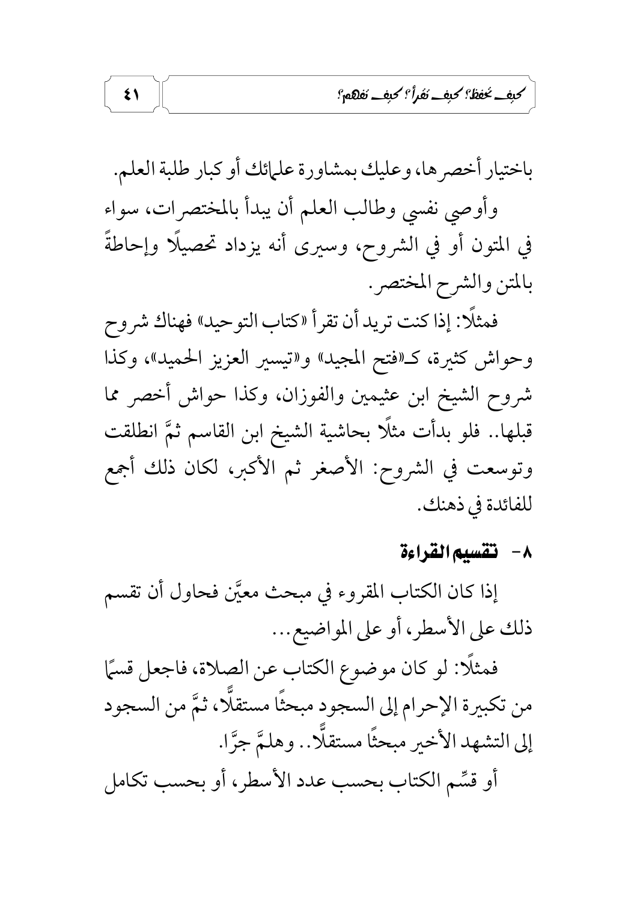باختيار أخصرها، وعليك بمشاورة علمائك أو كبار طلبة العلم.

وأوصي نفسي وطالب العلم أن يبدأ بالمختصرات، سواء في المتون أو في الشروح، وسيرى أنه يزداد تحصيلًا وإحاطةً بالمتن والشرح المختصر.

فمثلًا: إذا كنت تريد أن تقرأ «كتاب التوحيد» فهناك شروح وحواش كثيرة، كـ«فتح المجيد» و«تيسير العزيز الحميد»، وكذا شروح الشيخ ابن عثيمين والفوزان، وكذا حواش أخصر مما قبلها.. فلو بدأت مثلًا بحاشية الشيخ ابن القاسم ثمَّ انطلقت وتوسعت في الشروح: الأصغر ثم الأكبر، لكان ذلك أجمع للفائدة في ذهنك.

## ٨- تقسيم القراءة

إذا كان الكتاب المقروء في مبحث معيَّن فحاول أن تقسم ذلك على الأسطر، أو على المواضيع...

فمثلًا: لو كان موضوع الكتاب عن الصلاة، فاجعل قسمًا من تكبيرة الإحرام إلى السجود مبحثًا مستقلًّا، ثمَّ من السجود إلى التشهد الأخير مبحثًا مستقلًّا.. وهلمَّ جرًّا.

أو قسِّم الكتاب بحسب عدد الأسطر، أو بحسب تكامل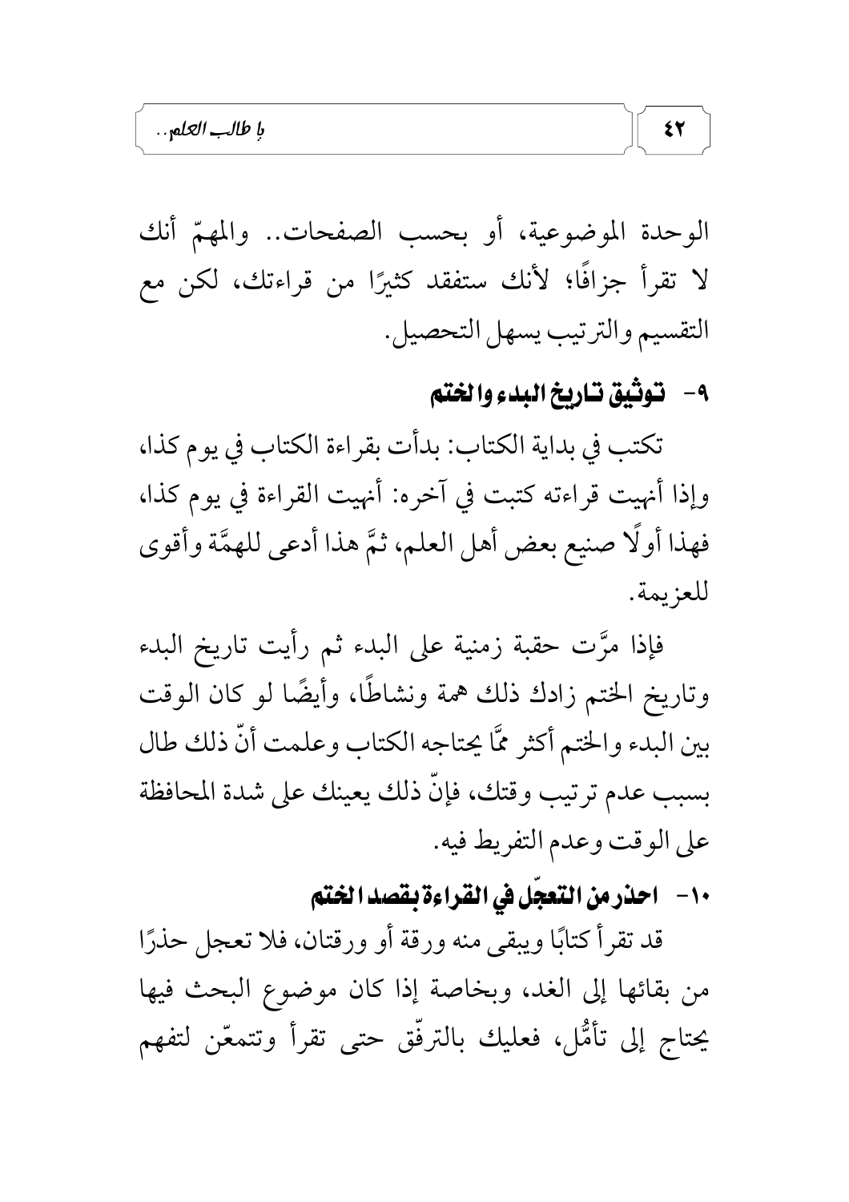الوحدة الموضوعية، أو بحسب الصفحات.. والمهمّ أنك لا تقرأ جزافًا؛ لأنك ستفقد كثيرًا من قراءتك، لكن مع التقسيم والترتيب يسهل التحصيل.

### ٩- توثيق تاريخ البدء والختم

تكتب في بداية الكتاب: بدأت بقراءة الكتاب في يوم كذا، وإذا أنهيت قراءته كتبت في آخره: أنهيت القراءة في يوم كذا، فهذا أولًا صنيع بعض أهل العلم، ثمَّ هذا أدعى للهمَّة وأقوى للعزيمة.

فإذا مرَّت حقبة زمنية على البدء ثم رأيت تاريخ البدء وتاريخ الختم زادك ذلك همة ونشاطًا، وأيضًا لو كان الوقت بين البدء والختم أكثر ممَّا يحتاجه الكتاب وعلمت أنّ ذلك طال بسبب عدم ترتيب وقتك، فإنّ ذلك يعينك على شدة المحافظة على الوقت وعدم التفريط فيه.

### ١٠- احذر من التعجّل في القراءة بقصد الختم

قد تقرأ كتابًا ويبقى منه ورقة أو ورقتان، فلا تعجل حذرًا من بقائها إلى الغد، وبخاصة إذا كان موضوع البحث فيها يحتاج إلى تأمُّل، فعليك بالترفّق حتى تقرأ وتتمعّن لتفهم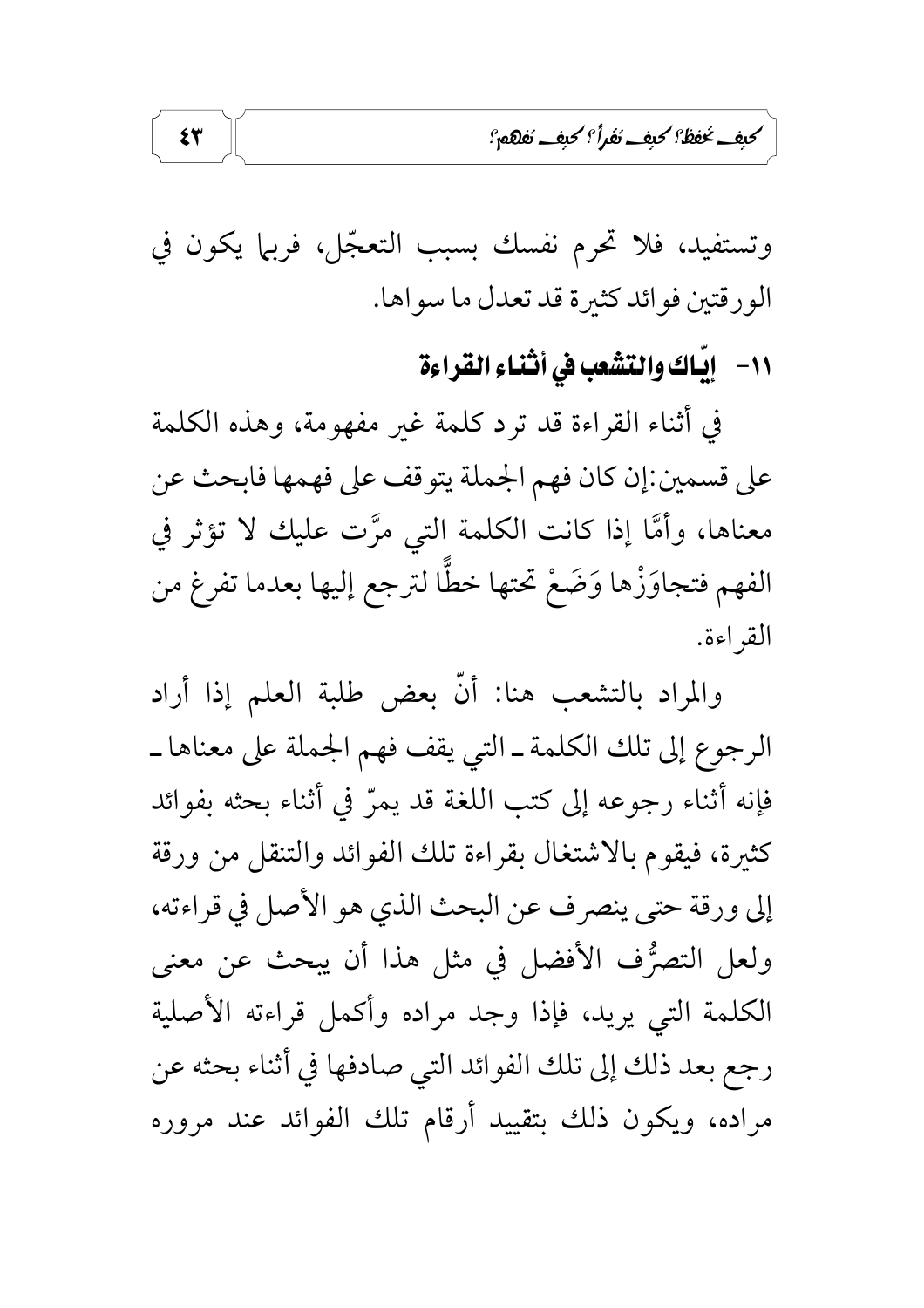وتستفيد، فلا تحرم نفسك بسبب التعجّل، فربما يكون في الورقتين فوائد كثيرة قد تعدل ما سواها.

## ١١- إيّاك والتشعب في أثناء القراءة

في أثناء القراءة قد ترد كلمة غير مفهومة، وهذه الكلمة على قسمين: إن كان فهم الجملة يتوقف على فهمها فابحث عن معناها، وأمَّا إذا كانت الكلمة التي مرَّت عليك لا تؤثر في الفهم فتجاوَزْها وَضَعْ تحتها خطًّا لترجع إليها بعدما تفرغ من القراءة.

والمراد بالتشعب هنا: أنّ بعض طلبة العلم إذا أراد الرجوع إلى تلك الكلمة ـ التي يقف فهم الجملة على معناها ـ فإنه أثناء رجوعه إلى كتب اللغة قد يمرّ في أثناء بحثه بفوائد كثيرة، فيقوم بالاشتغال بقراءة تلك الفوائد والتنقل من ورقة إلى ورقة حتى ينصرف عن البحث الذي هو الأصل في قراءته، ولعل التصرُّف الأفضل في مثل هذا أن يبحث عن معنى الكلمة التي يريد، فإذا وجد مراده وأكمل قراءته الأصلية رجع بعد ذلك إلى تلك الفوائد التي صادفها في أثناء بحثه عن مراده، ويكون ذلك بتقييد أرقام تلك الفوائد عند مروره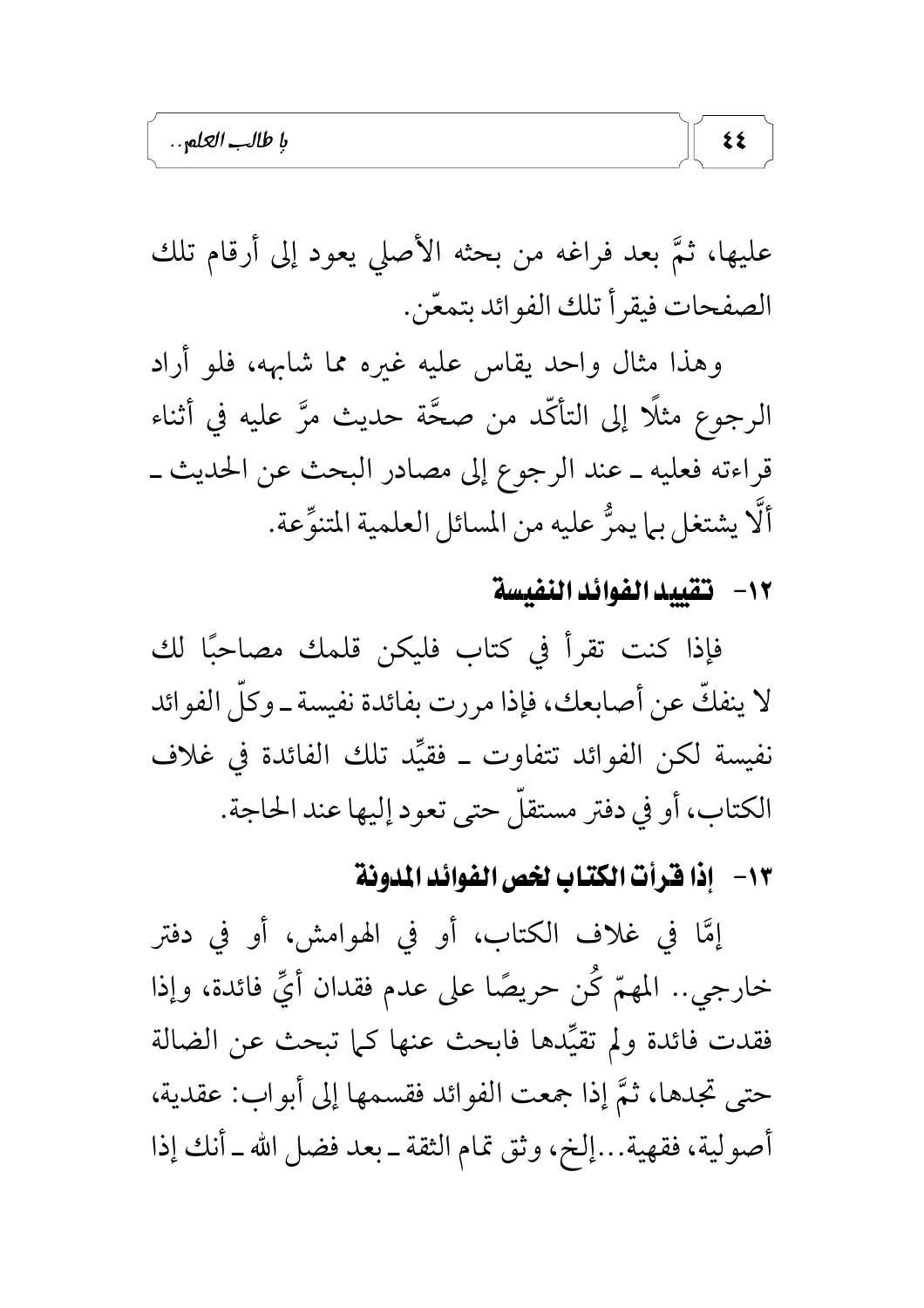عليها، ثمَّ بعد فراغه من بحثه الأصلي يعود إلى أرقام تلك الصفحات فيقرأ تلك الفوائد بتمعّن.

وهذا مثال واحد يقاس عليه غيره مما شابهه، فلو أراد الرجوع مثلًا إلى التأكّد من صحَّة حديث مرَّ عليه في أثناء قراءته فعليه ـ عند الرجوع إلى مصادر البحث عن الحديث ـ ألَّا يشتغل بما يمرُّ عليه من المسائل العلمية المتنوِّعة.

### ١٢- تقييد الفوائد النفيسة

فإذا كنت تقرأ في كتاب فليكن قلمك مصاحبًا لك لا ينفكّ عن أصابعك، فإذا مررت بفائدة نفيسة ـ وكلّ الفوائد نفيسة لكن الفوائد تتفاوت ـ فقيِّد تلك الفائدة في غلاف الكتاب، أو في دفتر مستقلّ حتى تعود إليها عند الحاجة.

### ١٣- إذا قرأت الكتاب لخص الفوائد المدونة

إمَّا في غلاف الكتاب، أو في الهوامش، أو في دفتر خارجي.. المهمّ كُن حريصًا على عدم فقدان أيِّ فائدة، وإذا فقدت فائدة ولم تقيِّدها فابحث عنها كما تبحث عن الضالة حتى تجدها، ثمَّ إذا جمعت الفوائد فقسمها إلى أبواب: عقدية، أصولية، فقهية...إلخ، وثق تمام الثقة ـ بعد فضل الله ـ أنك إذا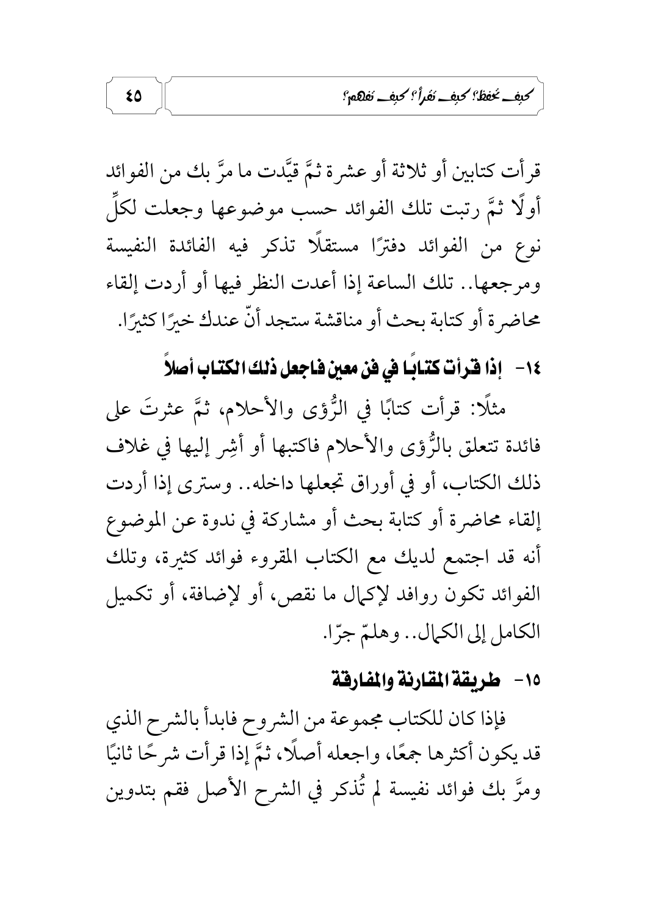قرأت كتابين أو ثلاثة أو عشرة ثمَّ قيَّدت ما مرَّ بك من الفوائد أولًا ثمَّ رتبت تلك الفوائد حسب موضوعها وجعلت لكلِّ نوع من الفوائد دفترًا مستقلًا تذكر فيه الفائدة النفيسة ومرجعها.. تلك الساعة إذا أعدت النظر فيها أو أردت إلقاء محاضرة أو كتابة بحث أو مناقشة ستجد أنّ عندك خيرًا كثيرًا.

## ١٤- إذا قرأت كتابًا في فن معين فاجعل ذلك الكتاب أصلاً

مثلًا: قرأت كتابًا في الرُّؤى والأحلام، ثمَّ عثرتَ على فائدة تتعلق بالرُّؤى والأحلام فاكتبها أو أشِر إليها في غلاف ذلك الكتاب، أو في أوراق تجعلها داخله.. وسترى إذا أردت إلقاء محاضرة أو كتابة بحث أو مشاركة في ندوة عن الموضوع أنه قد اجتمع لديك مع الكتاب المقروء فوائد كثيرة، وتلك الفوائد تكون روافد لإكمال ما نقص، أو لإضافة، أو تكميل الكامل إلى الكمال.. وهلمّ جرّا.

## ١٥- طريقة المقارنة والمفارقة

فإذا كان للكتاب مجموعة من الشروح فابدأ بالشرح الذي قد يكون أكثرها جمعًا، واجعله أصلًا، ثمَّ إذا قرأت شرحًا ثانيًا ومرَّ بك فوائد نفيسة لم تُذكر في الشرح الأصل فقم بتدوين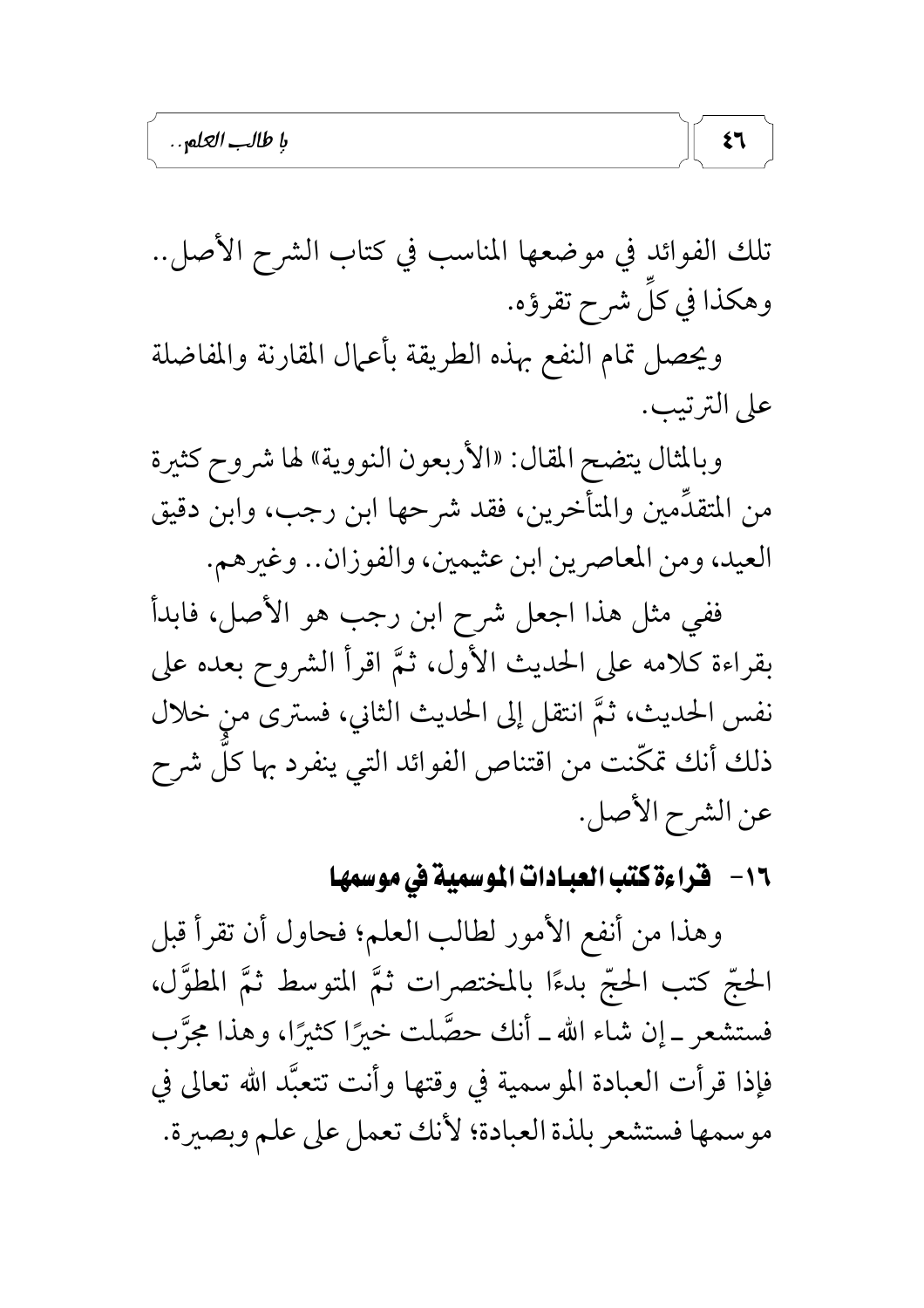تلك الفوائد في موضعها المناسب في كتاب الشرح الأصل.. وهكذا في كلِّ شرح تقرؤه.

ويحصل تمام النفع بهذه الطريقة بأعمال المقارنة والمفاضلة على الترتيب.

وبالمثال يتضح المقال: «الأربعون النووية» لها شروح كثيرة من المتقدِّمين والمتأخرين، فقد شرحها ابن رجب، وابن دقيق العيد، ومن المعاصرين ابن عثيمين، والفوزان.. وغيرهم.

ففي مثل هذا اجعل شرح ابن رجب هو الأصل، فابدأ بقراءة كلامه على الحديث الأول، ثمَّ اقرأ الشروح بعده على نفس الحديث، ثمَّ انتقل إلى الحديث الثاني، فسترى من خلال ذلك أنك تمكّنت من اقتناص الفوائد التي ينفرد بها كلُّ شرح عن الشرح الأصل.

## ١٦- قراءة كتب العبادات الموسمية في موسمها

وهذا من أنفع الأمور لطالب العلم؛ فحاول أن تقرأ قبل الحجّ كتب الحجّ بدءًا بالمختصرات ثمَّ المتوسط ثمَّ المطوَّل، فستشعر ـ إن شاء الله ـ أنك حصَّلت خيرًا كثيرًا، وهذا مجرَّب فإذا قرأت العبادة الموسمية في وقتها وأنت تتعبَّد الله تعالى في موسمها فستشعر بلذة العبادة؛ لأنك تعمل على علم وبصيرة.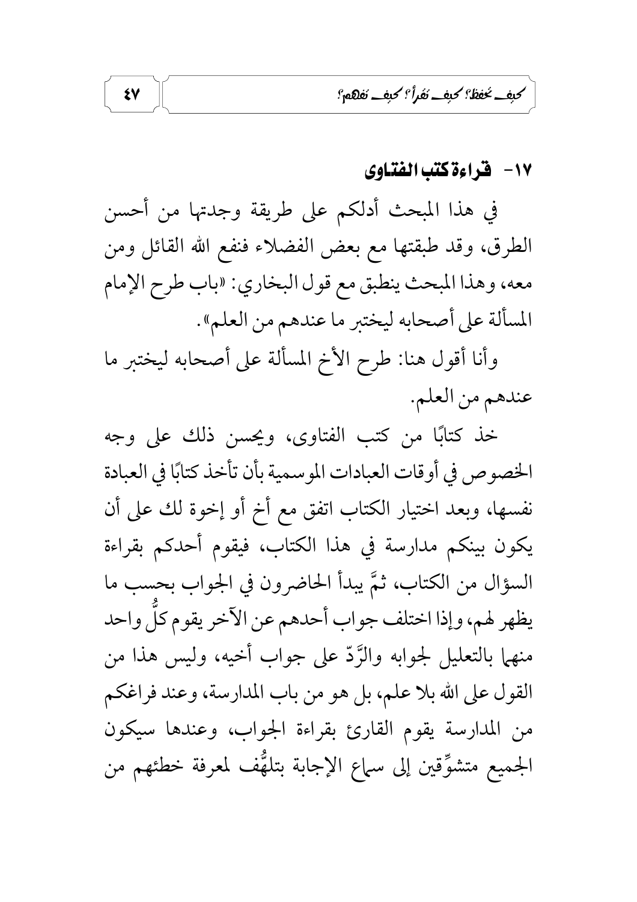### ١٧- قراءة كتب الفتاوى

في هذا المبحث أدلكم على طريقة وجدتها من أحسن الطرق، وقد طبقتها مع بعض الفضلاء فنفع الله القائل ومن معه، وهذا المبحث ينطبق مع قول البخاري: «باب طرح الإمام المسألة على أصحابه ليختبر ما عندهم من العلم».

وأنا أقول هنا: طرح الأخ المسألة على أصحابه ليختبر ما عندهم من العلم.

خذ كتابًا من كتب الفتاوى، ويحسن ذلك على وجه الخصوص في أوقات العبادات الموسمية بأن تأخذ كتابًا في العبادة نفسها، وبعد اختيار الكتاب اتفق مع أخ أو إخوة لك على أن يكون بينكم مدارسة في هذا الكتاب، فيقوم أحدكم بقراءة السؤال من الكتاب، ثمَّ يبدأ الحاضرون في الجواب بحسب ما يظهر لهم، وإذا اختلف جواب أحدهم عن الآخر يقوم كلٌّ واحد منهما بالتعليل لجوابه والرَّدّ على جواب أخيه، وليس هذا من القول على الله بلا علم، بل هو من باب المدارسة، وعند فراغكم من المدارسة يقوم القارئ بقراءة الجواب، وعندها سيكون الجميع متشوِّقين إلى سماع الإجابة بتلهُّف لمعرفة خطئهم من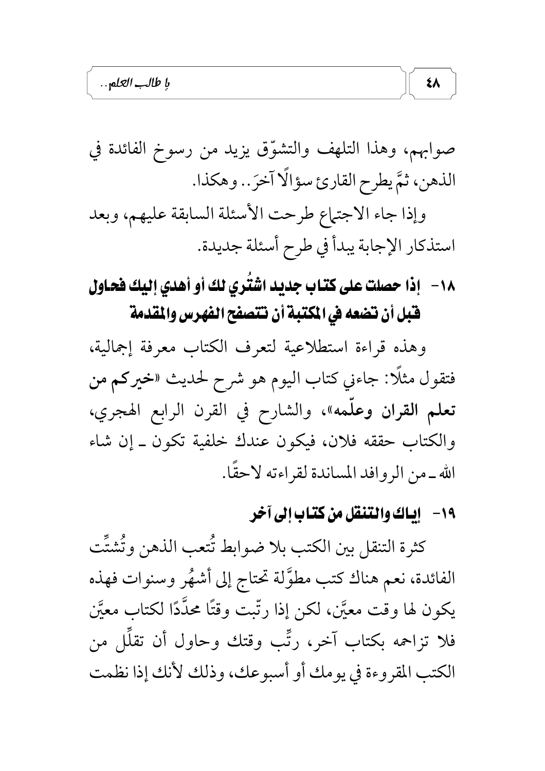صوابهم، وهذا التلهف والتشوّق يزيد من رسوخ الفائدة في الذهن، ثمَّ يطرح القارئ سؤالًا آخرَ.. وهكذا.

وإذا جاء الاجتماع طرحت الأسئلة السابقة عليهم، وبعد استذكار الإجابة يبدأ في طرح أسئلة جديدة.

## ١٨- إذا حصلت على كتاب جديد اشتُري لك أو أهدي إليك فحاول قبل أن تضعه في المكتبة أن تتصفح الفهرس والمقدمة

وهذه قراءة استطلاعية لتعرف الكتاب معرفة إجمالية، فتقول مثلًا: جاءني كتاب اليوم هو شرح لحديث «**خيركم من تعلم القران وعلّمه**»، والشارح في القرن الرابع الهجري، والكتاب حققه فلان، فيكون عندك خلفية تكون ـ إن شاء الله ـ من الروافد المساندة لقراءته لاحقًا.

## ١٩- إياك والتنقل من كتاب إلى آخر

كثرة التنقل بين الكتب بلا ضوابط تُتعب الذهن وتُشتِّت الفائدة، نعم هناك كتب مطوَّلة تحتاج إلى أشهُر وسنوات فهذه يكون لها وقت معيَّن، لكن إذا رتّبت وقتًا محدَّدًا لكتاب معيَّن فلا تزاحمه بكتاب آخر، رتِّب وقتك وحاول أن تقلِّل من الكتب المقروءة في يومك أو أسبوعك، وذلك لأنك إذا نظمت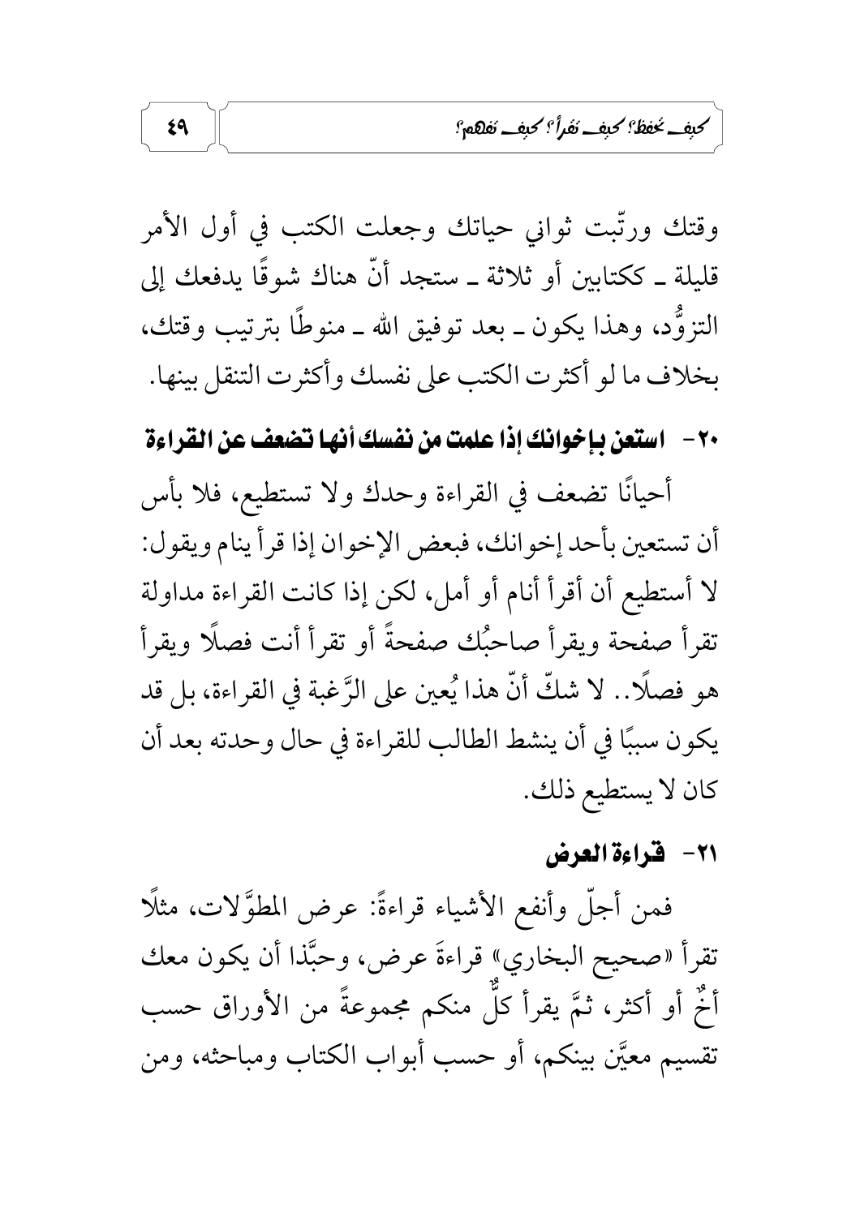وقتك ورتّبت ثواني حياتك وجعلت الكتب في أول الأمر قليلة ـ ككتابين أو ثلاثة ـ ستجد أنّ هناك شوقًا يدفعك إلى التزوُّد، وهذا يكون ـ بعد توفيق الله ـ منوطًا بترتيب وقتك، بخلاف ما لو أكثرت الكتب على نفسك وأكثرت التنقل بينها.

### ٢٠- استعن بإخوانك إذا علمت من نفسك أنها تضعف عن القراءة

أحيانًا تضعف في القراءة وحدك ولا تستطيع، فلا بأس أن تستعين بأحد إخوانك، فبعض الإخوان إذا قرأ ينام ويقول: لا أستطيع أن أقرأ أنام أو أمل، لكن إذا كانت القراءة مداولة تقرأ صفحة ويقرأ صاحبُك صفحةً أو تقرأ أنت فصلًا ويقرأ هو فصلًا.. لا شكّ أنّ هذا يُعين على الرَّغبة في القراءة، بل قد يكون سببًا في أن ينشط الطالب للقراءة في حال وحدته بعد أن كان لا يستطيع ذلك.

### ٢١- قراءة العرض

فمن أجلّ وأنفع الأشياء قراءةً: عرض المطوَّلات، مثلًا تقرأ «صحيح البخاري» قراءةَ عرض، وحبَّذا أن يكون معك أخٌ أو أكثر، ثمَّ يقرأ كلٌّ منكم مجموعةً من الأوراق حسب تقسيم معيَّن بينكم، أو حسب أبواب الكتاب ومباحثه، ومن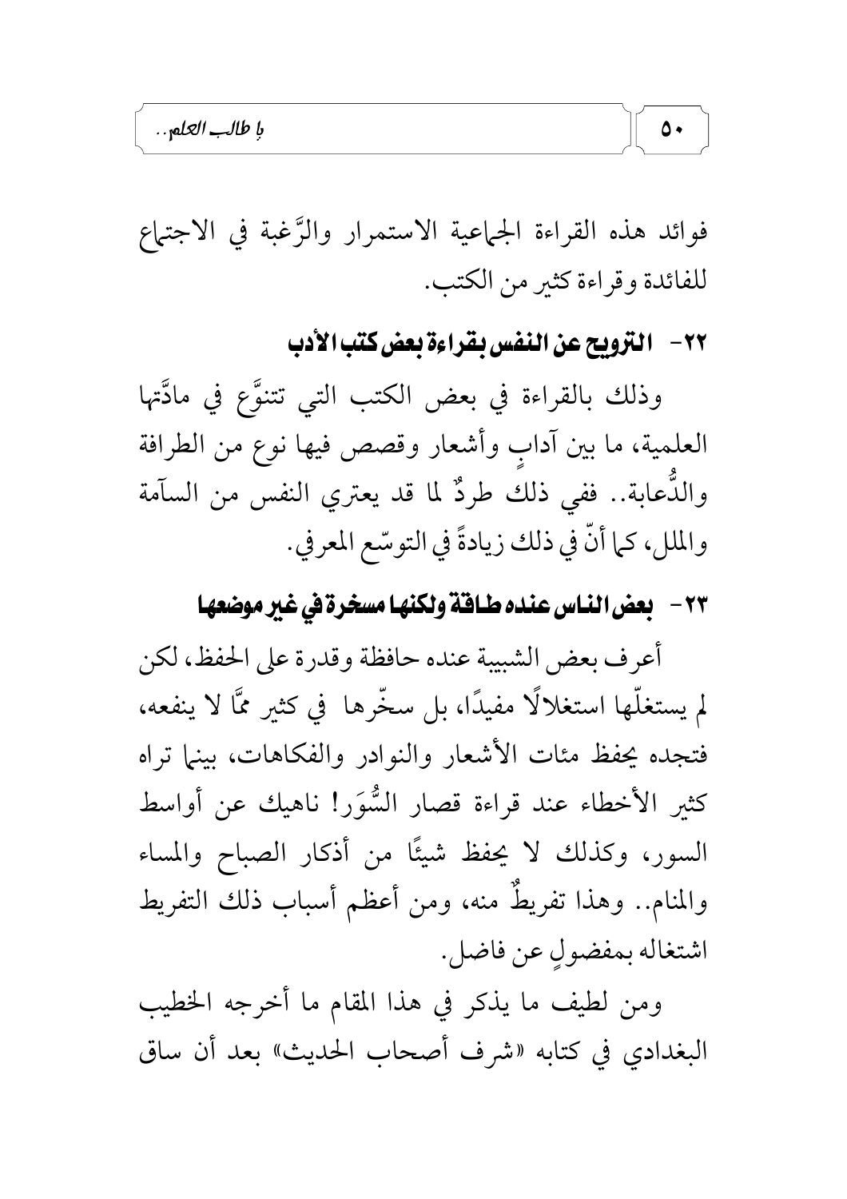فوائد هذه القراءة الجماعية الاستمرار والرَّغبة في الاجتماع للفائدة وقراءة كثير من الكتب.

## ٢٢- الترويح عن النفس بقراءة بعض كتب الأدب

وذلك بالقراءة في بعض الكتب التي تتنوَّع في مادَّتها العلمية، ما بين آدابٍ وأشعار وقصص فيها نوع من الطرافة والدُّعابة.. ففي ذلك طردٌ لما قد يعتري النفس من السآمة والملل، كما أنّ في ذلك زيادةً في التوسّع المعرفي.

## ٢٣- بعض الناس عنده طاقة ولكنها مسخرة في غير موضعها

أعرف بعض الشبيبة عنده حافظة وقدرة على الحفظ، لكن لم يستغلّها استغلالًا مفيدًا، بل سخّرها في كثير ممَّا لا ينفعه، فتجده يحفظ مئات الأشعار والنوادر والفكاهات، بينما تراه كثير الأخطاء عند قراءة قصار السُّوَر! ناهيك عن أواسط السور، وكذلك لا يحفظ شيئًا من أذكار الصباح والمساء والمنام.. وهذا تفريطٌ منه، ومن أعظم أسباب ذلك التفريط اشتغاله بمفضولٍ عن فاضل.

ومن لطيف ما يذكر في هذا المقام ما أخرجه الخطيب البغدادي في كتابه «شرف أصحاب الحديث» بعد أن ساق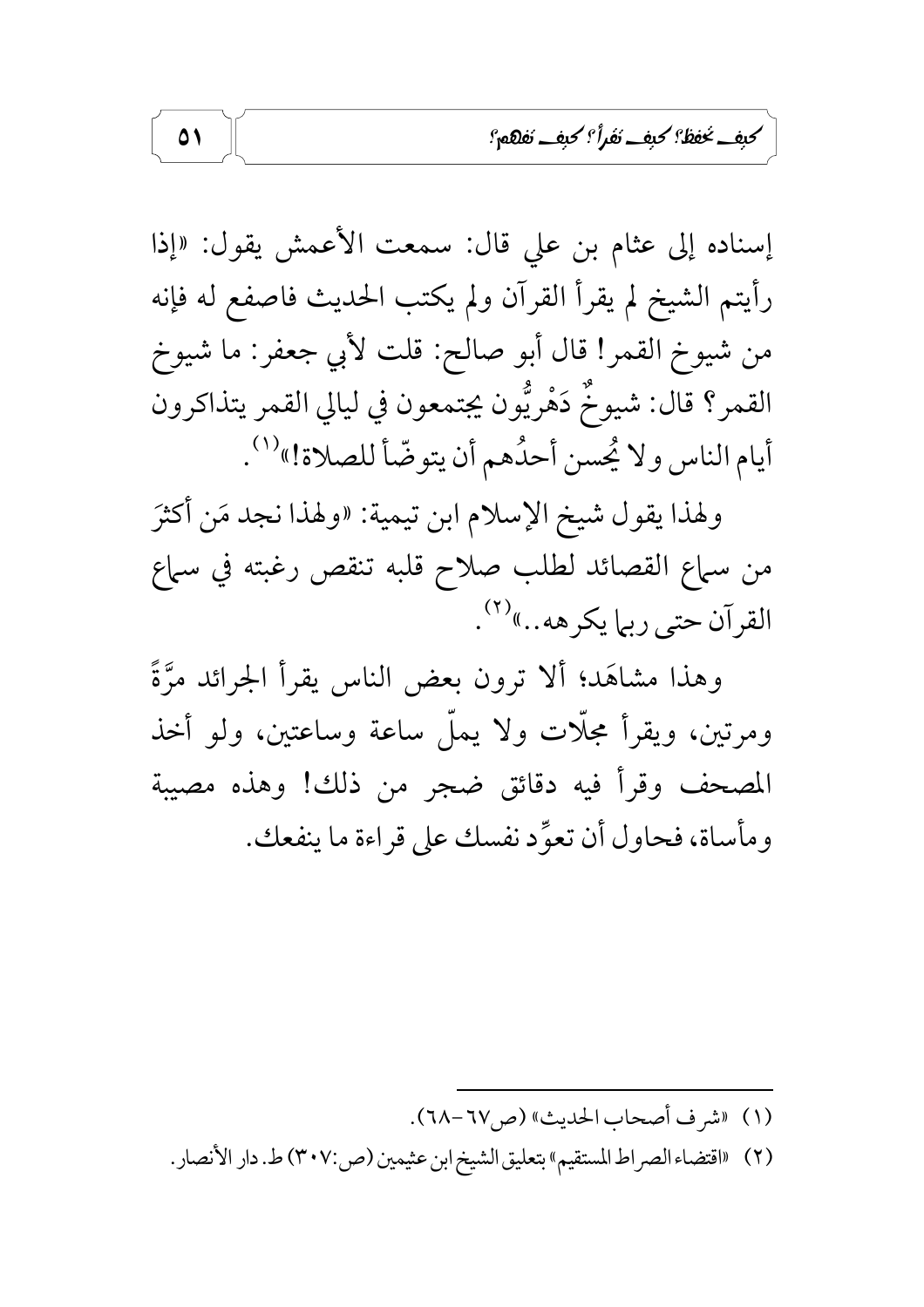إسناده إلى عثام بن علي قال: سمعت الأعمش يقول: «إذا رأيتم الشيخ لم يقرأ القرآن ولم يكتب الحديث فاصفع له فإنه من شيوخ القمر! قال أبو صالح: قلت لأبي جعفر: ما شيوخ القمر؟ قال: شيوخٌ دَهْريُّون يجتمعون في ليالي القمر يتذاكرون أيام الناس ولا يُحسن أحدُهم أن يتوضّأ للصلاة!»[1].

ولهذا يقول شيخ الإسلام ابن تيمية: «ولهذا نجد مَن أكثرَ من سماع القصائد لطلب صلاح قلبه تنقص رغبته في سماع القرآن حتى ربما يكرهه..»[2].

وهذا مشاهَد؛ ألا ترون بعض الناس يقرأ الجرائد مرَّةً ومرتين، ويقرأ مجلّات ولا يملّ ساعة وساعتين، ولو أخذ المصحف وقرأ فيه دقائق ضجر من ذلك! وهذه مصيبة ومأساة، فحاول أن تعوِّد نفسك على قراءة ما ينفعك.

---

(١) «شرف أصحاب الحديث» (ص٦٧-٦٨).

(٢) «اقتضاء الصراط المستقيم» بتعليق الشيخ ابن عثيمين (ص:٣٠٧) ط. دار الأنصار.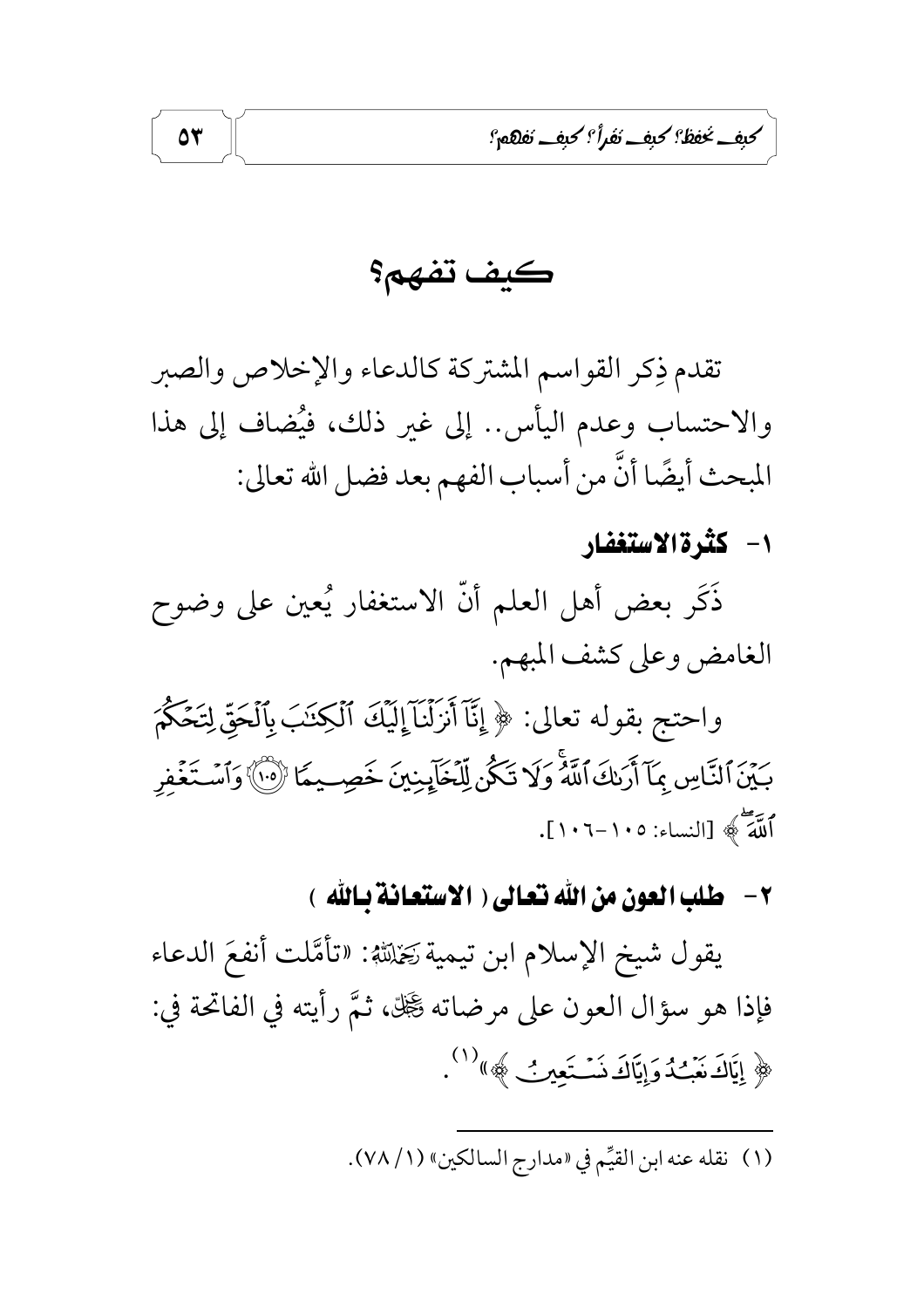# كيف تفهم؟

تقدم ذِكر القواسم المشتركة كالدعاء والإخلاص والصبر والاحتساب وعدم اليأس.. إلى غير ذلك، فيُضاف إلى هذا المبحث أيضًا أنَّ من أسباب الفهم بعد فضل الله تعالى:

## ١- كثرة الاستغفار

ذَكَر بعض أهل العلم أنّ الاستغفار يُعين على وضوح الغامض وعلى كشف المبهم.

واحتج بقوله تعالى: ﴿ إِنَّآ أَنزَلْنَآ إِلَيْكَ ٱلْكِتَٰبَ بِٱلْحَقِّ لِتَحْكُمَ بَيْنَ ٱلنَّاسِ بِمَآ أَرَىٰكَ ٱللَّهُ ۚ وَلَا تَكُن لِّلْخَآئِنِينَ خَصِيمًا ﴿١٠٥﴾ وَٱسْتَغْفِرِ ٱللَّهَ ﴾ [النساء: ١٠٥-١٠٦].

## ٢- طلب العون من الله تعالى ( الاستعانة بالله )

يقول شيخ الإسلام ابن تيمية رَحِمَهُ اللَّهُ: «تأمَّلت أنفعَ الدعاء فإذا هو سؤال العون على مرضاته جَلَّ جَلَالُهُ، ثمَّ رأيته في الفاتحة في: ﴿ إِيَّاكَ نَعْبُدُ وَإِيَّاكَ نَسْتَعِينُ ﴾»[١].

---

(١) نقله عنه ابن القيِّم في «مدارج السالكين» (١/ ٧٨).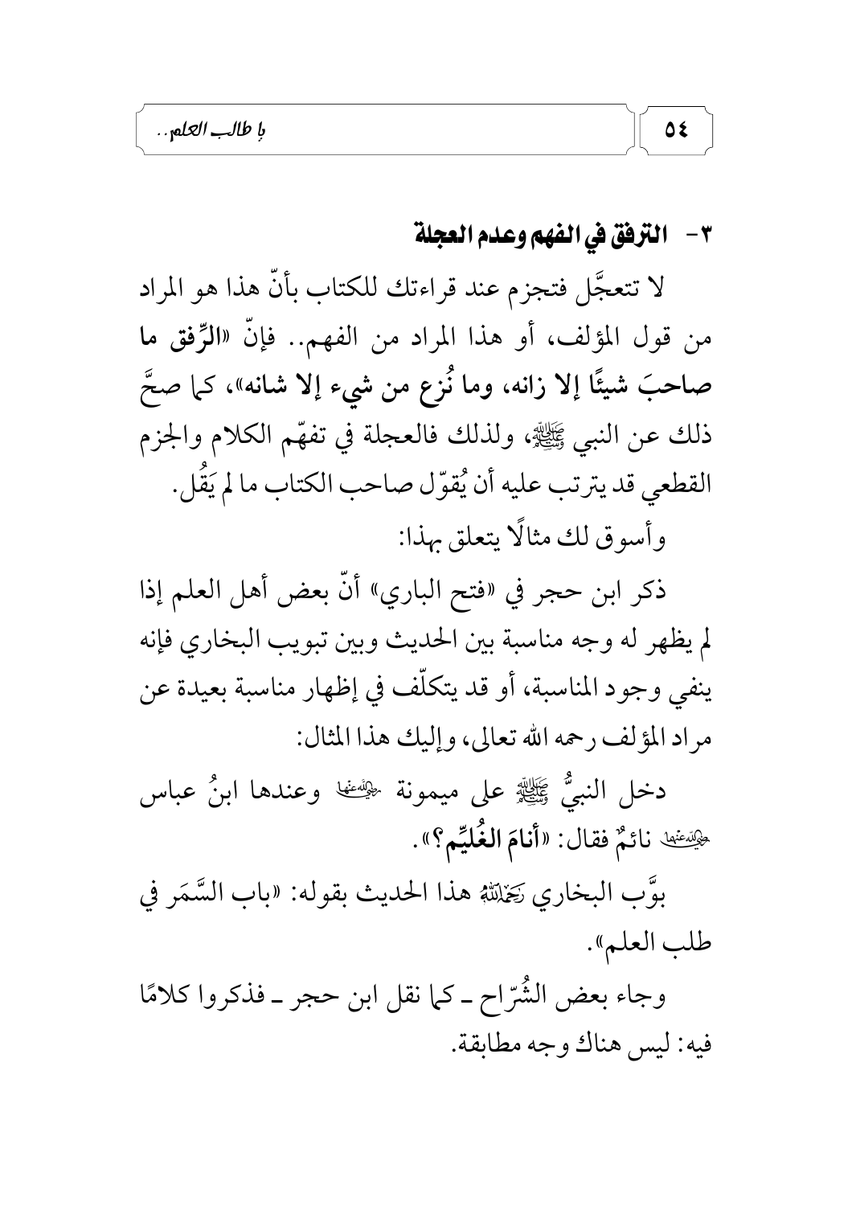### ٣- الترفق في الفهم وعدم العجلة

لا تتعجَّل فتجزم عند قراءتك للكتاب بأنّ هذا هو المراد من قول المؤلف، أو هذا المراد من الفهم.. فإنّ «**الرِّفق ما صاحبَ شيئًا إلا زانه، وما نُزِع من شيء إلا شانه**»، كما صحَّ ذلك عن النبي ﷺ، ولذلك فالعجلة في تفهّم الكلام والجزم القطعي قد يترتب عليه أن يُقوّل صاحب الكتاب ما لم يَقُل.

وأسوق لك مثالًا يتعلق بهذا:

ذكر ابن حجر في «فتح الباري» أنّ بعض أهل العلم إذا لم يظهر له وجه مناسبة بين الحديث وبين تبويب البخاري فإنه ينفي وجود المناسبة، أو قد يتكلّف في إظهار مناسبة بعيدة عن مراد المؤلف رحمه الله تعالى، وإليك هذا المثال:

دخل النبيُّ ﷺ على ميمونة رضي الله عنها وعندها ابنُ عباس رضي الله عنهما نائمٌ فقال: «**أنامَ الغُلَيِّم؟**».

بوَّب البخاري رحمه الله هذا الحديث بقوله: «باب السَّمَر في طلب العلم».

وجاء بعض الشُرّاح ـ كما نقل ابن حجر ـ فذكروا كلامًا فيه: ليس هناك وجه مطابقة.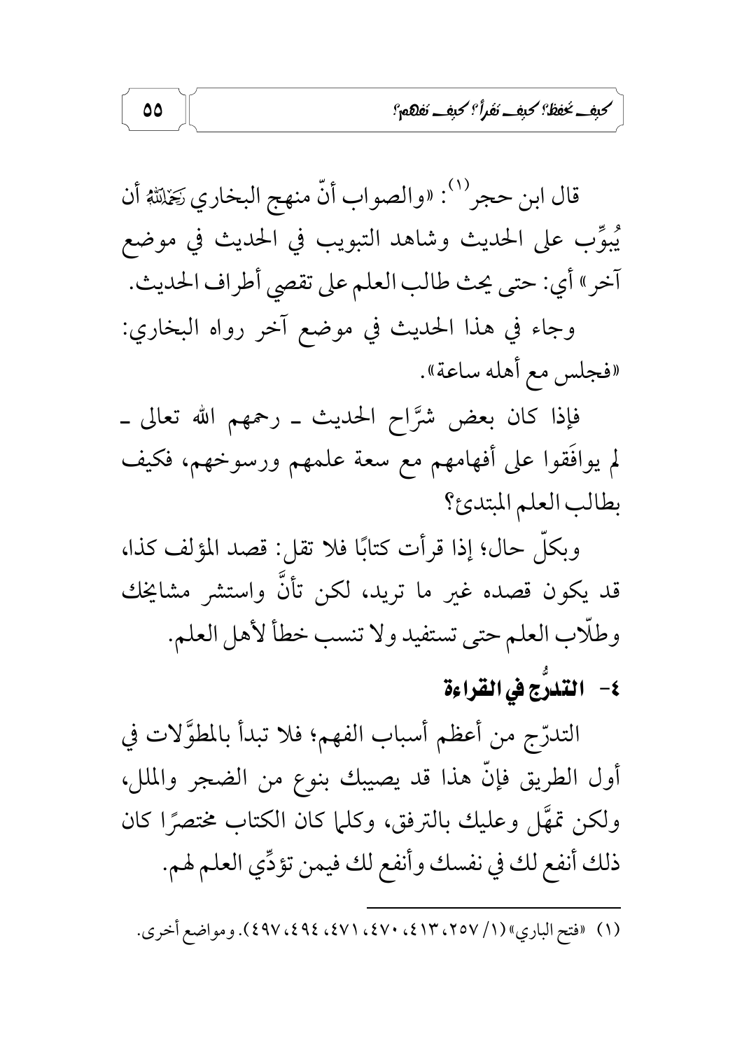قال ابن حجر[1]: «والصواب أنّ منهج البخاري رَحِمَهُ اللَّهُ أن يُبوِّب على الحديث وشاهد التبويب في الحديث في موضع آخر» أي: حتى يحث طالب العلم على تقصي أطراف الحديث.

وجاء في هذا الحديث في موضع آخر رواه البخاري: «فجلس مع أهله ساعة».

فإذا كان بعض شرَّاح الحديث ـ رحمهم الله تعالى ـ لم يوافَقوا على أفهامهم مع سعة علمهم ورسوخهم، فكيف بطالب العلم المبتدئ؟

وبكلّ حال؛ إذا قرأت كتابًا فلا تقل: قصد المؤلف كذا، قد يكون قصده غير ما تريد، لكن تأنَّ واستشر مشايخك وطلّاب العلم حتى تستفيد ولا تنسب خطأ لأهل العلم.

### ٤- التدرُّج في القراءة

التدرّج من أعظم أسباب الفهم؛ فلا تبدأ بالمطوَّلات في أول الطريق فإنّ هذا قد يصيبك بنوع من الضجر والملل، ولكن تمهَّل وعليك بالترفق، وكلما كان الكتاب مختصرًا كان ذلك أنفع لك في نفسك وأنفع لك فيمن تؤدِّي العلم لهم.

---

(١) «فتح الباري» (١/ ٢٥٧، ٤١٣، ٤٧٠، ٤٧١، ٤٩٤، ٤٩٧). ومواضع أخرى.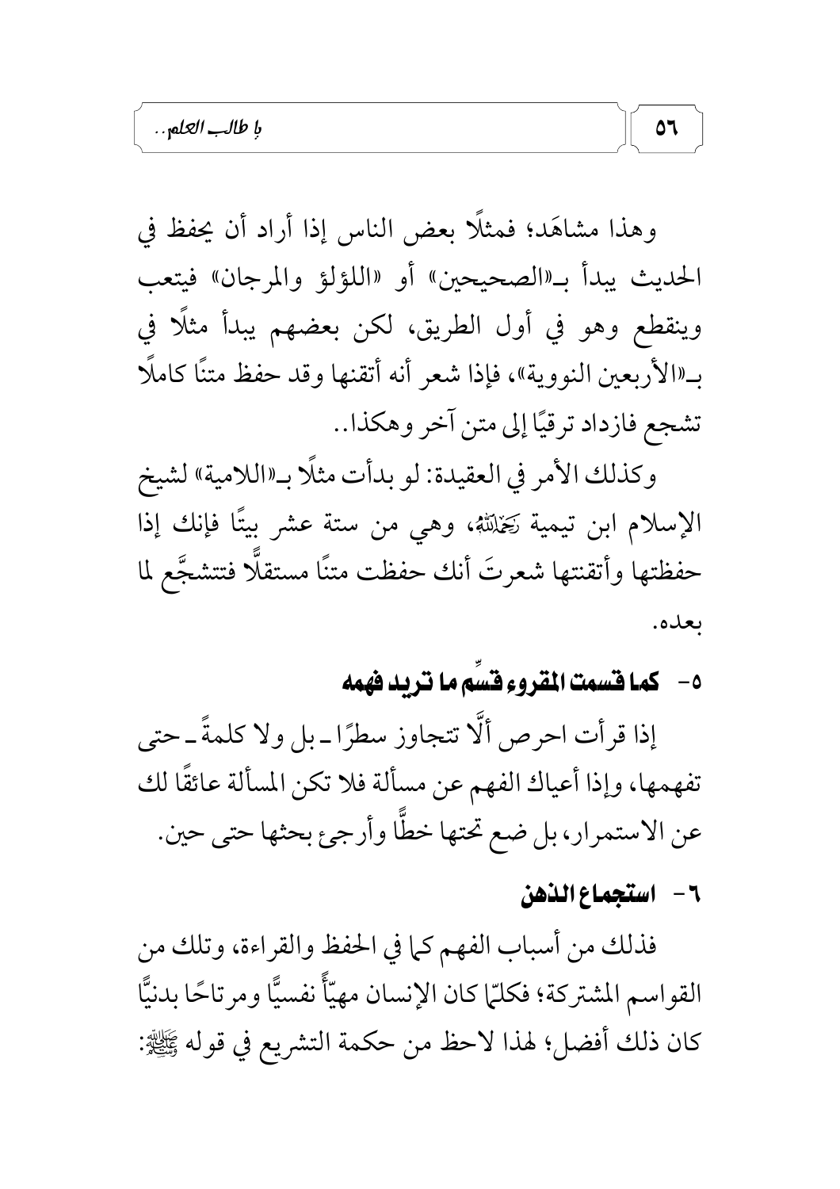وهذا مشاهَد؛ فمثلًا بعض الناس إذا أراد أن يحفظ في الحديث يبدأ بـ«الصحيحين» أو «اللؤلؤ والمرجان» فيتعب وينقطع وهو في أول الطريق، لكن بعضهم يبدأ مثلًا في بـ«الأربعين النووية»، فإذا شعر أنه أتقنها وقد حفظ متنًا كاملًا تشجع فازداد ترقيًا إلى متن آخر وهكذا..

وكذلك الأمر في العقيدة: لو بدأت مثلًا بـ«اللامية» لشيخ الإسلام ابن تيمية رَحِمَهُ ٱللَّهُ، وهي من ستة عشر بيتًا فإنك إذا حفظتها وأتقنتها شعرتَ أنك حفظت متنًا مستقلًّا فتتشجَّع لما بعده.

### ٥- كما قسمت المقروء قسِّم ما تريد فهمه

إذا قرأت احرص ألَّا تتجاوز سطرًا ـ بل ولا كلمةً ـ حتى تفهمها، وإذا أعياك الفهم عن مسألة فلا تكن المسألة عائقًا لك عن الاستمرار، بل ضع تحتها خطًّا وأرجئ بحثها حتى حين.

### ٦- استجماع الذهن

فذلك من أسباب الفهم كما في الحفظ والقراءة، وتلك من القواسم المشتركة؛ فكلمّا كان الإنسان مهيّأً نفسيًّا ومرتاحًا بدنيًّا كان ذلك أفضل؛ لهذا لاحظ من حكمة التشريع في قوله ﷺ: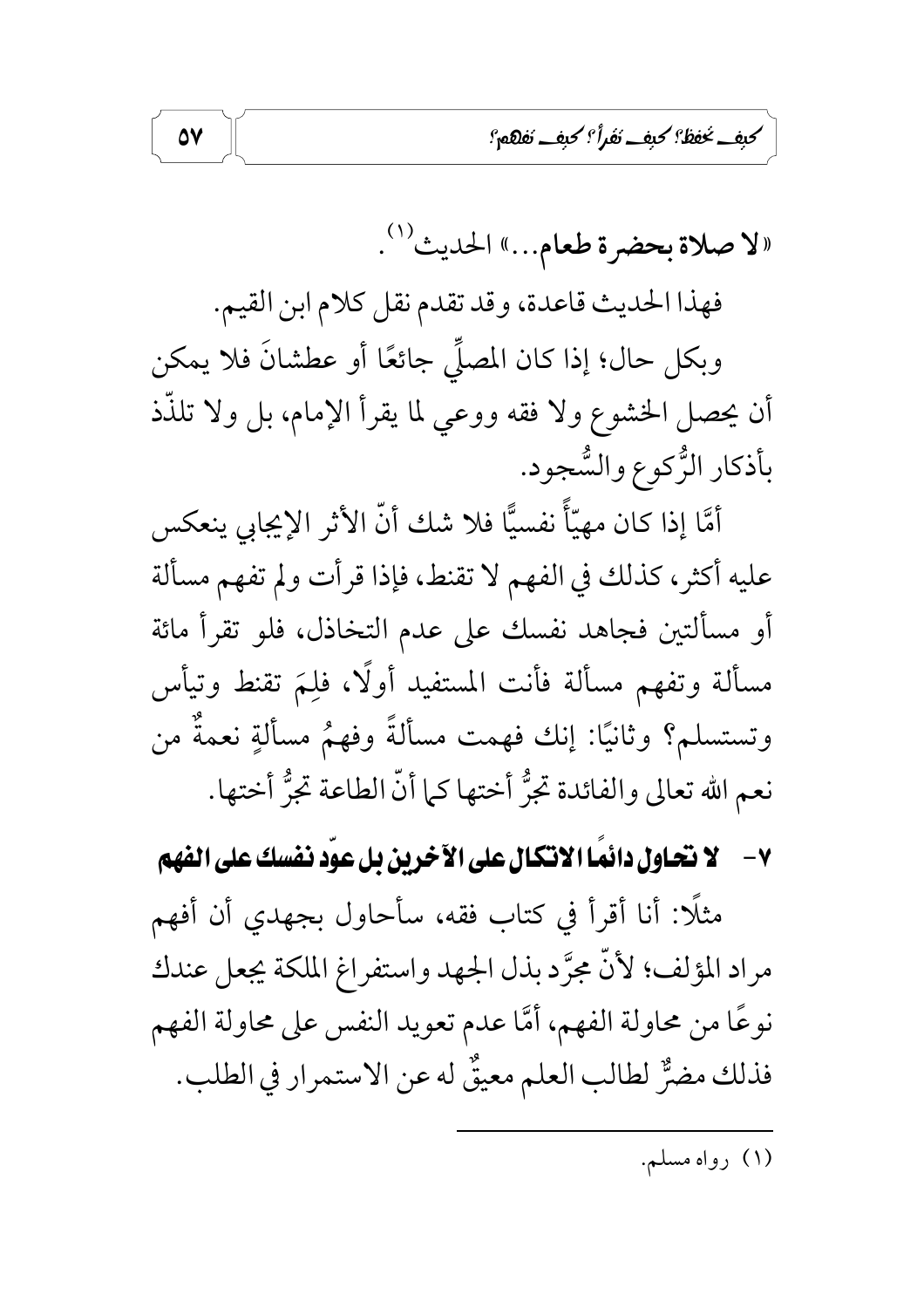«**لا صلاة بحضرة طعام...**» الحديث[1].

فهذا الحديث قاعدة، وقد تقدم نقل كلام ابن القيم.

وبكل حال؛ إذا كان المصلِّي جائعًا أو عطشانَ فلا يمكن أن يحصل الخشوع ولا فقه ووعي لما يقرأ الإمام، بل ولا تلذّذ بأذكار الرُّكوع والسُّجود.

أمَّا إذا كان مهيّأً نفسيًّا فلا شك أنّ الأثر الإيجابي ينعكس عليه أكثر، كذلك في الفهم لا تقنط، فإذا قرأت ولم تفهم مسألة أو مسألتين فجاهد نفسك على عدم التخاذل، فلو تقرأ مائة مسألة وتفهم مسألة فأنت المستفيد أولًا، فلِمَ تقنط وتيأس وتستسلم؟ وثانيًا: إنك فهمت مسألةً وفهمُ مسألةٍ نعمةٌ من نعم الله تعالى والفائدة تجرُّ أختها كما أنّ الطاعة تجرُّ أختها.

### ٧- لا تحاول دائمًا الاتكال على الآخرين بل عوّد نفسك على الفهم

مثلًا: أنا أقرأ في كتاب فقه، سأحاول بجهدي أن أفهم مراد المؤلف؛ لأنّ مجرَّد بذل الجهد واستفراغ الملكة يجعل عندك نوعًا من محاولة الفهم، أمَّا عدم تعويد النفس على محاولة الفهم فذلك مضرٌّ لطالب العلم معيقٌ له عن الاستمرار في الطلب.

---

(١) رواه مسلم.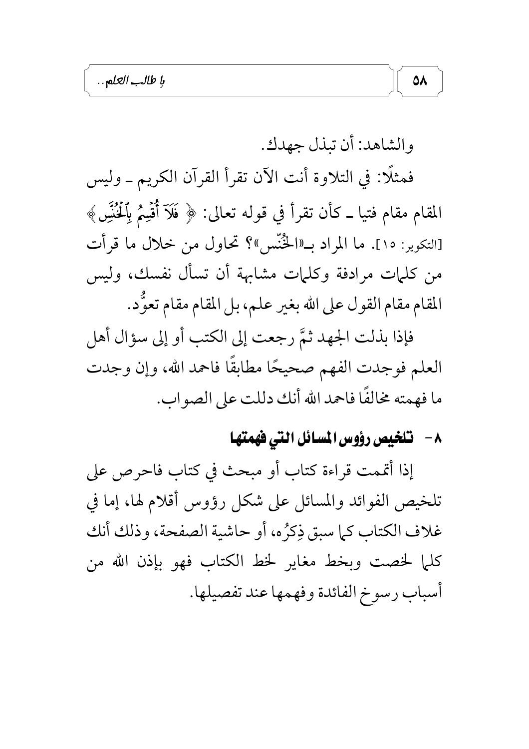والشاهد: أن تبذل جهدك.

فمثلًا: في التلاوة أنت الآن تقرأ القرآن الكريم ـ وليس المقام مقام فتيا ـ كأن تقرأ في قوله تعالى: ﴿ فَلَآ أُقْسِمُ بِٱلْخُنَّسِ ﴾ [التكوير: ١٥]. ما المراد بـ«الخُنّس»؟ تحاول من خلال ما قرأت من كلمات مرادفة وكلمات مشابهة أن تسأل نفسك، وليس المقام مقام القول على الله بغير علم، بل المقام مقام تعوُّد.

فإذا بذلت الجهد ثمَّ رجعت إلى الكتب أو إلى سؤال أهل العلم فوجدت الفهم صحيحًا مطابقًا فاحمد الله، وإن وجدت ما فهمته مخالفًا فاحمد الله أنك دللت على الصواب.

## ٨- تلخيص رؤوس المسائل التي فهمتها

إذا أتممت قراءة كتاب أو مبحث في كتاب فاحرص على تلخيص الفوائد والمسائل على شكل رؤوس أقلام لها، إما في غلاف الكتاب كما سبق ذِكرُه، أو حاشية الصفحة، وذلك أنك كلما لخصت وبخط مغاير لخط الكتاب فهو بإذن الله من أسباب رسوخ الفائدة وفهمها عند تفصيلها.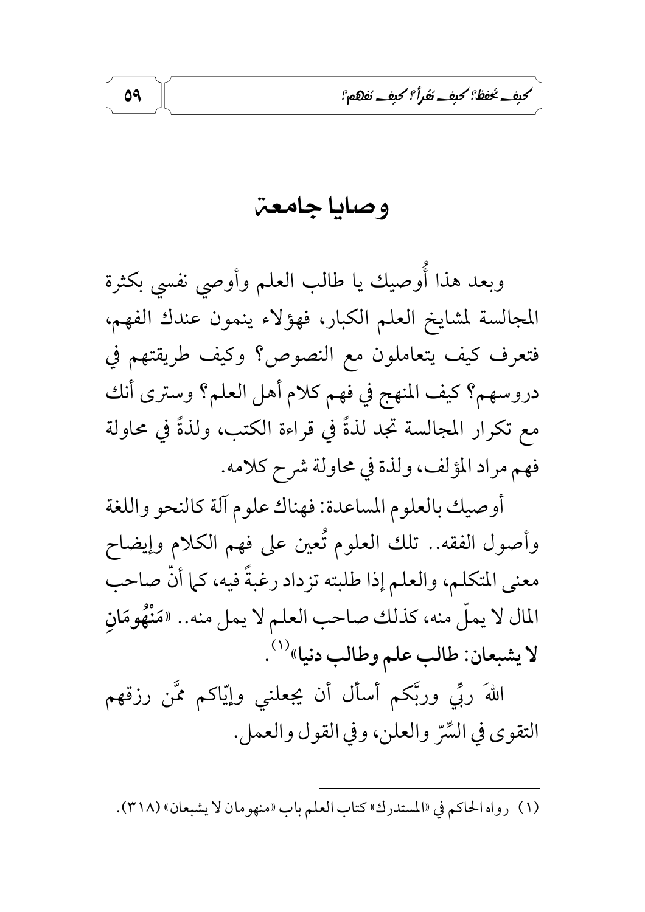# وصايا جامعة

وبعد هذا أُوصيك يا طالب العلم وأوصي نفسي بكثرة المجالسة لمشايخ العلم الكبار، فهؤلاء ينمون عندك الفهم، فتعرف كيف يتعاملون مع النصوص؟ وكيف طريقتهم في دروسهم؟ كيف المنهج في فهم كلام أهل العلم؟ وسترى أنك مع تكرار المجالسة تجد لذةً في قراءة الكتب، ولذةً في محاولة فهم مراد المؤلف، ولذة في محاولة شرح كلامه.

أوصيك بالعلوم المساعدة: فهناك علوم آلة كالنحو واللغة وأصول الفقه.. تلك العلوم تُعين على فهم الكلام وإيضاح معنى المتكلم، والعلم إذا طلبته تزداد رغبةً فيه، كما أنّ صاحب المال لا يملّ منه، كذلك صاحب العلم لا يمل منه.. «**مَنْهُومَانِ لا يشبعان: طالب علم وطالب دنيا**»[1].

اللهَ ربِّي وربَّكم أسأل أن يجعلني وإيّاكم ممَّن رزقهم التقوى في السِّرّ والعلن، وفي القول والعمل.

---

(١) رواه الحاكم في «المستدرك» كتاب العلم باب «منهومان لا يشبعان» (٣١٨).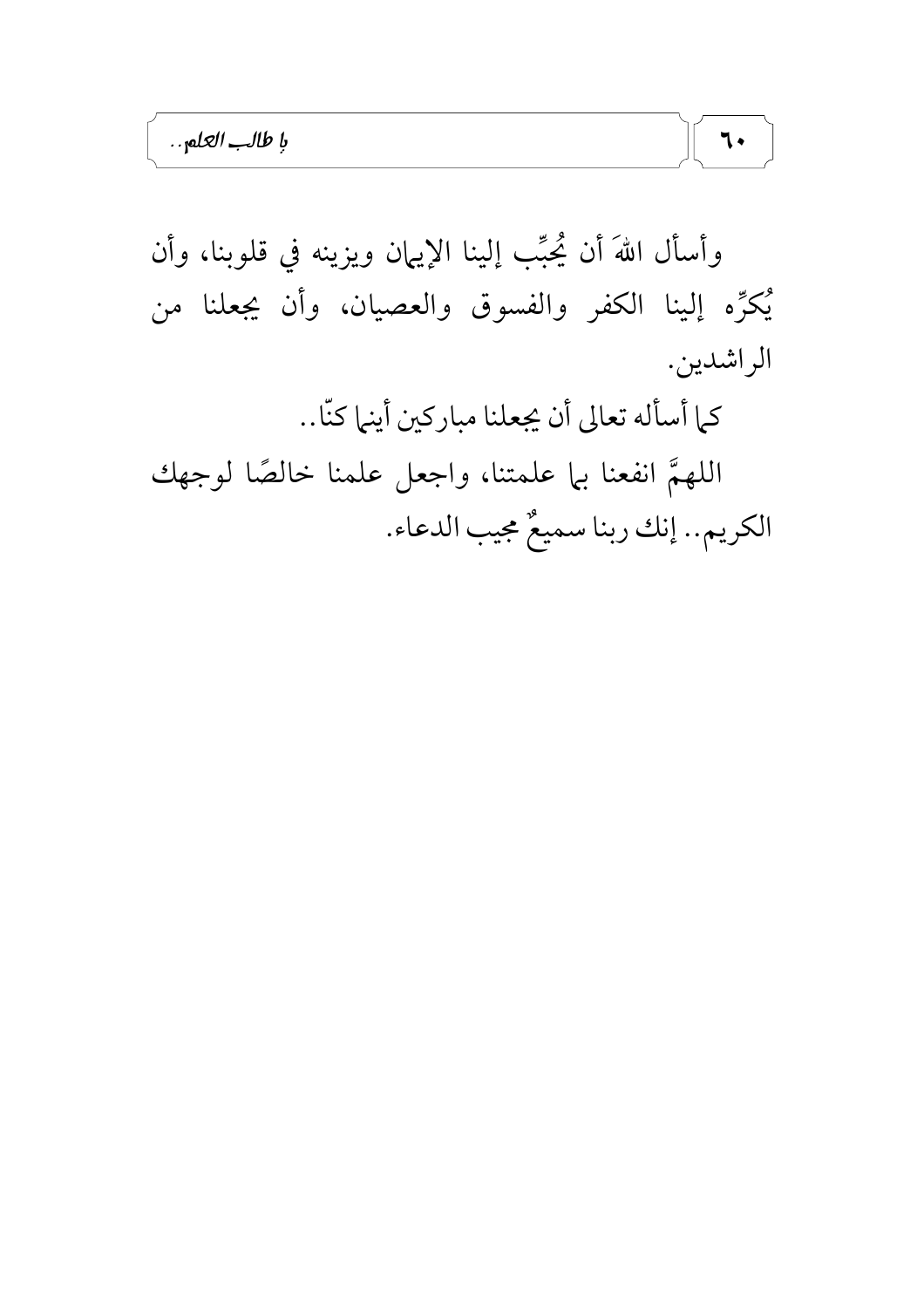وأسأل اللهَ أن يُحبِّب إلينا الإيمان ويزينه في قلوبنا، وأن يُكرِّه إلينا الكفر والفسوق والعصيان، وأن يجعلنا من الراشدين.

كما أسأله تعالى أن يجعلنا مباركين أينما كنّا..

اللهمَّ انفعنا بما علمتنا، واجعل علمنا خالصًا لوجهك الكريم.. إنك ربنا سميعٌ مجيب الدعاء.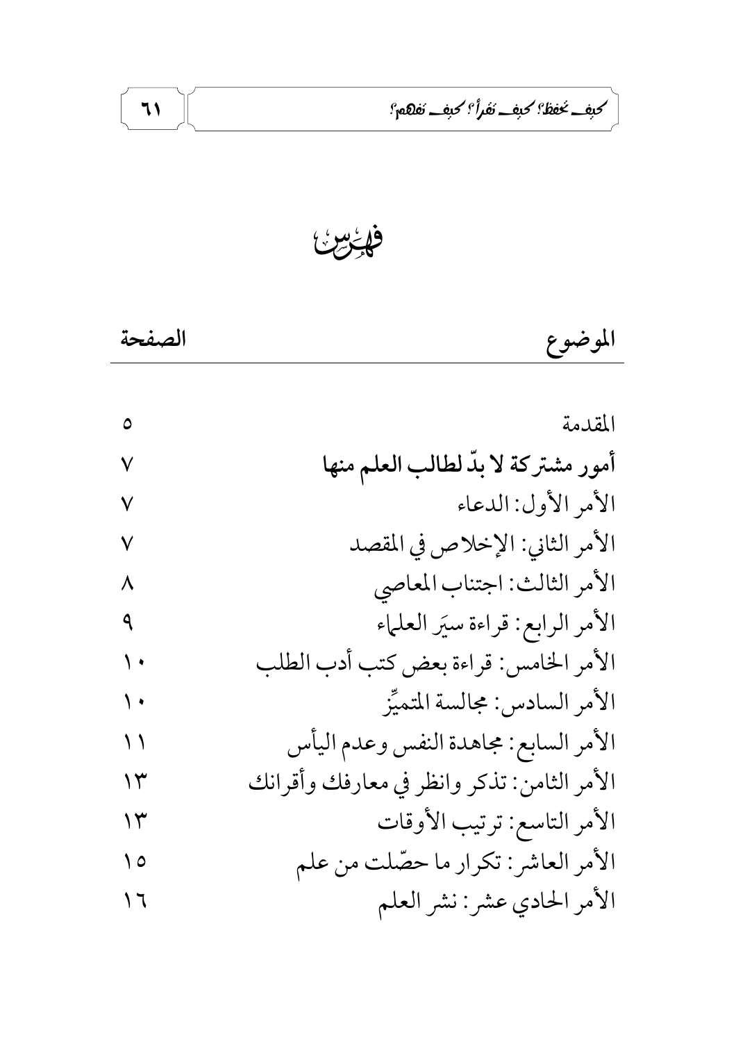# فهرس

| الموضوع | الصفحة |
| --- | --- |
| المقدمة | ٥ |
| **أمور مشتركة لا بدّ لطالب العلم منها** | ٧ |
| الأمر الأول: الدعاء | ٧ |
| الأمر الثاني: الإخلاص في المقصد | ٧ |
| الأمر الثالث: اجتناب المعاصي | ٨ |
| الأمر الرابع: قراءة سيَر العلماء | ٩ |
| الأمر الخامس: قراءة بعض كتب أدب الطلب | ١٠ |
| الأمر السادس: مجالسة المتميِّز | ١٠ |
| الأمر السابع: مجاهدة النفس وعدم اليأس | ١١ |
| الأمر الثامن: تذكر وانظر في معارفك وأقرانك | ١٣ |
| الأمر التاسع: ترتيب الأوقات | ١٣ |
| الأمر العاشر: تكرار ما حصّلت من علم | ١٥ |
| الأمر الحادي عشر: نشر العلم | ١٦ |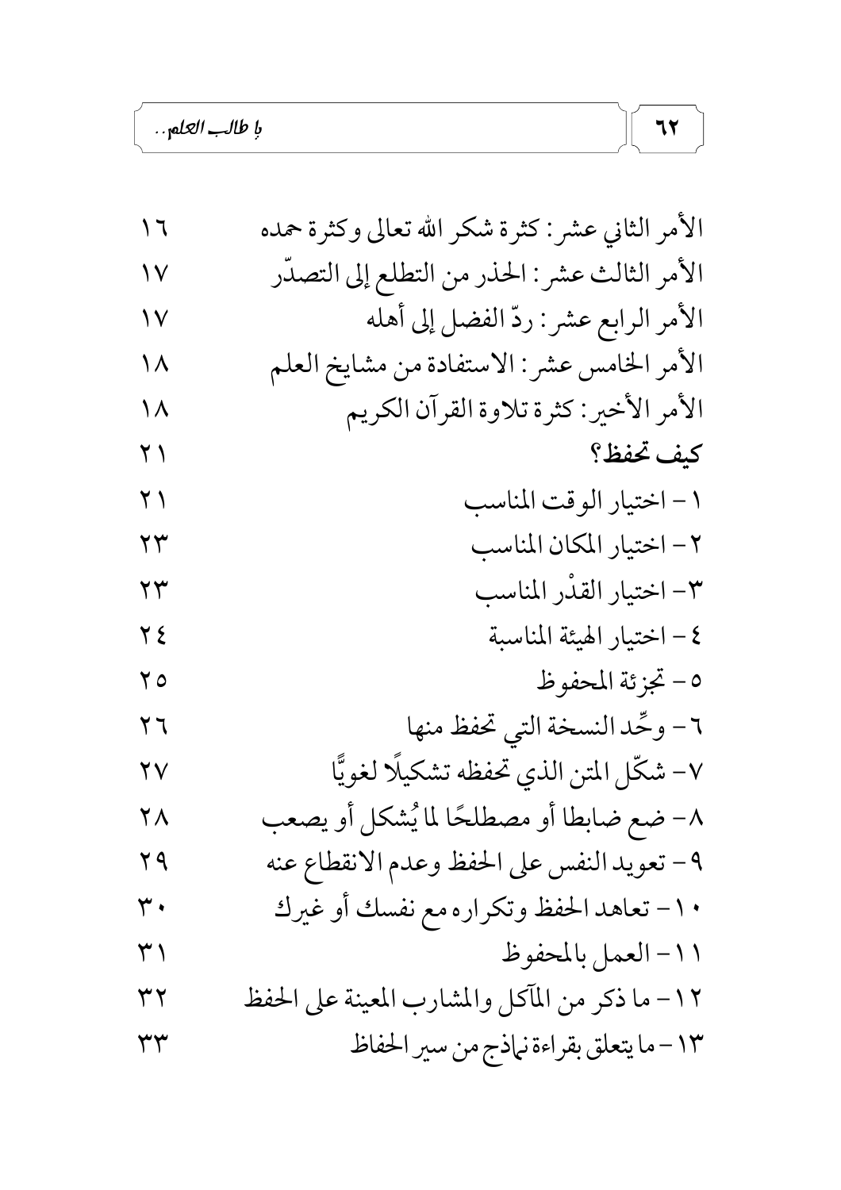| | |
|---|---|
| الأمر الثاني عشر: كثرة شكر الله تعالى وكثرة حمده | ١٦ |
| الأمر الثالث عشر: الحذر من التطلع إلى التصدّر | ١٧ |
| الأمر الرابع عشر: ردّ الفضل إلى أهله | ١٧ |
| الأمر الخامس عشر: الاستفادة من مشايخ العلم | ١٨ |
| الأمر الأخير: كثرة تلاوة القرآن الكريم | ١٨ |
| **كيف تحفظ؟** | ٢١ |
| ١- اختيار الوقت المناسب | ٢١ |
| ٢- اختيار المكان المناسب | ٢٣ |
| ٣- اختيار القدْر المناسب | ٢٣ |
| ٤- اختيار الهيئة المناسبة | ٢٤ |
| ٥- تجزئة المحفوظ | ٢٥ |
| ٦- وحِّد النسخة التي تحفظ منها | ٢٦ |
| ٧- شكّل المتن الذي تحفظه تشكيلًا لغويًّا | ٢٧ |
| ٨- ضع ضابطا أو مصطلحًا لما يُشكل أو يصعب | ٢٨ |
| ٩- تعويد النفس على الحفظ وعدم الانقطاع عنه | ٢٩ |
| ١٠- تعاهد الحفظ وتكراره مع نفسك أو غيرك | ٣٠ |
| ١١- العمل بالمحفوظ | ٣١ |
| ١٢- ما ذكر من المآكل والمشارب المعينة على الحفظ | ٣٢ |
| ١٣- ما يتعلق بقراءة نماذج من سير الحفاظ | ٣٣ |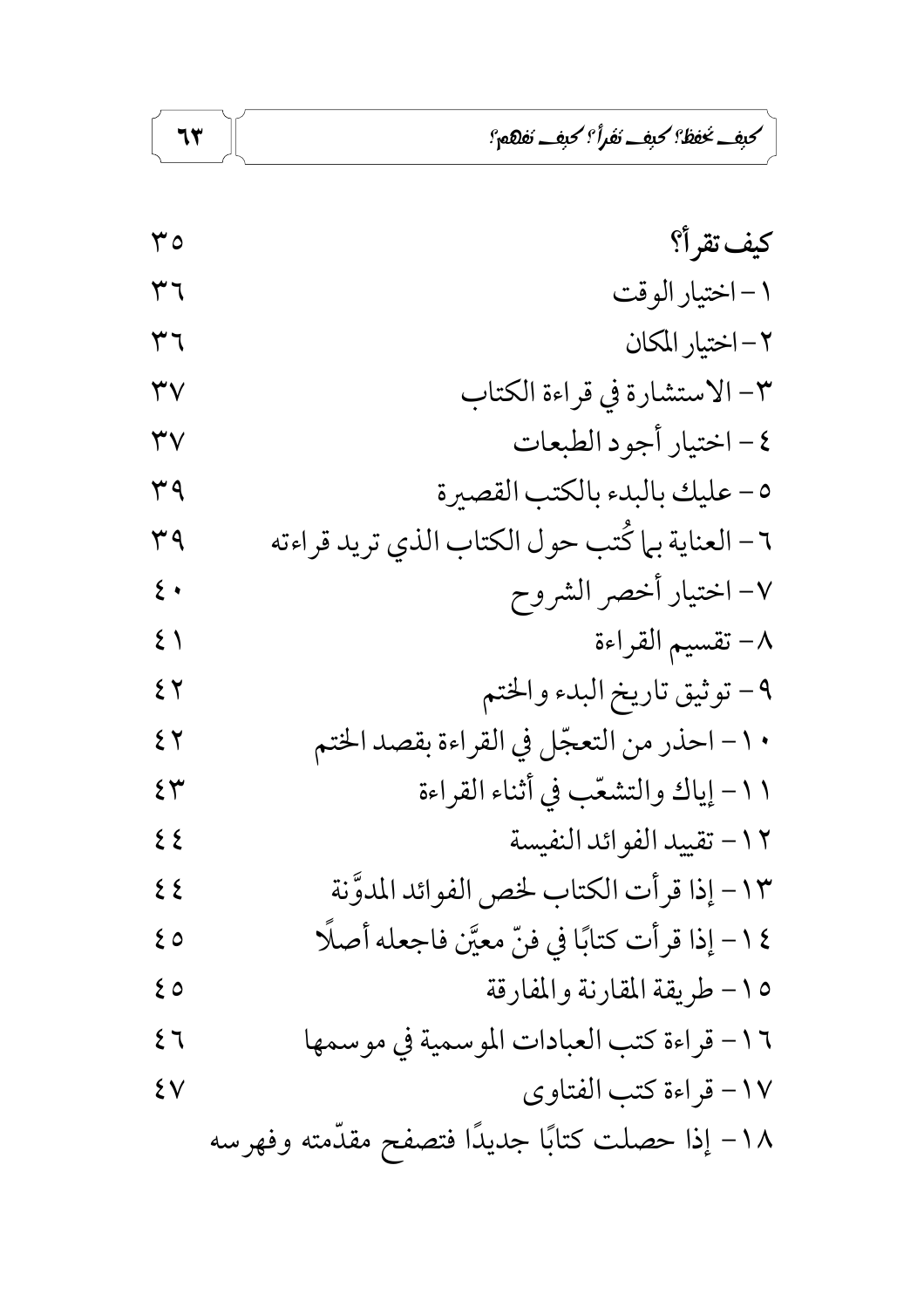| | |
|---|---|
| **كيف تقرأ؟** | ٣٥ |
| ١- اختيار الوقت | ٣٦ |
| ٢- اختيار المكان | ٣٦ |
| ٣- الاستشارة في قراءة الكتاب | ٣٧ |
| ٤- اختيار أجود الطبعات | ٣٧ |
| ٥- عليك بالبدء بالكتب القصيرة | ٣٩ |
| ٦- العناية بما كُتب حول الكتاب الذي تريد قراءته | ٣٩ |
| ٧- اختيار أخصر الشروح | ٤٠ |
| ٨- تقسيم القراءة | ٤١ |
| ٩- توثيق تاريخ البدء والختم | ٤٢ |
| ١٠- احذر من التعجّل في القراءة بقصد الختم | ٤٢ |
| ١١- إياك والتشعّب في أثناء القراءة | ٤٣ |
| ١٢- تقييد الفوائد النفيسة | ٤٤ |
| ١٣- إذا قرأت الكتاب لخص الفوائد المدوَّنة | ٤٤ |
| ١٤- إذا قرأت كتابًا في فنّ معيَّن فاجعله أصلًا | ٤٥ |
| ١٥- طريقة المقارنة والمفارقة | ٤٥ |
| ١٦- قراءة كتب العبادات الموسمية في موسمها | ٤٦ |
| ١٧- قراءة كتب الفتاوى | ٤٧ |
| ١٨- إذا حصلت كتابًا جديدًا فتصفح مقدّمته وفهرسه | |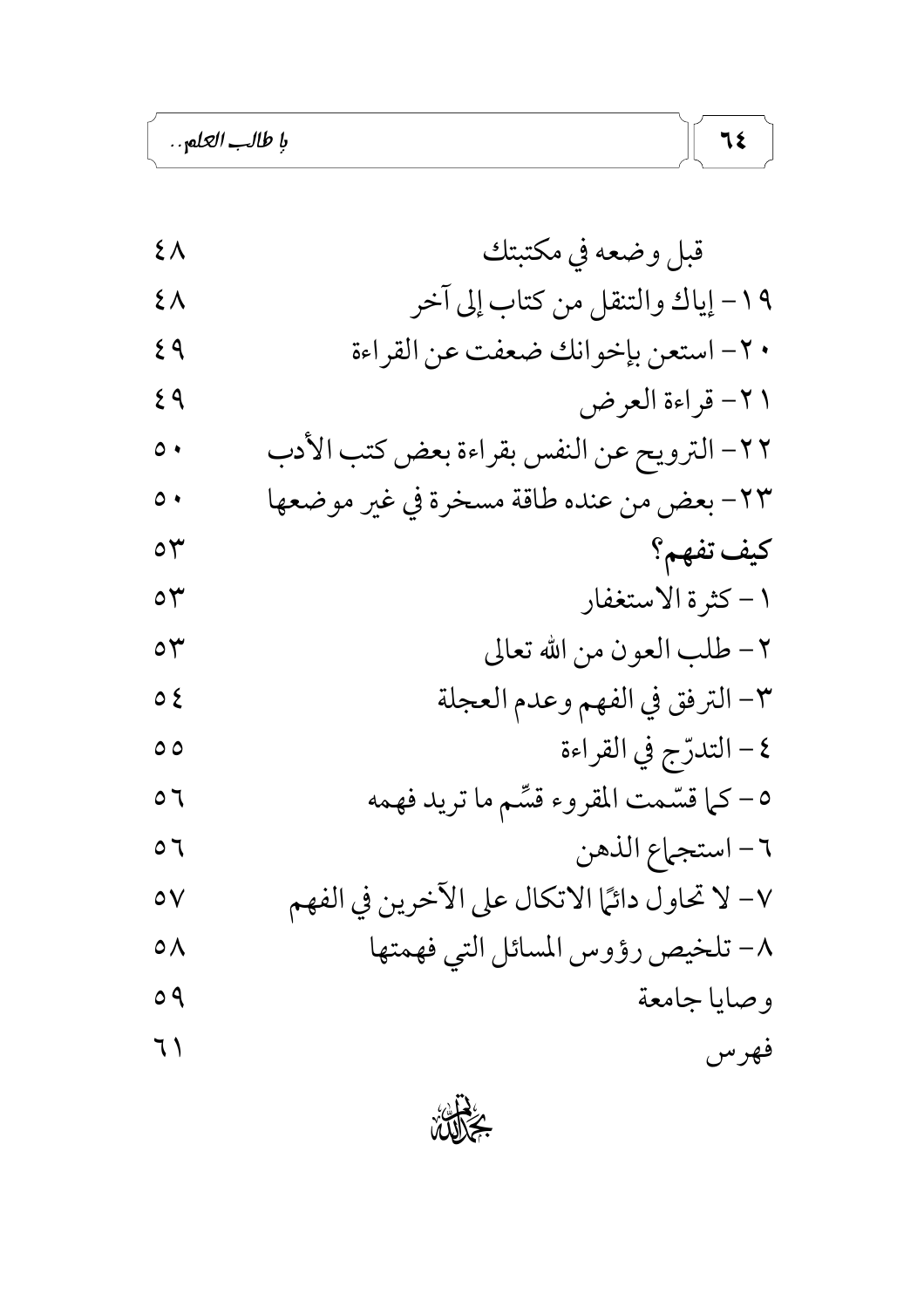| | |
|---|---|
| قبل وضعه في مكتبتك | ٤٨ |
| ١٩- إياك والتنقل من كتاب إلى آخر | ٤٨ |
| ٢٠- استعن بإخوانك ضعفت عن القراءة | ٤٩ |
| ٢١- قراءة العرض | ٤٩ |
| ٢٢- الترويح عن النفس بقراءة بعض كتب الأدب | ٥٠ |
| ٢٣- بعض من عنده طاقة مسخرة في غير موضعها | ٥٠ |
| **كيف تفهم؟** | ٥٣ |
| ١- كثرة الاستغفار | ٥٣ |
| ٢- طلب العون من الله تعالى | ٥٣ |
| ٣- الترفق في الفهم وعدم العجلة | ٥٤ |
| ٤- التدرّج في القراءة | ٥٥ |
| ٥- كما قسّمت المقروء قسِّم ما تريد فهمه | ٥٦ |
| ٦- استجماع الذهن | ٥٦ |
| ٧- لا تحاول دائمًا الاتكال على الآخرين في الفهم | ٥٧ |
| ٨- تلخيص رؤوس المسائل التي فهمتها | ٥٨ |
| وصايا جامعة | ٥٩ |
| فهرس | ٦١ |

بحمد الله